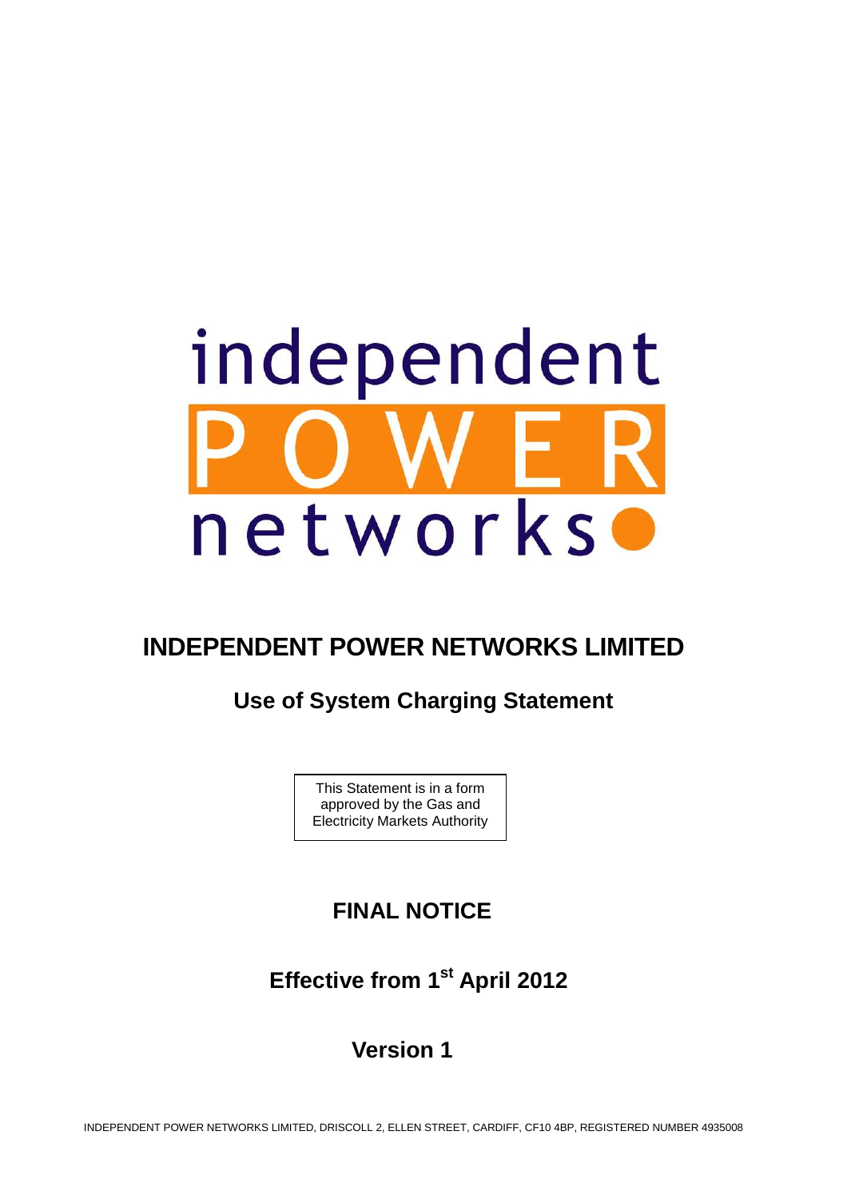independent

POWER

networks

# INDEPENDENT POWER NETWORKS LIMITED

## Use of System Charging Statement

This Statement is in a form approved by the Gas and Electricity Markets Authority

## FINAL NOTICE

## Effective from 1st April 2012

## Version 1

INDEPENDENT POWER NETWORKS LIMITED, DRISCOLL 2, ELLEN STREET, CARDIFF, CF10 4BP, REGISTERED NUMBER 4935008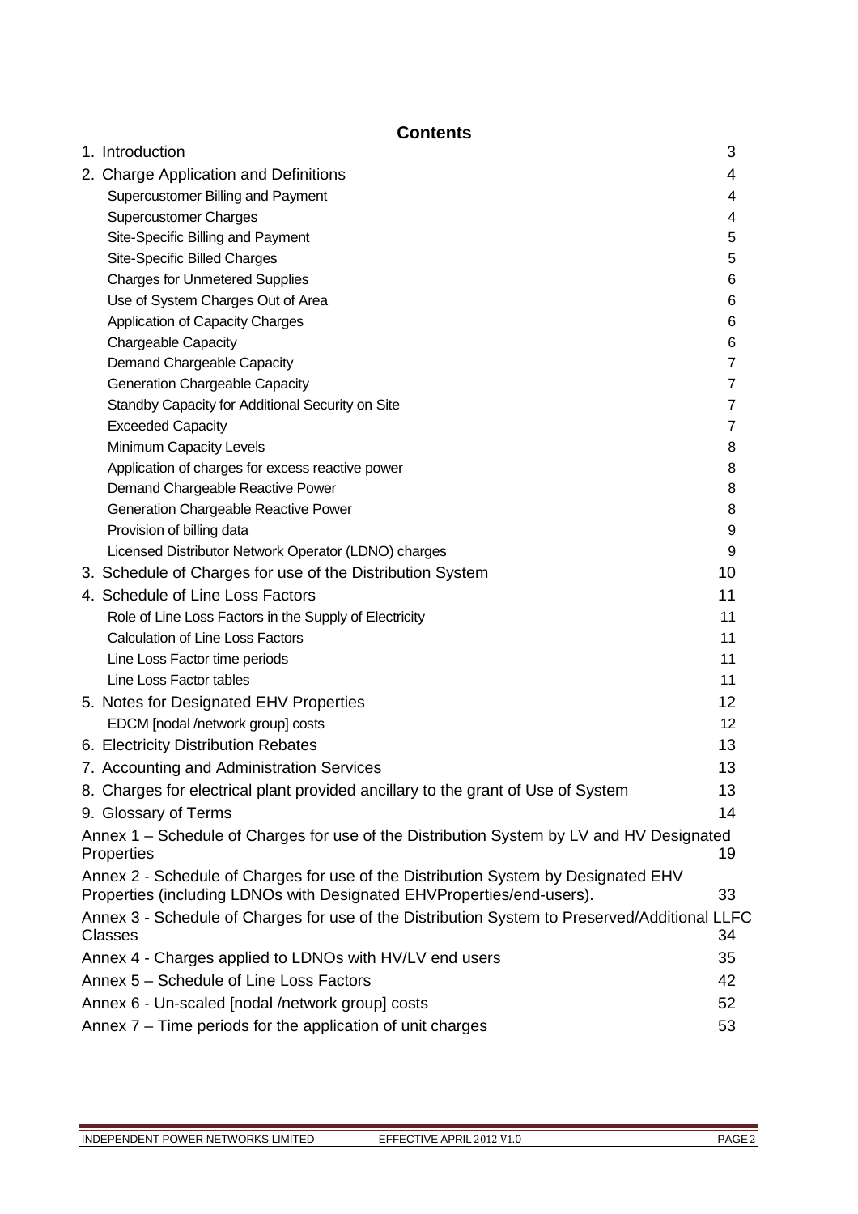# Contents

| | |
|---|---|
| 1. Introduction | 3 |
| 2. Charge Application and Definitions | 4 |
| Supercustomer Billing and Payment | 4 |
| Supercustomer Charges | 4 |
| Site-Specific Billing and Payment | 5 |
| Site-Specific Billed Charges | 5 |
| Charges for Unmetered Supplies | 6 |
| Use of System Charges Out of Area | 6 |
| Application of Capacity Charges | 6 |
| Chargeable Capacity | 6 |
| Demand Chargeable Capacity | 7 |
| Generation Chargeable Capacity | 7 |
| Standby Capacity for Additional Security on Site | 7 |
| Exceeded Capacity | 7 |
| Minimum Capacity Levels | 8 |
| Application of charges for excess reactive power | 8 |
| Demand Chargeable Reactive Power | 8 |
| Generation Chargeable Reactive Power | 8 |
| Provision of billing data | 9 |
| Licensed Distributor Network Operator (LDNO) charges | 9 |
| 3. Schedule of Charges for use of the Distribution System | 10 |
| 4. Schedule of Line Loss Factors | 11 |
| Role of Line Loss Factors in the Supply of Electricity | 11 |
| Calculation of Line Loss Factors | 11 |
| Line Loss Factor time periods | 11 |
| Line Loss Factor tables | 11 |
| 5. Notes for Designated EHV Properties | 12 |
| EDCM [nodal /network group] costs | 12 |
| 6. Electricity Distribution Rebates | 13 |
| 7. Accounting and Administration Services | 13 |
| 8. Charges for electrical plant provided ancillary to the grant of Use of System | 13 |
| 9. Glossary of Terms | 14 |
| Annex 1 – Schedule of Charges for use of the Distribution System by LV and HV Designated Properties | 19 |
| Annex 2 - Schedule of Charges for use of the Distribution System by Designated EHV Properties (including LDNOs with Designated EHVProperties/end-users). | 33 |
| Annex 3 - Schedule of Charges for use of the Distribution System to Preserved/Additional LLFC Classes | 34 |
| Annex 4 - Charges applied to LDNOs with HV/LV end users | 35 |
| Annex 5 – Schedule of Line Loss Factors | 42 |
| Annex 6 - Un-scaled [nodal /network group] costs | 52 |
| Annex 7 – Time periods for the application of unit charges | 53 |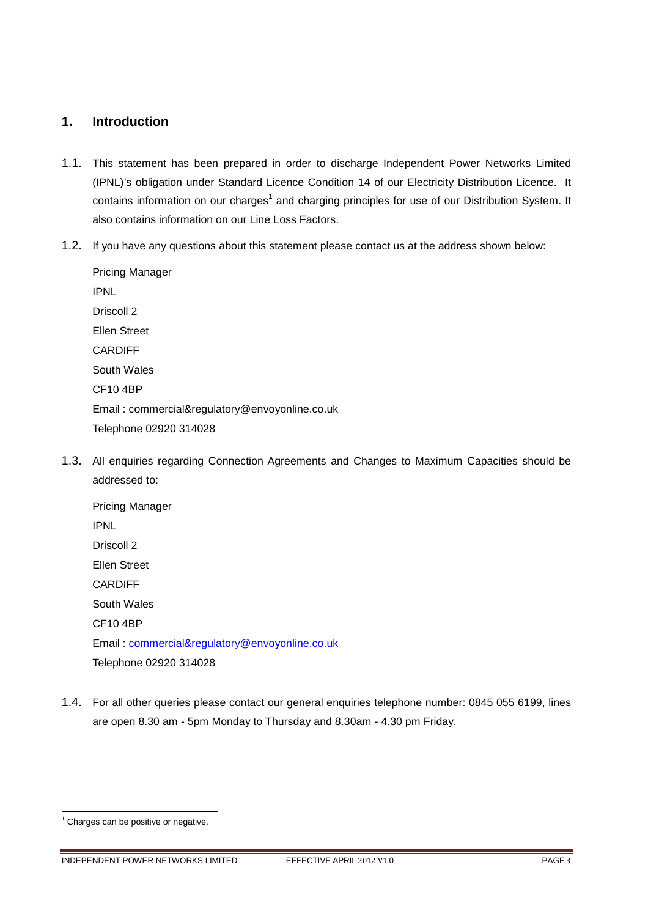# 1. Introduction

1.1. This statement has been prepared in order to discharge Independent Power Networks Limited (IPNL)'s obligation under Standard Licence Condition 14 of our Electricity Distribution Licence. It contains information on our charges[1] and charging principles for use of our Distribution System. It also contains information on our Line Loss Factors.

1.2. If you have any questions about this statement please contact us at the address shown below:

Pricing Manager
IPNL
Driscoll 2
Ellen Street
CARDIFF
South Wales
CF10 4BP
Email : commercial&regulatory@envoyonline.co.uk
Telephone 02920 314028

1.3. All enquiries regarding Connection Agreements and Changes to Maximum Capacities should be addressed to:

Pricing Manager
IPNL
Driscoll 2
Ellen Street
CARDIFF
South Wales
CF10 4BP
Email : commercial&regulatory@envoyonline.co.uk
Telephone 02920 314028

1.4. For all other queries please contact our general enquiries telephone number: 0845 055 6199, lines are open 8.30 am - 5pm Monday to Thursday and 8.30am - 4.30 pm Friday.

[1] Charges can be positive or negative.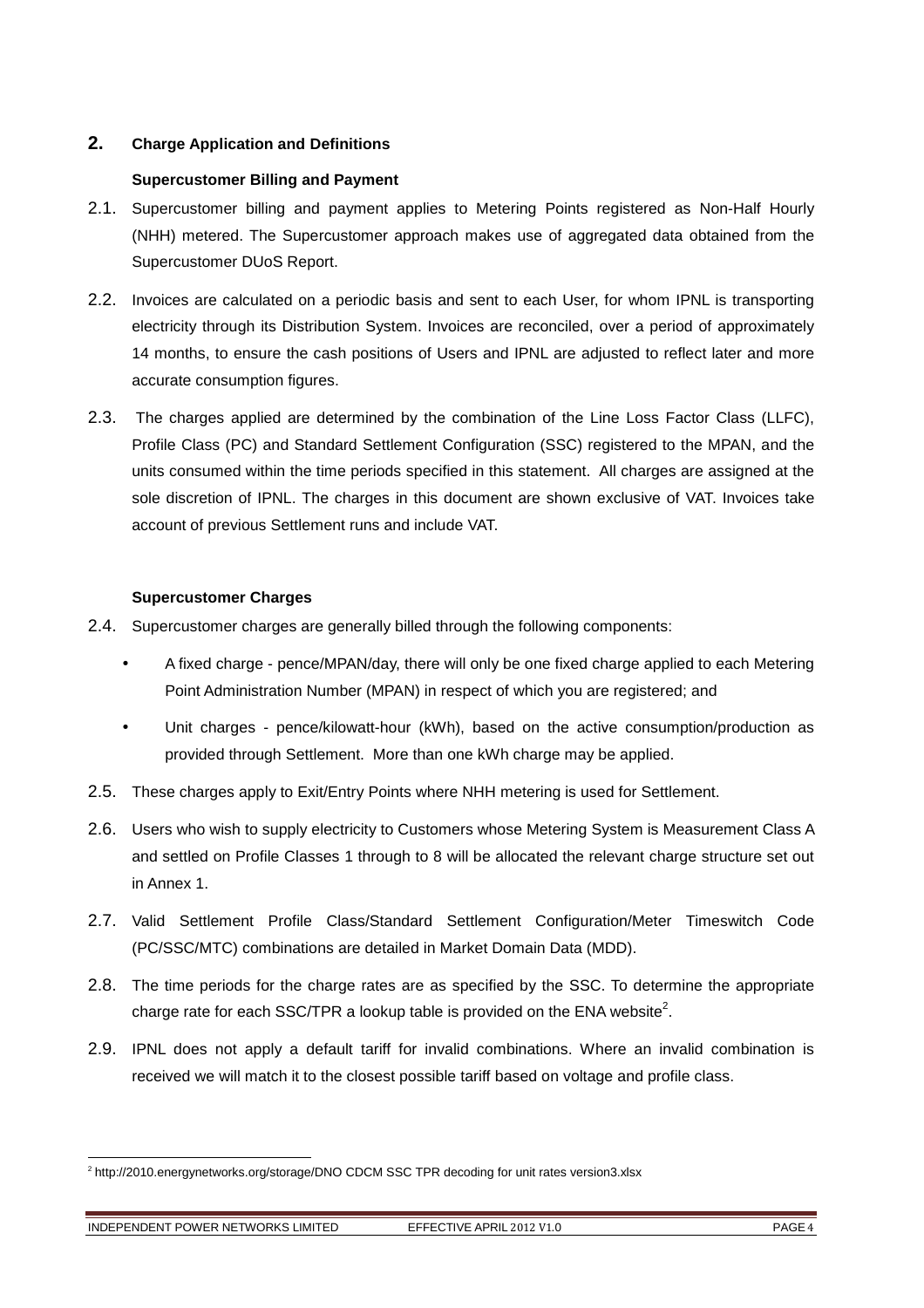## 2. Charge Application and Definitions

### Supercustomer Billing and Payment

2.1. Supercustomer billing and payment applies to Metering Points registered as Non-Half Hourly (NHH) metered. The Supercustomer approach makes use of aggregated data obtained from the Supercustomer DUoS Report.

2.2. Invoices are calculated on a periodic basis and sent to each User, for whom IPNL is transporting electricity through its Distribution System. Invoices are reconciled, over a period of approximately 14 months, to ensure the cash positions of Users and IPNL are adjusted to reflect later and more accurate consumption figures.

2.3. The charges applied are determined by the combination of the Line Loss Factor Class (LLFC), Profile Class (PC) and Standard Settlement Configuration (SSC) registered to the MPAN, and the units consumed within the time periods specified in this statement. All charges are assigned at the sole discretion of IPNL. The charges in this document are shown exclusive of VAT. Invoices take account of previous Settlement runs and include VAT.

### Supercustomer Charges

2.4. Supercustomer charges are generally billed through the following components:

- A fixed charge - pence/MPAN/day, there will only be one fixed charge applied to each Metering Point Administration Number (MPAN) in respect of which you are registered; and
- Unit charges - pence/kilowatt-hour (kWh), based on the active consumption/production as provided through Settlement. More than one kWh charge may be applied.

2.5. These charges apply to Exit/Entry Points where NHH metering is used for Settlement.

2.6. Users who wish to supply electricity to Customers whose Metering System is Measurement Class A and settled on Profile Classes 1 through to 8 will be allocated the relevant charge structure set out in Annex 1.

2.7. Valid Settlement Profile Class/Standard Settlement Configuration/Meter Timeswitch Code (PC/SSC/MTC) combinations are detailed in Market Domain Data (MDD).

2.8. The time periods for the charge rates are as specified by the SSC. To determine the appropriate charge rate for each SSC/TPR a lookup table is provided on the ENA website[2].

2.9. IPNL does not apply a default tariff for invalid combinations. Where an invalid combination is received we will match it to the closest possible tariff based on voltage and profile class.

---

[2] http://2010.energynetworks.org/storage/DNO CDCM SSC TPR decoding for unit rates version3.xlsx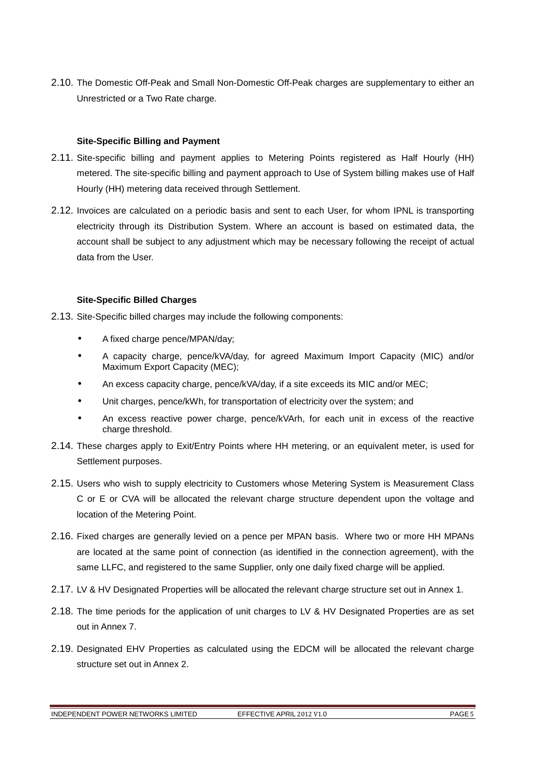2.10. The Domestic Off-Peak and Small Non-Domestic Off-Peak charges are supplementary to either an Unrestricted or a Two Rate charge.

**Site-Specific Billing and Payment**

2.11. Site-specific billing and payment applies to Metering Points registered as Half Hourly (HH) metered. The site-specific billing and payment approach to Use of System billing makes use of Half Hourly (HH) metering data received through Settlement.

2.12. Invoices are calculated on a periodic basis and sent to each User, for whom IPNL is transporting electricity through its Distribution System. Where an account is based on estimated data, the account shall be subject to any adjustment which may be necessary following the receipt of actual data from the User.

**Site-Specific Billed Charges**

2.13. Site-Specific billed charges may include the following components:

- A fixed charge pence/MPAN/day;
- A capacity charge, pence/kVA/day, for agreed Maximum Import Capacity (MIC) and/or Maximum Export Capacity (MEC);
- An excess capacity charge, pence/kVA/day, if a site exceeds its MIC and/or MEC;
- Unit charges, pence/kWh, for transportation of electricity over the system; and
- An excess reactive power charge, pence/kVArh, for each unit in excess of the reactive charge threshold.

2.14. These charges apply to Exit/Entry Points where HH metering, or an equivalent meter, is used for Settlement purposes.

2.15. Users who wish to supply electricity to Customers whose Metering System is Measurement Class C or E or CVA will be allocated the relevant charge structure dependent upon the voltage and location of the Metering Point.

2.16. Fixed charges are generally levied on a pence per MPAN basis. Where two or more HH MPANs are located at the same point of connection (as identified in the connection agreement), with the same LLFC, and registered to the same Supplier, only one daily fixed charge will be applied.

2.17. LV & HV Designated Properties will be allocated the relevant charge structure set out in Annex 1.

2.18. The time periods for the application of unit charges to LV & HV Designated Properties are as set out in Annex 7.

2.19. Designated EHV Properties as calculated using the EDCM will be allocated the relevant charge structure set out in Annex 2.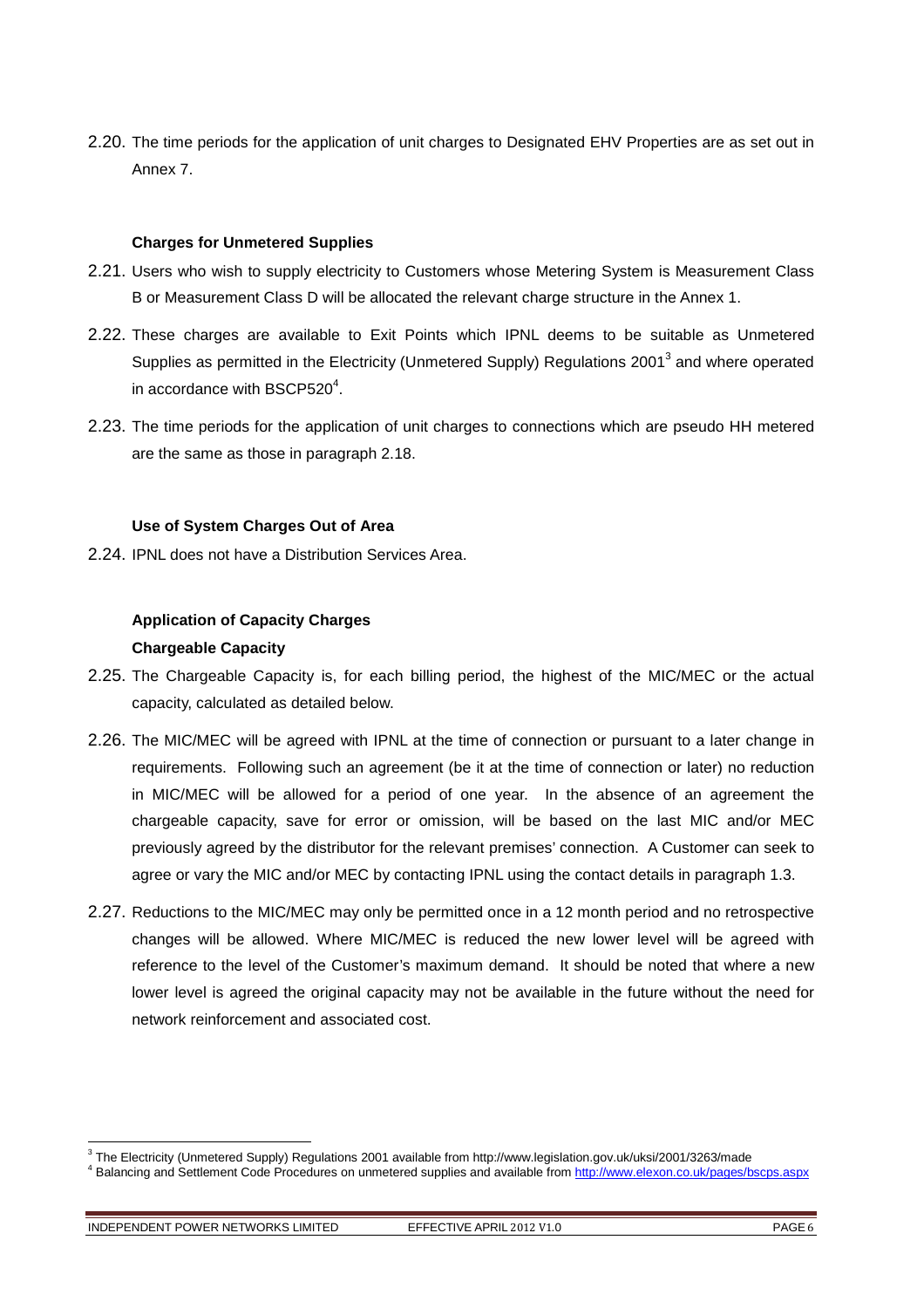2.20. The time periods for the application of unit charges to Designated EHV Properties are as set out in Annex 7.

**Charges for Unmetered Supplies**

2.21. Users who wish to supply electricity to Customers whose Metering System is Measurement Class B or Measurement Class D will be allocated the relevant charge structure in the Annex 1.

2.22. These charges are available to Exit Points which IPNL deems to be suitable as Unmetered Supplies as permitted in the Electricity (Unmetered Supply) Regulations 2001[3] and where operated in accordance with BSCP520[4].

2.23. The time periods for the application of unit charges to connections which are pseudo HH metered are the same as those in paragraph 2.18.

**Use of System Charges Out of Area**

2.24. IPNL does not have a Distribution Services Area.

**Application of Capacity Charges**

**Chargeable Capacity**

2.25. The Chargeable Capacity is, for each billing period, the highest of the MIC/MEC or the actual capacity, calculated as detailed below.

2.26. The MIC/MEC will be agreed with IPNL at the time of connection or pursuant to a later change in requirements. Following such an agreement (be it at the time of connection or later) no reduction in MIC/MEC will be allowed for a period of one year. In the absence of an agreement the chargeable capacity, save for error or omission, will be based on the last MIC and/or MEC previously agreed by the distributor for the relevant premises' connection. A Customer can seek to agree or vary the MIC and/or MEC by contacting IPNL using the contact details in paragraph 1.3.

2.27. Reductions to the MIC/MEC may only be permitted once in a 12 month period and no retrospective changes will be allowed. Where MIC/MEC is reduced the new lower level will be agreed with reference to the level of the Customer's maximum demand. It should be noted that where a new lower level is agreed the original capacity may not be available in the future without the need for network reinforcement and associated cost.

---

[3] The Electricity (Unmetered Supply) Regulations 2001 available from http://www.legislation.gov.uk/uksi/2001/3263/made

[4] Balancing and Settlement Code Procedures on unmetered supplies and available from http://www.elexon.co.uk/pages/bscps.aspx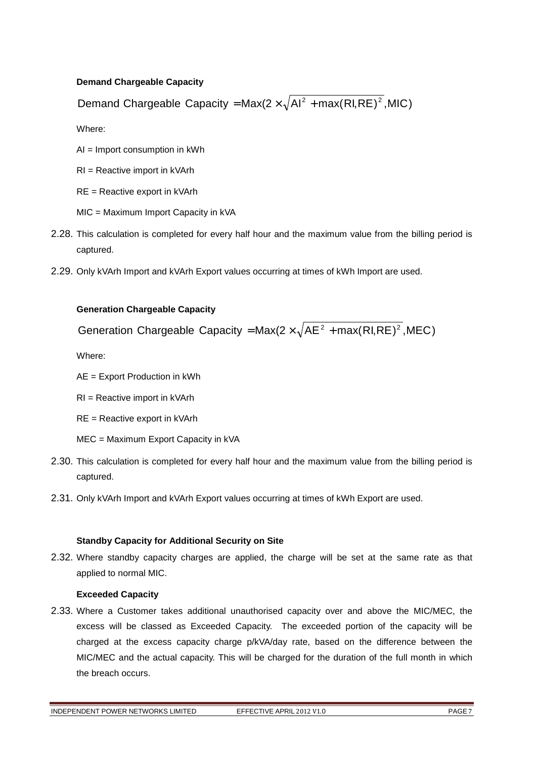**Demand Chargeable Capacity**

$$\text{Demand Chargeable Capacity} = \text{Max}(2 \times \sqrt{\text{AI}^2 + \max(\text{RI},\text{RE})^2}, \text{MIC})$$

Where:

AI = Import consumption in kWh

RI = Reactive import in kVArh

RE = Reactive export in kVArh

MIC = Maximum Import Capacity in kVA

2.28. This calculation is completed for every half hour and the maximum value from the billing period is captured.

2.29. Only kVArh Import and kVArh Export values occurring at times of kWh Import are used.

**Generation Chargeable Capacity**

$$\text{Generation Chargeable Capacity} = \text{Max}(2 \times \sqrt{\text{AE}^2 + \max(\text{RI},\text{RE})^2}, \text{MEC})$$

Where:

AE = Export Production in kWh

RI = Reactive import in kVArh

RE = Reactive export in kVArh

MEC = Maximum Export Capacity in kVA

2.30. This calculation is completed for every half hour and the maximum value from the billing period is captured.

2.31. Only kVArh Import and kVArh Export values occurring at times of kWh Export are used.

**Standby Capacity for Additional Security on Site**

2.32. Where standby capacity charges are applied, the charge will be set at the same rate as that applied to normal MIC.

**Exceeded Capacity**

2.33. Where a Customer takes additional unauthorised capacity over and above the MIC/MEC, the excess will be classed as Exceeded Capacity. The exceeded portion of the capacity will be charged at the excess capacity charge p/kVA/day rate, based on the difference between the MIC/MEC and the actual capacity. This will be charged for the duration of the full month in which the breach occurs.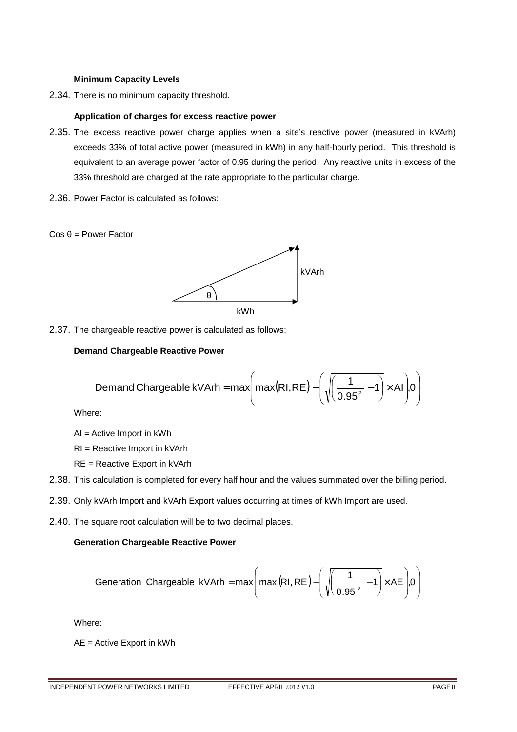**Minimum Capacity Levels**

2.34. There is no minimum capacity threshold.

**Application of charges for excess reactive power**

2.35. The excess reactive power charge applies when a site's reactive power (measured in kVArh) exceeds 33% of total active power (measured in kWh) in any half-hourly period. This threshold is equivalent to an average power factor of 0.95 during the period. Any reactive units in excess of the 33% threshold are charged at the rate appropriate to the particular charge.

2.36. Power Factor is calculated as follows:

Cos θ = Power Factor

kVArh

θ

kWh

2.37. The chargeable reactive power is calculated as follows:

**Demand Chargeable Reactive Power**

$$\text{Demand Chargeable kVArh} = \max\left( \max(\text{RI}, \text{RE}) - \left( \sqrt{\left( \frac{1}{0.95^2} - 1 \right)} \times \text{AI} \right), 0 \right)$$

Where:

AI = Active Import in kWh

RI = Reactive Import in kVArh

RE = Reactive Export in kVArh

2.38. This calculation is completed for every half hour and the values summated over the billing period.

2.39. Only kVArh Import and kVArh Export values occurring at times of kWh Import are used.

2.40. The square root calculation will be to two decimal places.

**Generation Chargeable Reactive Power**

$$\text{Generation Chargeable kVArh} = \max\left( \max(\text{RI}, \text{RE}) - \left( \sqrt{\left( \frac{1}{0.95^2} - 1 \right)} \times \text{AE} \right), 0 \right)$$

Where:

AE = Active Export in kWh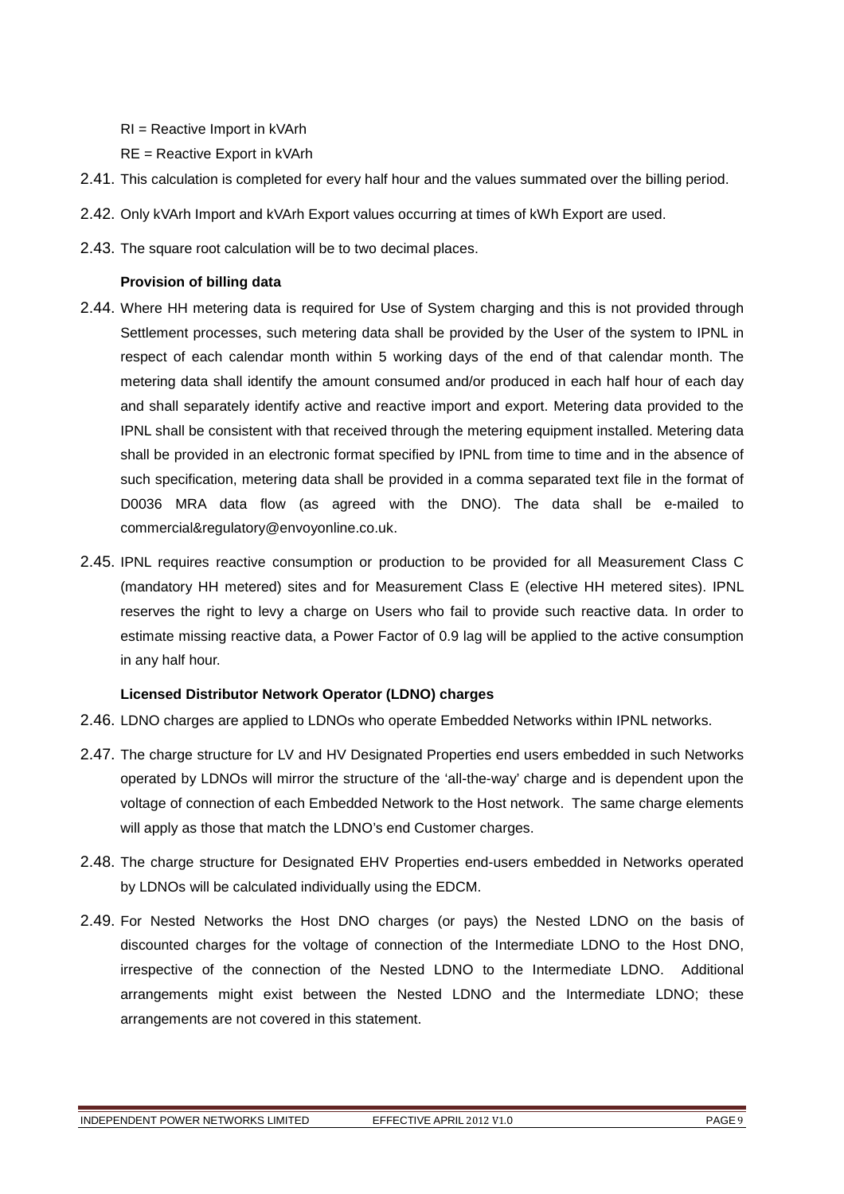RI = Reactive Import in kVArh

RE = Reactive Export in kVArh

2.41. This calculation is completed for every half hour and the values summated over the billing period.

2.42. Only kVArh Import and kVArh Export values occurring at times of kWh Export are used.

2.43. The square root calculation will be to two decimal places.

**Provision of billing data**

2.44. Where HH metering data is required for Use of System charging and this is not provided through Settlement processes, such metering data shall be provided by the User of the system to IPNL in respect of each calendar month within 5 working days of the end of that calendar month. The metering data shall identify the amount consumed and/or produced in each half hour of each day and shall separately identify active and reactive import and export. Metering data provided to the IPNL shall be consistent with that received through the metering equipment installed. Metering data shall be provided in an electronic format specified by IPNL from time to time and in the absence of such specification, metering data shall be provided in a comma separated text file in the format of D0036 MRA data flow (as agreed with the DNO). The data shall be e-mailed to commercial&regulatory@envoyonline.co.uk.

2.45. IPNL requires reactive consumption or production to be provided for all Measurement Class C (mandatory HH metered) sites and for Measurement Class E (elective HH metered sites). IPNL reserves the right to levy a charge on Users who fail to provide such reactive data. In order to estimate missing reactive data, a Power Factor of 0.9 lag will be applied to the active consumption in any half hour.

**Licensed Distributor Network Operator (LDNO) charges**

2.46. LDNO charges are applied to LDNOs who operate Embedded Networks within IPNL networks.

2.47. The charge structure for LV and HV Designated Properties end users embedded in such Networks operated by LDNOs will mirror the structure of the 'all-the-way' charge and is dependent upon the voltage of connection of each Embedded Network to the Host network. The same charge elements will apply as those that match the LDNO's end Customer charges.

2.48. The charge structure for Designated EHV Properties end-users embedded in Networks operated by LDNOs will be calculated individually using the EDCM.

2.49. For Nested Networks the Host DNO charges (or pays) the Nested LDNO on the basis of discounted charges for the voltage of connection of the Intermediate LDNO to the Host DNO, irrespective of the connection of the Nested LDNO to the Intermediate LDNO. Additional arrangements might exist between the Nested LDNO and the Intermediate LDNO; these arrangements are not covered in this statement.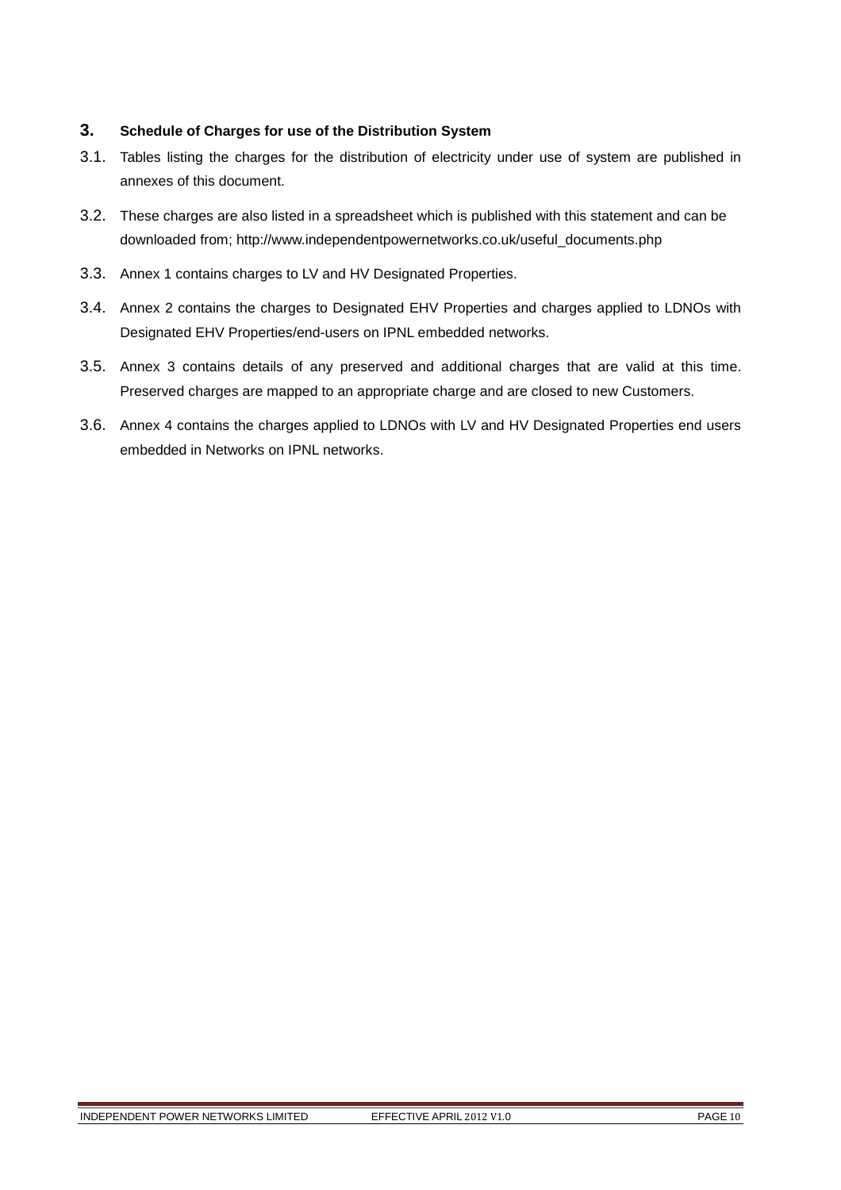## 3. Schedule of Charges for use of the Distribution System

3.1. Tables listing the charges for the distribution of electricity under use of system are published in annexes of this document.

3.2. These charges are also listed in a spreadsheet which is published with this statement and can be downloaded from; http://www.independentpowernetworks.co.uk/useful_documents.php

3.3. Annex 1 contains charges to LV and HV Designated Properties.

3.4. Annex 2 contains the charges to Designated EHV Properties and charges applied to LDNOs with Designated EHV Properties/end-users on IPNL embedded networks.

3.5. Annex 3 contains details of any preserved and additional charges that are valid at this time. Preserved charges are mapped to an appropriate charge and are closed to new Customers.

3.6. Annex 4 contains the charges applied to LDNOs with LV and HV Designated Properties end users embedded in Networks on IPNL networks.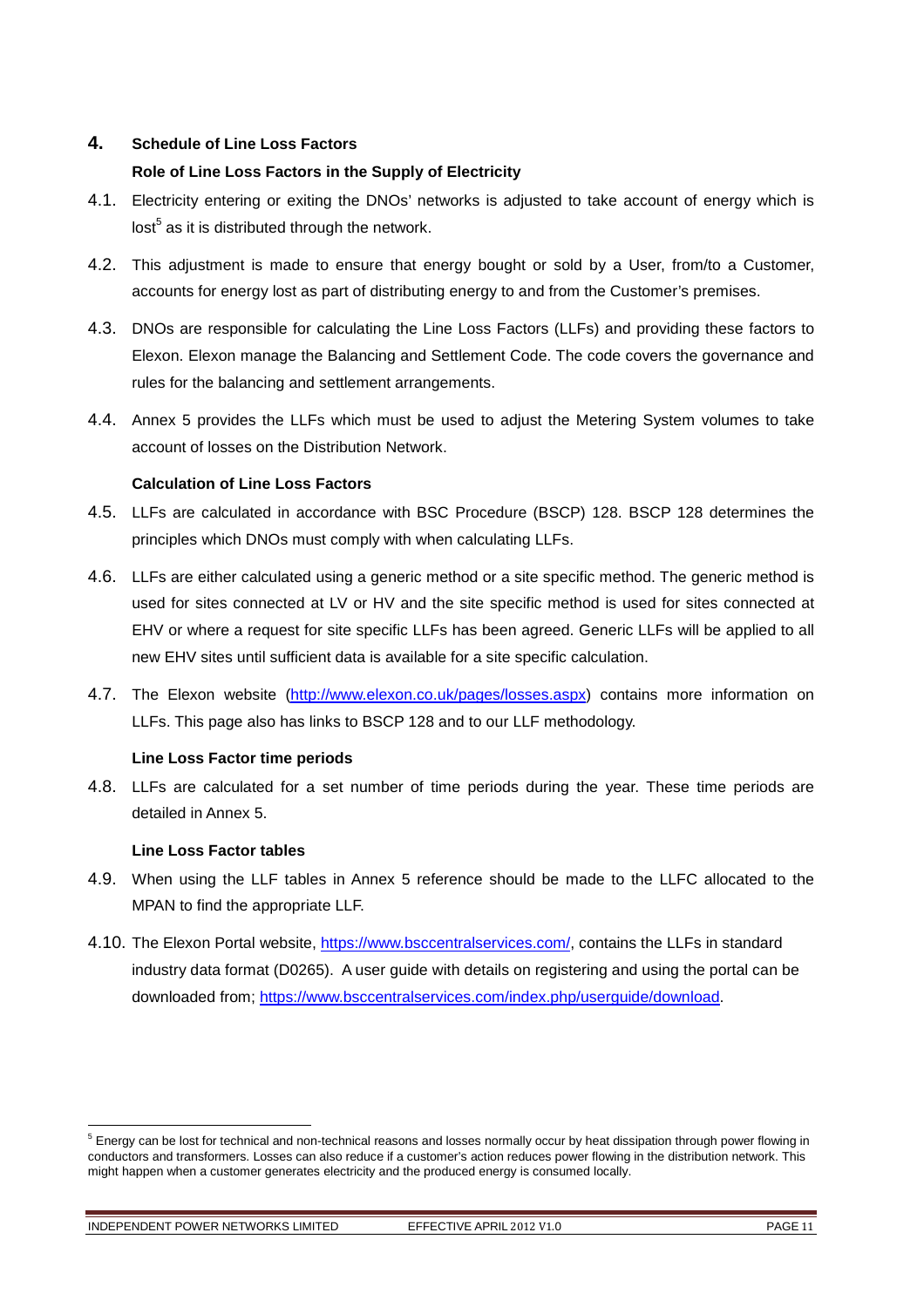## 4. Schedule of Line Loss Factors

### Role of Line Loss Factors in the Supply of Electricity

4.1. Electricity entering or exiting the DNOs' networks is adjusted to take account of energy which is lost[5] as it is distributed through the network.

4.2. This adjustment is made to ensure that energy bought or sold by a User, from/to a Customer, accounts for energy lost as part of distributing energy to and from the Customer's premises.

4.3. DNOs are responsible for calculating the Line Loss Factors (LLFs) and providing these factors to Elexon. Elexon manage the Balancing and Settlement Code. The code covers the governance and rules for the balancing and settlement arrangements.

4.4. Annex 5 provides the LLFs which must be used to adjust the Metering System volumes to take account of losses on the Distribution Network.

### Calculation of Line Loss Factors

4.5. LLFs are calculated in accordance with BSC Procedure (BSCP) 128. BSCP 128 determines the principles which DNOs must comply with when calculating LLFs.

4.6. LLFs are either calculated using a generic method or a site specific method. The generic method is used for sites connected at LV or HV and the site specific method is used for sites connected at EHV or where a request for site specific LLFs has been agreed. Generic LLFs will be applied to all new EHV sites until sufficient data is available for a site specific calculation.

4.7. The Elexon website (http://www.elexon.co.uk/pages/losses.aspx) contains more information on LLFs. This page also has links to BSCP 128 and to our LLF methodology.

### Line Loss Factor time periods

4.8. LLFs are calculated for a set number of time periods during the year. These time periods are detailed in Annex 5.

### Line Loss Factor tables

4.9. When using the LLF tables in Annex 5 reference should be made to the LLFC allocated to the MPAN to find the appropriate LLF.

4.10. The Elexon Portal website, https://www.bsccentralservices.com/, contains the LLFs in standard industry data format (D0265). A user guide with details on registering and using the portal can be downloaded from; https://www.bsccentralservices.com/index.php/userguide/download.

---

[5] Energy can be lost for technical and non-technical reasons and losses normally occur by heat dissipation through power flowing in conductors and transformers. Losses can also reduce if a customer's action reduces power flowing in the distribution network. This might happen when a customer generates electricity and the produced energy is consumed locally.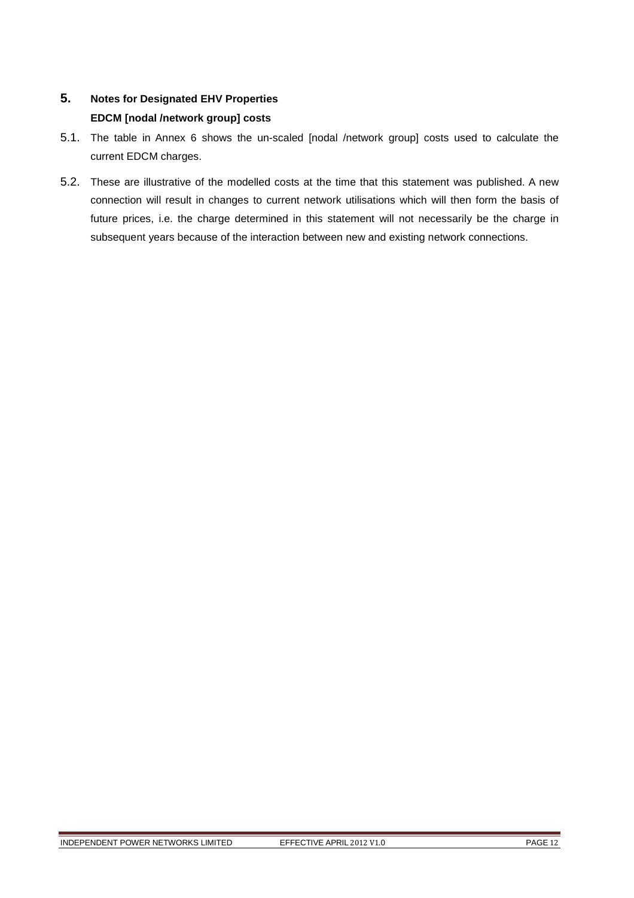## 5. Notes for Designated EHV Properties

### EDCM [nodal /network group] costs

5.1. The table in Annex 6 shows the un-scaled [nodal /network group] costs used to calculate the current EDCM charges.

5.2. These are illustrative of the modelled costs at the time that this statement was published. A new connection will result in changes to current network utilisations which will then form the basis of future prices, i.e. the charge determined in this statement will not necessarily be the charge in subsequent years because of the interaction between new and existing network connections.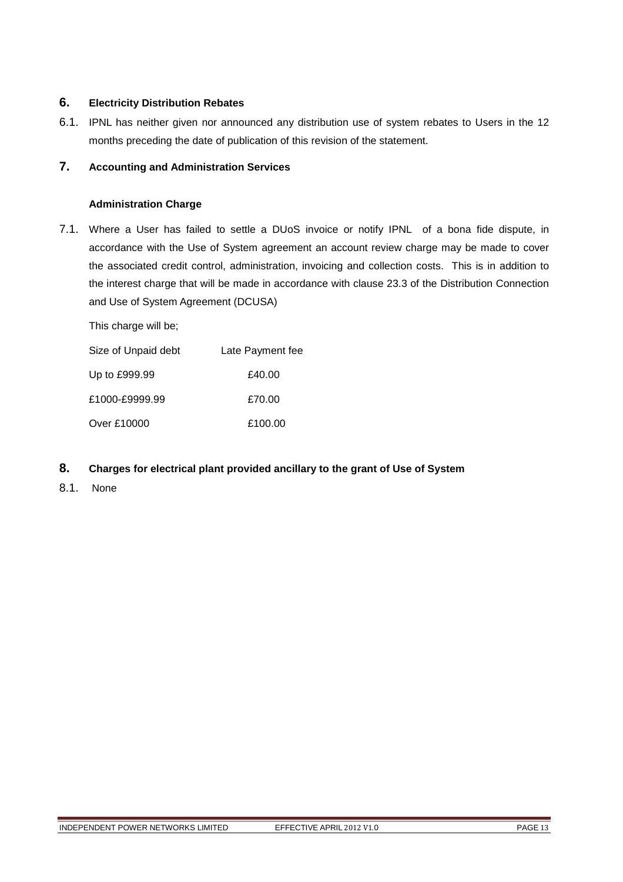## 6. Electricity Distribution Rebates

6.1. IPNL has neither given nor announced any distribution use of system rebates to Users in the 12 months preceding the date of publication of this revision of the statement.

## 7. Accounting and Administration Services

### Administration Charge

7.1. Where a User has failed to settle a DUoS invoice or notify IPNL of a bona fide dispute, in accordance with the Use of System agreement an account review charge may be made to cover the associated credit control, administration, invoicing and collection costs. This is in addition to the interest charge that will be made in accordance with clause 23.3 of the Distribution Connection and Use of System Agreement (DCUSA)

This charge will be;

| Size of Unpaid debt | Late Payment fee |
|---|---|
| Up to £999.99 | £40.00 |
| £1000-£9999.99 | £70.00 |
| Over £10000 | £100.00 |

## 8. Charges for electrical plant provided ancillary to the grant of Use of System

8.1. None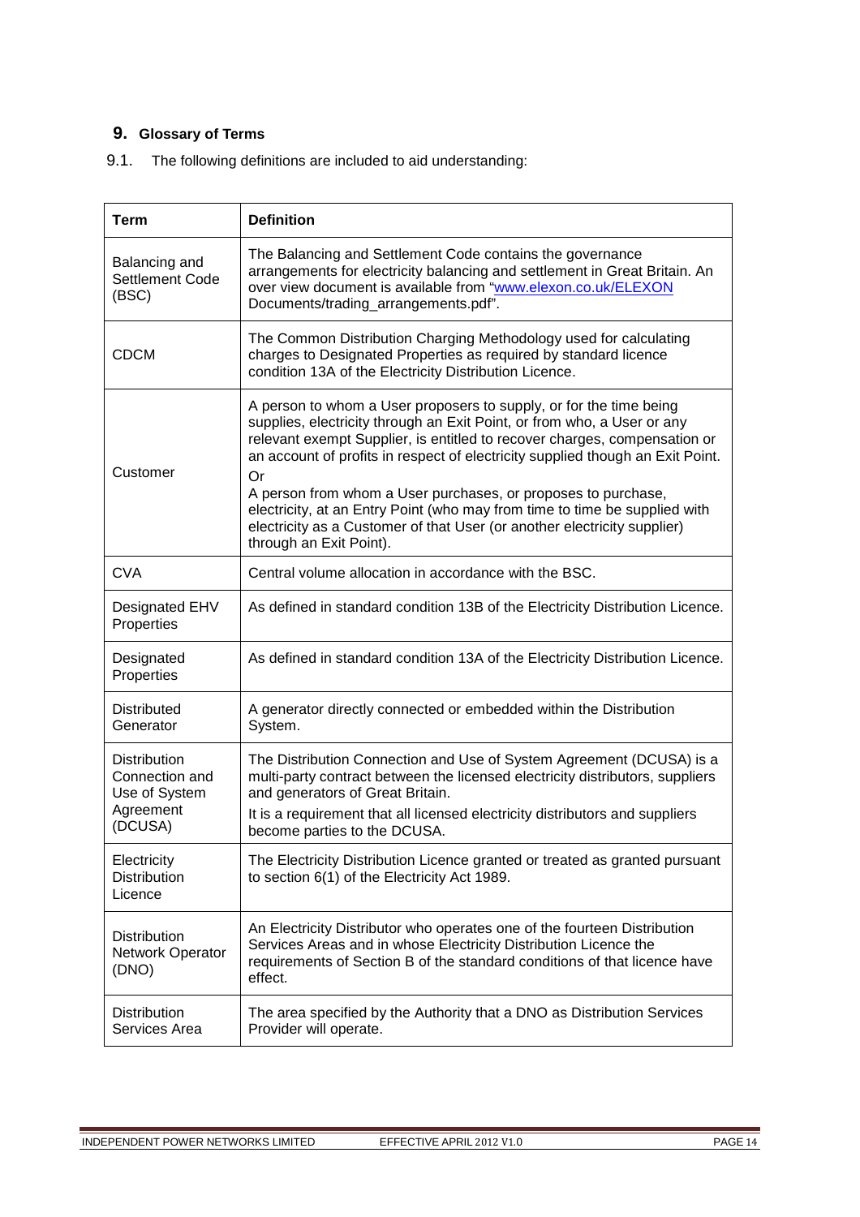## 9. Glossary of Terms

9.1. The following definitions are included to aid understanding:

| Term | Definition |
|---|---|
| Balancing and Settlement Code (BSC) | The Balancing and Settlement Code contains the governance arrangements for electricity balancing and settlement in Great Britain. An over view document is available from "www.elexon.co.uk/ELEXON Documents/trading_arrangements.pdf". |
| CDCM | The Common Distribution Charging Methodology used for calculating charges to Designated Properties as required by standard licence condition 13A of the Electricity Distribution Licence. |
| Customer | A person to whom a User proposers to supply, or for the time being supplies, electricity through an Exit Point, or from who, a User or any relevant exempt Supplier, is entitled to recover charges, compensation or an account of profits in respect of electricity supplied though an Exit Point.<br>Or<br>A person from whom a User purchases, or proposes to purchase, electricity, at an Entry Point (who may from time to time be supplied with electricity as a Customer of that User (or another electricity supplier) through an Exit Point). |
| CVA | Central volume allocation in accordance with the BSC. |
| Designated EHV Properties | As defined in standard condition 13B of the Electricity Distribution Licence. |
| Designated Properties | As defined in standard condition 13A of the Electricity Distribution Licence. |
| Distributed Generator | A generator directly connected or embedded within the Distribution System. |
| Distribution Connection and Use of System Agreement (DCUSA) | The Distribution Connection and Use of System Agreement (DCUSA) is a multi-party contract between the licensed electricity distributors, suppliers and generators of Great Britain.<br>It is a requirement that all licensed electricity distributors and suppliers become parties to the DCUSA. |
| Electricity Distribution Licence | The Electricity Distribution Licence granted or treated as granted pursuant to section 6(1) of the Electricity Act 1989. |
| Distribution Network Operator (DNO) | An Electricity Distributor who operates one of the fourteen Distribution Services Areas and in whose Electricity Distribution Licence the requirements of Section B of the standard conditions of that licence have effect. |
| Distribution Services Area | The area specified by the Authority that a DNO as Distribution Services Provider will operate. |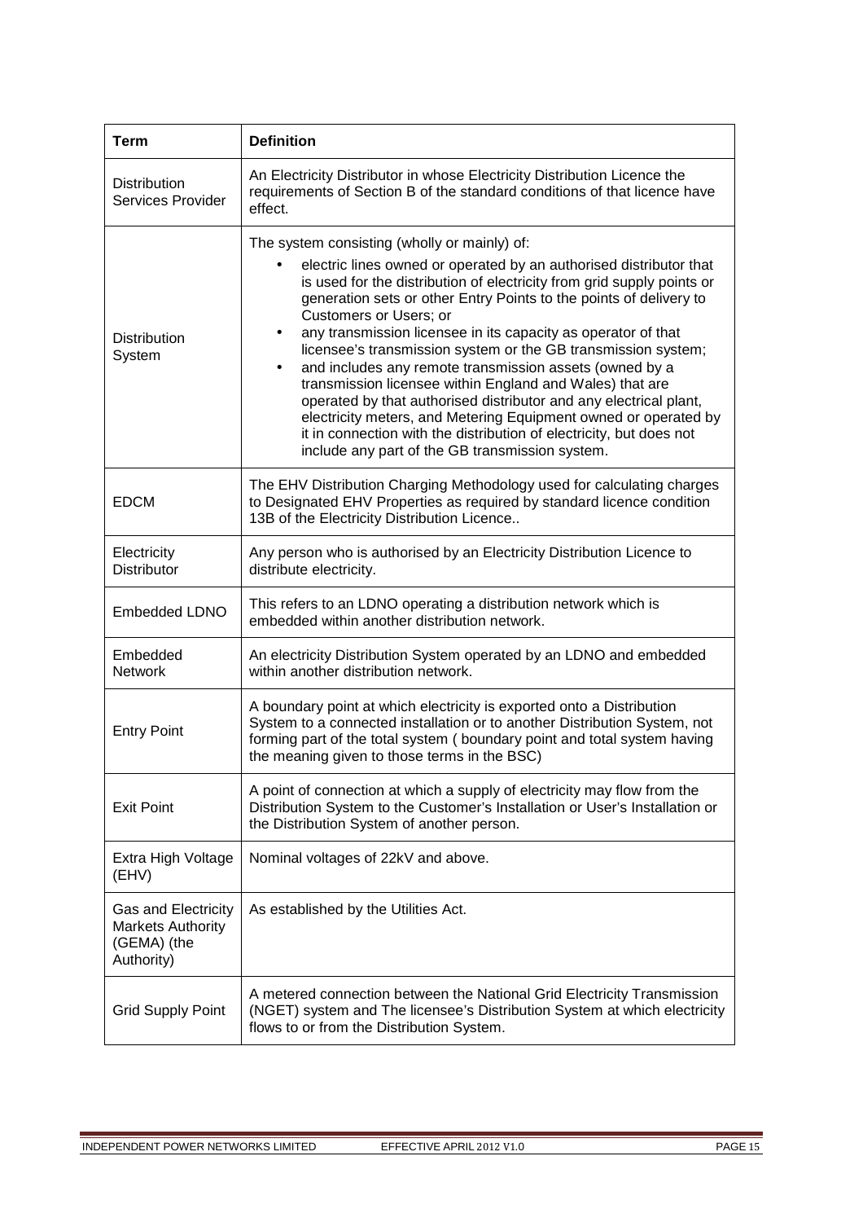| Term | Definition |
|---|---|
| Distribution Services Provider | An Electricity Distributor in whose Electricity Distribution Licence the requirements of Section B of the standard conditions of that licence have effect. |
| Distribution System | The system consisting (wholly or mainly) of: <br>• electric lines owned or operated by an authorised distributor that is used for the distribution of electricity from grid supply points or generation sets or other Entry Points to the points of delivery to Customers or Users; or <br>• any transmission licensee in its capacity as operator of that licensee's transmission system or the GB transmission system; <br>• and includes any remote transmission assets (owned by a transmission licensee within England and Wales) that are operated by that authorised distributor and any electrical plant, electricity meters, and Metering Equipment owned or operated by it in connection with the distribution of electricity, but does not include any part of the GB transmission system. |
| EDCM | The EHV Distribution Charging Methodology used for calculating charges to Designated EHV Properties as required by standard licence condition 13B of the Electricity Distribution Licence.. |
| Electricity Distributor | Any person who is authorised by an Electricity Distribution Licence to distribute electricity. |
| Embedded LDNO | This refers to an LDNO operating a distribution network which is embedded within another distribution network. |
| Embedded Network | An electricity Distribution System operated by an LDNO and embedded within another distribution network. |
| Entry Point | A boundary point at which electricity is exported onto a Distribution System to a connected installation or to another Distribution System, not forming part of the total system ( boundary point and total system having the meaning given to those terms in the BSC) |
| Exit Point | A point of connection at which a supply of electricity may flow from the Distribution System to the Customer's Installation or User's Installation or the Distribution System of another person. |
| Extra High Voltage (EHV) | Nominal voltages of 22kV and above. |
| Gas and Electricity Markets Authority (GEMA) (the Authority) | As established by the Utilities Act. |
| Grid Supply Point | A metered connection between the National Grid Electricity Transmission (NGET) system and The licensee's Distribution System at which electricity flows to or from the Distribution System. |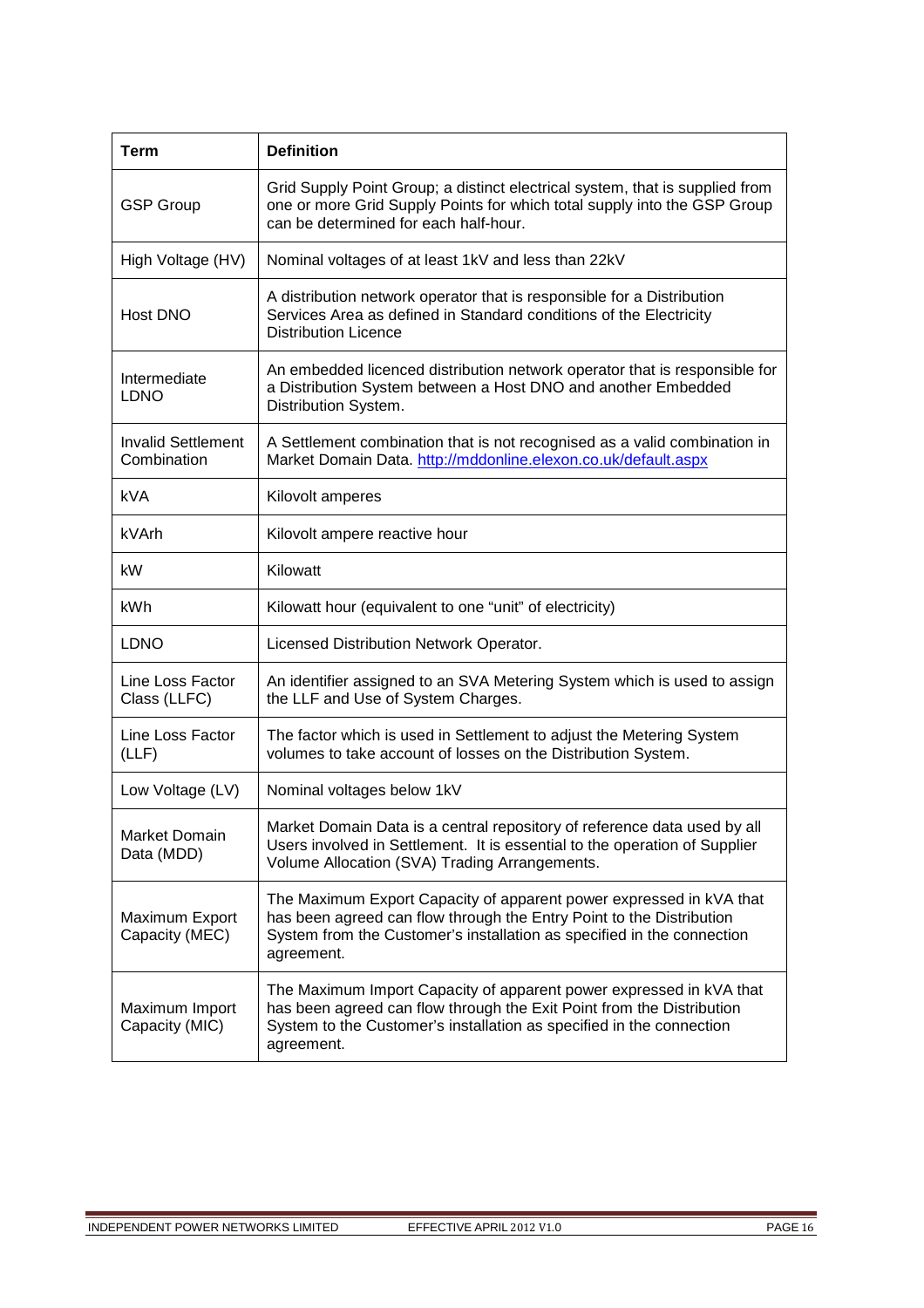| Term | Definition |
| --- | --- |
| GSP Group | Grid Supply Point Group; a distinct electrical system, that is supplied from one or more Grid Supply Points for which total supply into the GSP Group can be determined for each half-hour. |
| High Voltage (HV) | Nominal voltages of at least 1kV and less than 22kV |
| Host DNO | A distribution network operator that is responsible for a Distribution Services Area as defined in Standard conditions of the Electricity Distribution Licence |
| Intermediate LDNO | An embedded licenced distribution network operator that is responsible for a Distribution System between a Host DNO and another Embedded Distribution System. |
| Invalid Settlement Combination | A Settlement combination that is not recognised as a valid combination in Market Domain Data. http://mddonline.elexon.co.uk/default.aspx |
| kVA | Kilovolt amperes |
| kVArh | Kilovolt ampere reactive hour |
| kW | Kilowatt |
| kWh | Kilowatt hour (equivalent to one "unit" of electricity) |
| LDNO | Licensed Distribution Network Operator. |
| Line Loss Factor Class (LLFC) | An identifier assigned to an SVA Metering System which is used to assign the LLF and Use of System Charges. |
| Line Loss Factor (LLF) | The factor which is used in Settlement to adjust the Metering System volumes to take account of losses on the Distribution System. |
| Low Voltage (LV) | Nominal voltages below 1kV |
| Market Domain Data (MDD) | Market Domain Data is a central repository of reference data used by all Users involved in Settlement. It is essential to the operation of Supplier Volume Allocation (SVA) Trading Arrangements. |
| Maximum Export Capacity (MEC) | The Maximum Export Capacity of apparent power expressed in kVA that has been agreed can flow through the Entry Point to the Distribution System from the Customer's installation as specified in the connection agreement. |
| Maximum Import Capacity (MIC) | The Maximum Import Capacity of apparent power expressed in kVA that has been agreed can flow through the Exit Point from the Distribution System to the Customer's installation as specified in the connection agreement. |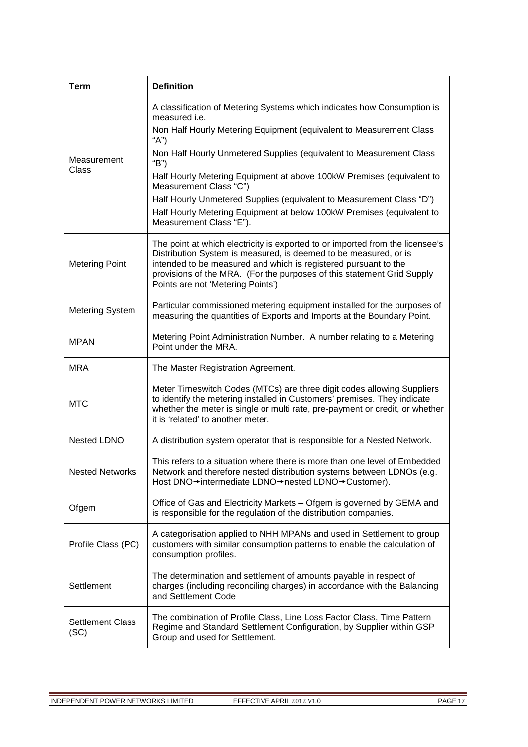| Term | Definition |
|---|---|
| Measurement Class | A classification of Metering Systems which indicates how Consumption is measured i.e.<br>Non Half Hourly Metering Equipment (equivalent to Measurement Class "A")<br>Non Half Hourly Unmetered Supplies (equivalent to Measurement Class "B")<br>Half Hourly Metering Equipment at above 100kW Premises (equivalent to Measurement Class "C")<br>Half Hourly Unmetered Supplies (equivalent to Measurement Class "D")<br>Half Hourly Metering Equipment at below 100kW Premises (equivalent to Measurement Class "E"). |
| Metering Point | The point at which electricity is exported to or imported from the licensee's Distribution System is measured, is deemed to be measured, or is intended to be measured and which is registered pursuant to the provisions of the MRA. (For the purposes of this statement Grid Supply Points are not 'Metering Points') |
| Metering System | Particular commissioned metering equipment installed for the purposes of measuring the quantities of Exports and Imports at the Boundary Point. |
| MPAN | Metering Point Administration Number. A number relating to a Metering Point under the MRA. |
| MRA | The Master Registration Agreement. |
| MTC | Meter Timeswitch Codes (MTCs) are three digit codes allowing Suppliers to identify the metering installed in Customers' premises. They indicate whether the meter is single or multi rate, pre-payment or credit, or whether it is 'related' to another meter. |
| Nested LDNO | A distribution system operator that is responsible for a Nested Network. |
| Nested Networks | This refers to a situation where there is more than one level of Embedded Network and therefore nested distribution systems between LDNOs (e.g. Host DNO→intermediate LDNO→nested LDNO→Customer). |
| Ofgem | Office of Gas and Electricity Markets – Ofgem is governed by GEMA and is responsible for the regulation of the distribution companies. |
| Profile Class (PC) | A categorisation applied to NHH MPANs and used in Settlement to group customers with similar consumption patterns to enable the calculation of consumption profiles. |
| Settlement | The determination and settlement of amounts payable in respect of charges (including reconciling charges) in accordance with the Balancing and Settlement Code |
| Settlement Class (SC) | The combination of Profile Class, Line Loss Factor Class, Time Pattern Regime and Standard Settlement Configuration, by Supplier within GSP Group and used for Settlement. |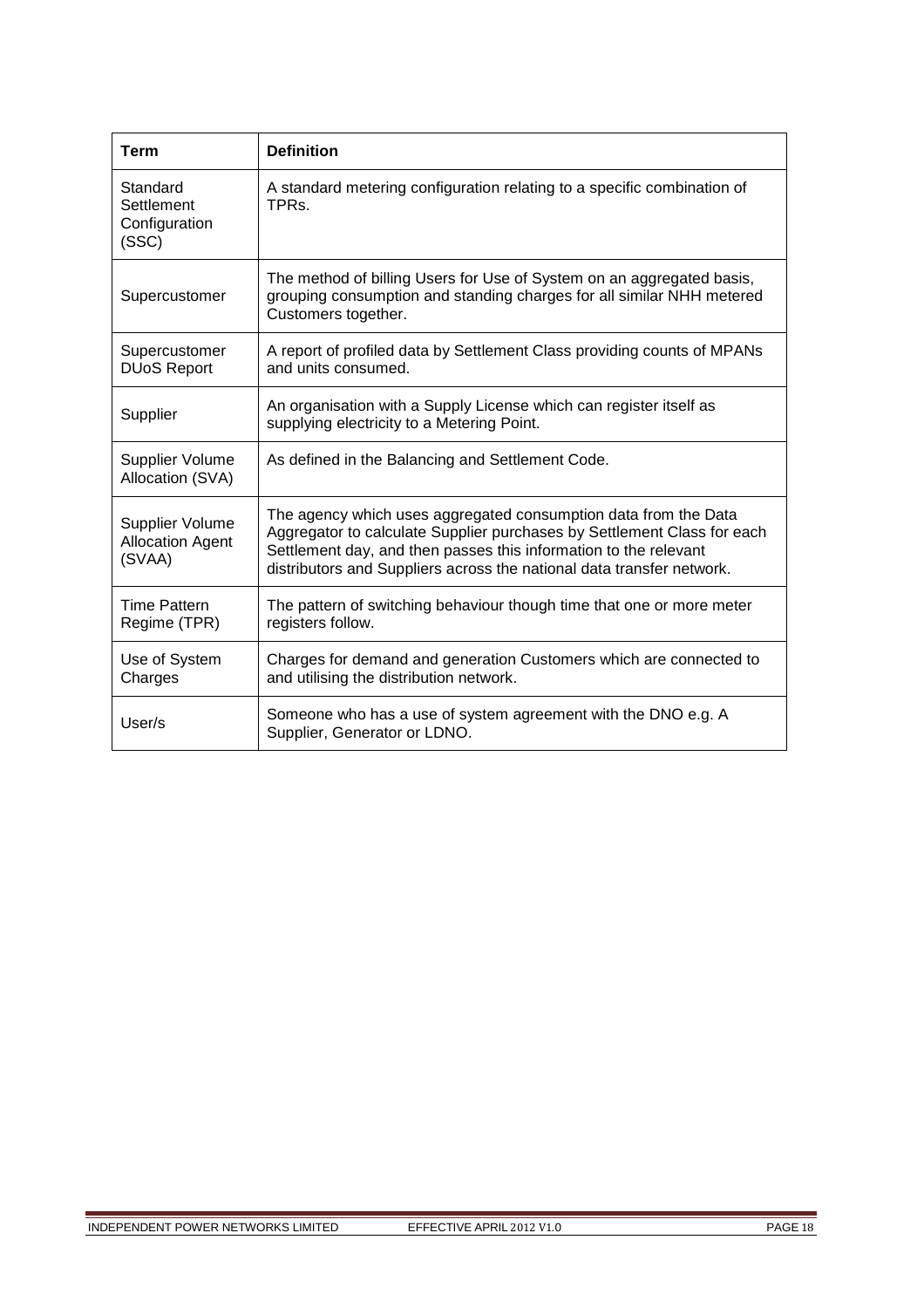| Term | Definition |
| --- | --- |
| Standard Settlement Configuration (SSC) | A standard metering configuration relating to a specific combination of TPRs. |
| Supercustomer | The method of billing Users for Use of System on an aggregated basis, grouping consumption and standing charges for all similar NHH metered Customers together. |
| Supercustomer DUoS Report | A report of profiled data by Settlement Class providing counts of MPANs and units consumed. |
| Supplier | An organisation with a Supply License which can register itself as supplying electricity to a Metering Point. |
| Supplier Volume Allocation (SVA) | As defined in the Balancing and Settlement Code. |
| Supplier Volume Allocation Agent (SVAA) | The agency which uses aggregated consumption data from the Data Aggregator to calculate Supplier purchases by Settlement Class for each Settlement day, and then passes this information to the relevant distributors and Suppliers across the national data transfer network. |
| Time Pattern Regime (TPR) | The pattern of switching behaviour though time that one or more meter registers follow. |
| Use of System Charges | Charges for demand and generation Customers which are connected to and utilising the distribution network. |
| User/s | Someone who has a use of system agreement with the DNO e.g. A Supplier, Generator or LDNO. |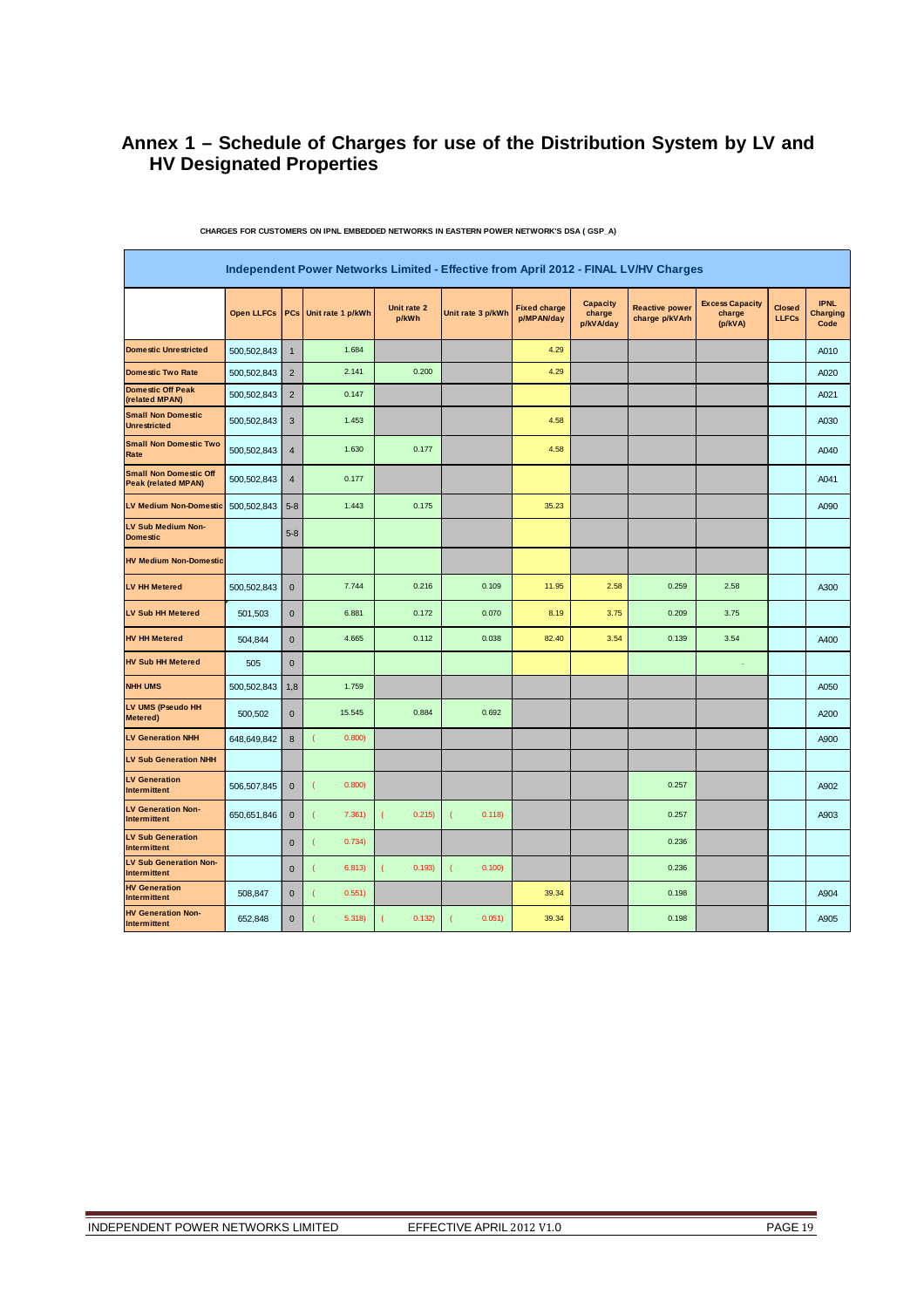# Annex 1 – Schedule of Charges for use of the Distribution System by LV and HV Designated Properties

**CHARGES FOR CUSTOMERS ON IPNL EMBEDDED NETWORKS IN EASTERN POWER NETWORK'S DSA ( GSP_A)**

| Independent Power Networks Limited - Effective from April 2012 - FINAL LV/HV Charges | | | | | | | | | | | |
|---|---|---|---|---|---|---|---|---|---|---|---|
| | Open LLFCs | PCs | Unit rate 1 p/kWh | Unit rate 2 p/kWh | Unit rate 3 p/kWh | Fixed charge p/MPAN/day | Capacity charge p/kVA/day | Reactive power charge p/kVArh | Excess Capacity charge (p/kVA) | Closed LLFCs | IPNL Charging Code |
| Domestic Unrestricted | 500,502,843 | 1 | 1.684 | | | 4.29 | | | | | A010 |
| Domestic Two Rate | 500,502,843 | 2 | 2.141 | 0.200 | | 4.29 | | | | | A020 |
| Domestic Off Peak (related MPAN) | 500,502,843 | 2 | 0.147 | | | | | | | | A021 |
| Small Non Domestic Unrestricted | 500,502,843 | 3 | 1.453 | | | 4.58 | | | | | A030 |
| Small Non Domestic Two Rate | 500,502,843 | 4 | 1.630 | 0.177 | | 4.58 | | | | | A040 |
| Small Non Domestic Off Peak (related MPAN) | 500,502,843 | 4 | 0.177 | | | | | | | | A041 |
| LV Medium Non-Domestic | 500,502,843 | 5-8 | 1.443 | 0.175 | | 35.23 | | | | | A090 |
| LV Sub Medium Non-Domestic | | 5-8 | | | | | | | | | |
| HV Medium Non-Domestic | | | | | | | | | | | |
| LV HH Metered | 500,502,843 | 0 | 7.744 | 0.216 | 0.109 | 11.95 | 2.58 | 0.259 | 2.58 | | A300 |
| LV Sub HH Metered | 501,503 | 0 | 6.881 | 0.172 | 0.070 | 8.19 | 3.75 | 0.209 | 3.75 | | |
| HV HH Metered | 504,844 | 0 | 4.665 | 0.112 | 0.038 | 82.40 | 3.54 | 0.139 | 3.54 | | A400 |
| HV Sub HH Metered | 505 | 0 | | | | | | | - | | |
| NHH UMS | 500,502,843 | 1,8 | 1.759 | | | | | | | | A050 |
| LV UMS (Pseudo HH Metered) | 500,502 | 0 | 15.545 | 0.884 | 0.692 | | | | | | A200 |
| LV Generation NHH | 648,649,842 | 8 | (0.800) | | | | | | | | A900 |
| LV Sub Generation NHH | | | | | | | | | | | |
| LV Generation Intermittent | 506,507,845 | 0 | (0.800) | | | | | 0.257 | | | A902 |
| LV Generation Non-Intermittent | 650,651,846 | 0 | (7.361) | (0.215) | (0.118) | | | 0.257 | | | A903 |
| LV Sub Generation Intermittent | | 0 | (0.734) | | | | | 0.236 | | | |
| LV Sub Generation Non-Intermittent | | 0 | (6.813) | (0.193) | (0.100) | | | 0.236 | | | |
| HV Generation Intermittent | 508,847 | 0 | (0.551) | | | 39.34 | | 0.198 | | | A904 |
| HV Generation Non-Intermittent | 652,848 | 0 | (5.318) | (0.132) | (0.051) | 39.34 | | 0.198 | | | A905 |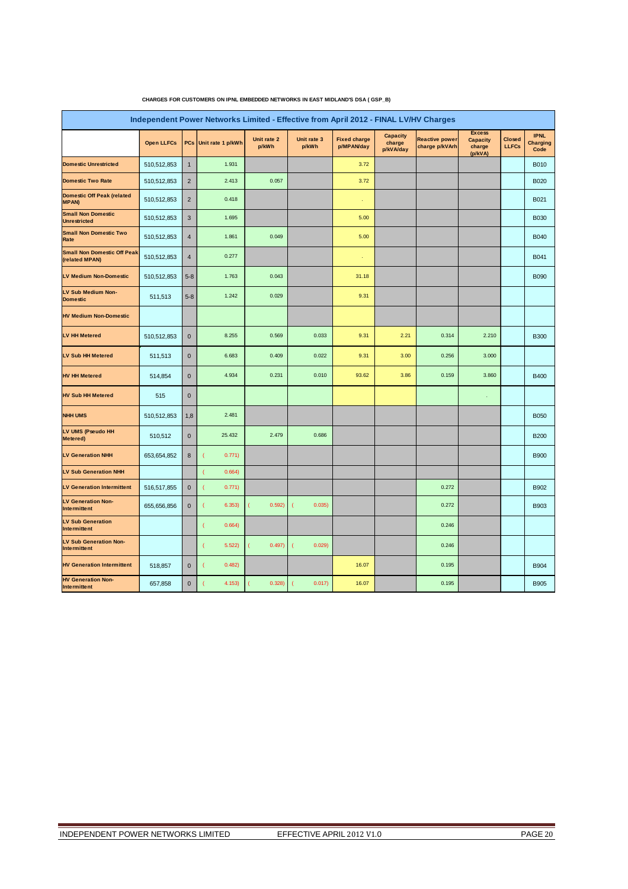CHARGES FOR CUSTOMERS ON IPNL EMBEDDED NETWORKS IN EAST MIDLAND'S DSA ( GSP_B)

| Independent Power Networks Limited - Effective from April 2012 - FINAL LV/HV Charges | | | | | | | | | | | | |
|---|---|---|---|---|---|---|---|---|---|---|---|---|
| | Open LLFCs | PCs | Unit rate 1 p/kWh | Unit rate 2 p/kWh | Unit rate 3 p/kWh | Fixed charge p/MPAN/day | Capacity charge p/kVA/day | Reactive power charge p/kVArh | Excess Capacity charge (p/kVA) | Closed LLFCs | IPNL Charging Code |
| Domestic Unrestricted | 510,512,853 | 1 | 1.931 | | | 3.72 | | | | | B010 |
| Domestic Two Rate | 510,512,853 | 2 | 2.413 | 0.057 | | 3.72 | | | | | B020 |
| Domestic Off Peak (related MPAN) | 510,512,853 | 2 | 0.418 | | | - | | | | | B021 |
| Small Non Domestic Unrestricted | 510,512,853 | 3 | 1.695 | | | 5.00 | | | | | B030 |
| Small Non Domestic Two Rate | 510,512,853 | 4 | 1.861 | 0.049 | | 5.00 | | | | | B040 |
| Small Non Domestic Off Peak (related MPAN) | 510,512,853 | 4 | 0.277 | | | - | | | | | B041 |
| LV Medium Non-Domestic | 510,512,853 | 5-8 | 1.763 | 0.043 | | 31.18 | | | | | B090 |
| LV Sub Medium Non-Domestic | 511,513 | 5-8 | 1.242 | 0.029 | | 9.31 | | | | | |
| HV Medium Non-Domestic | | | | | | | | | | | |
| LV HH Metered | 510,512,853 | 0 | 8.255 | 0.569 | 0.033 | 9.31 | 2.21 | 0.314 | 2.210 | | B300 |
| LV Sub HH Metered | 511,513 | 0 | 6.683 | 0.409 | 0.022 | 9.31 | 3.00 | 0.256 | 3.000 | | |
| HV HH Metered | 514,854 | 0 | 4.934 | 0.231 | 0.010 | 93.62 | 3.86 | 0.159 | 3.860 | | B400 |
| HV Sub HH Metered | 515 | 0 | | | | | | | - | | |
| NHH UMS | 510,512,853 | 1,8 | 2.481 | | | | | | | | B050 |
| LV UMS (Pseudo HH Metered) | 510,512 | 0 | 25.432 | 2.479 | 0.686 | | | | | | B200 |
| LV Generation NHH | 653,654,852 | 8 | (0.771) | | | | | | | | B900 |
| LV Sub Generation NHH | | | (0.664) | | | | | | | | |
| LV Generation Intermittent | 516,517,855 | 0 | (0.771) | | | | | 0.272 | | | B902 |
| LV Generation Non-Intermittent | 655,656,856 | 0 | (6.353) | (0.592) | (0.035) | | | 0.272 | | | B903 |
| LV Sub Generation Intermittent | | | (0.664) | | | | | 0.246 | | | |
| LV Sub Generation Non-Intermittent | | | (5.522) | (0.497) | (0.029) | | | 0.246 | | | |
| HV Generation Intermittent | 518,857 | 0 | (0.482) | | | 16.07 | | 0.195 | | | B904 |
| HV Generation Non-Intermittent | 657,858 | 0 | (4.153) | (0.328) | (0.017) | 16.07 | | 0.195 | | | B905 |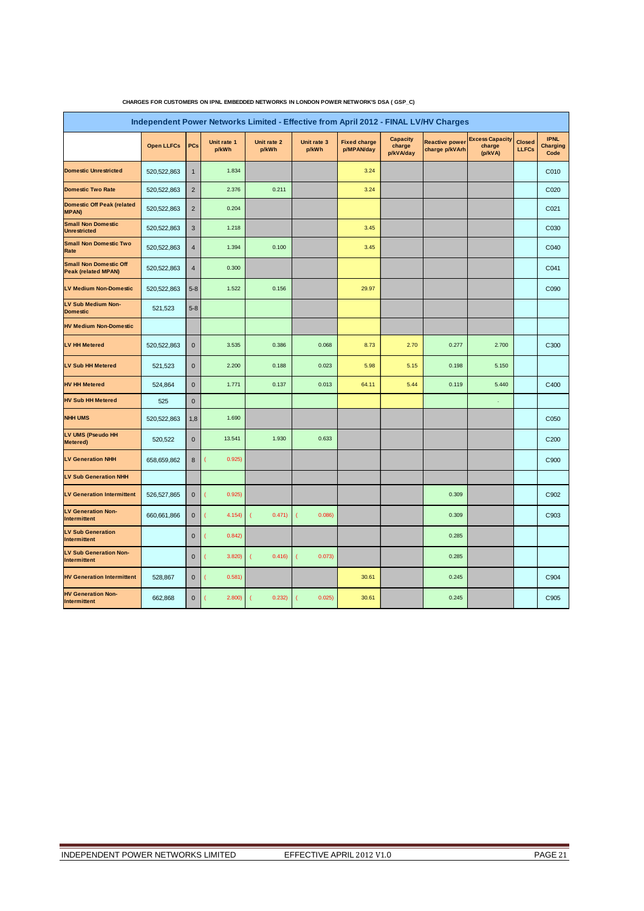**CHARGES FOR CUSTOMERS ON IPNL EMBEDDED NETWORKS IN LONDON POWER NETWORK'S DSA ( GSP_C)**

| Independent Power Networks Limited - Effective from April 2012 - FINAL LV/HV Charges | | | | | | | | | | | |
|---|---|---|---|---|---|---|---|---|---|---|---|
| | Open LLFCs | PCs | Unit rate 1 p/kWh | Unit rate 2 p/kWh | Unit rate 3 p/kWh | Fixed charge p/MPAN/day | Capacity charge p/kVA/day | Reactive power charge p/kVArh | Excess Capacity charge (p/kVA) | Closed LLFCs | IPNL Charging Code |
| Domestic Unrestricted | 520,522,863 | 1 | 1.834 | | | 3.24 | | | | | C010 |
| Domestic Two Rate | 520,522,863 | 2 | 2.376 | 0.211 | | 3.24 | | | | | C020 |
| Domestic Off Peak (related MPAN) | 520,522,863 | 2 | 0.204 | | | | | | | | C021 |
| Small Non Domestic Unrestricted | 520,522,863 | 3 | 1.218 | | | 3.45 | | | | | C030 |
| Small Non Domestic Two Rate | 520,522,863 | 4 | 1.394 | 0.100 | | 3.45 | | | | | C040 |
| Small Non Domestic Off Peak (related MPAN) | 520,522,863 | 4 | 0.300 | | | | | | | | C041 |
| LV Medium Non-Domestic | 520,522,863 | 5-8 | 1.522 | 0.156 | | 29.97 | | | | | C090 |
| LV Sub Medium Non-Domestic | 521,523 | 5-8 | | | | | | | | | |
| HV Medium Non-Domestic | | | | | | | | | | | |
| LV HH Metered | 520,522,863 | 0 | 3.535 | 0.386 | 0.068 | 8.73 | 2.70 | 0.277 | 2.700 | | C300 |
| LV Sub HH Metered | 521,523 | 0 | 2.200 | 0.188 | 0.023 | 5.98 | 5.15 | 0.198 | 5.150 | | |
| HV HH Metered | 524,864 | 0 | 1.771 | 0.137 | 0.013 | 64.11 | 5.44 | 0.119 | 5.440 | | C400 |
| HV Sub HH Metered | 525 | 0 | | | | | | | - | | |
| NHH UMS | 520,522,863 | 1,8 | 1.690 | | | | | | | | C050 |
| LV UMS (Pseudo HH Metered) | 520,522 | 0 | 13.541 | 1.930 | 0.633 | | | | | | C200 |
| LV Generation NHH | 658,659,862 | 8 | (0.925) | | | | | | | | C900 |
| LV Sub Generation NHH | | | | | | | | | | | |
| LV Generation Intermittent | 526,527,865 | 0 | (0.925) | | | | | 0.309 | | | C902 |
| LV Generation Non-Intermittent | 660,661,866 | 0 | (4.154) | (0.471) | (0.086) | | | 0.309 | | | C903 |
| LV Sub Generation Intermittent | | 0 | (0.842) | | | | | 0.285 | | | |
| LV Sub Generation Non-Intermittent | | 0 | (3.820) | (0.416) | (0.073) | | | 0.285 | | | |
| HV Generation Intermittent | 528,867 | 0 | (0.581) | | | 30.61 | | 0.245 | | | C904 |
| HV Generation Non-Intermittent | 662,868 | 0 | (2.800) | (0.232) | (0.025) | 30.61 | | 0.245 | | | C905 |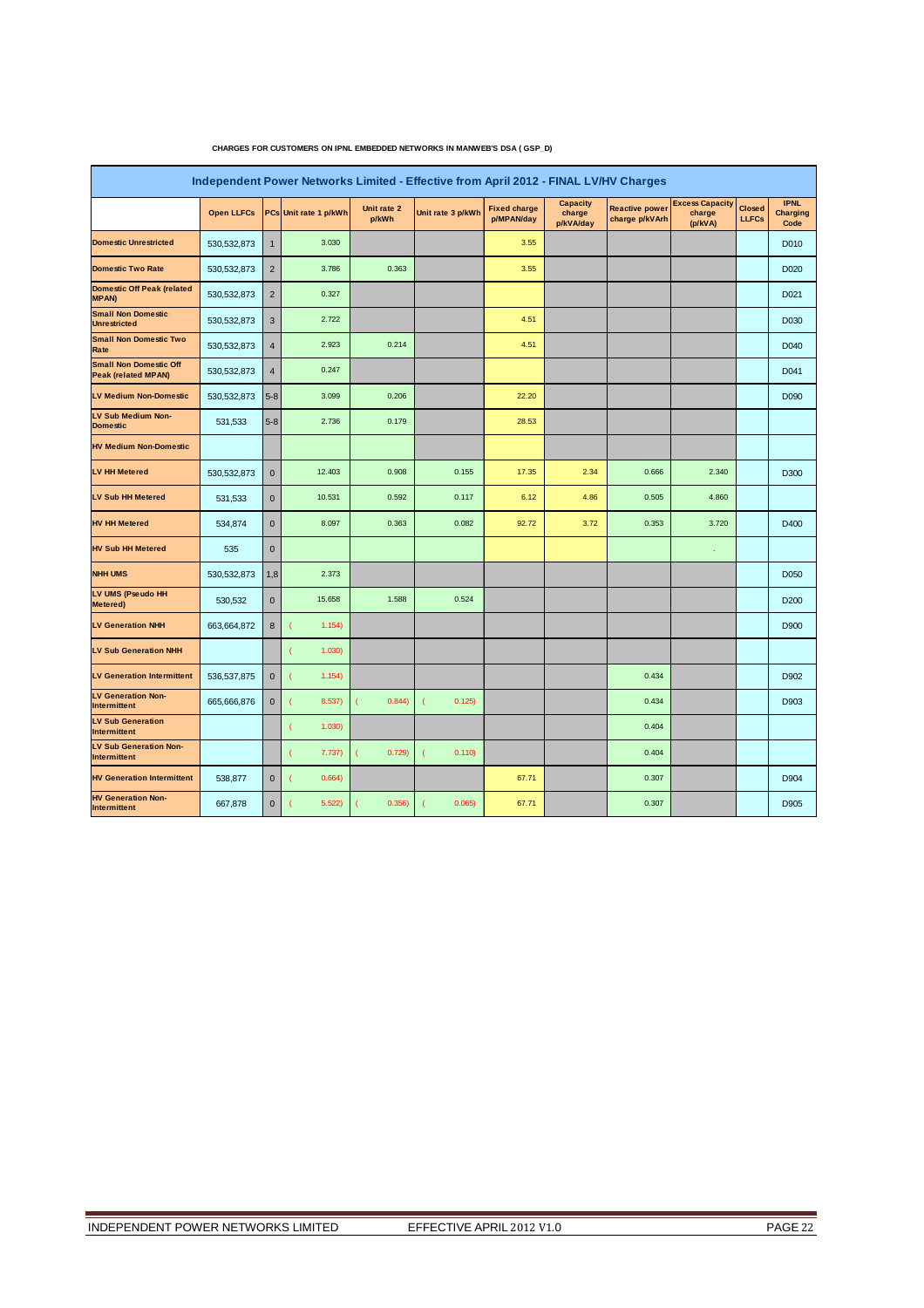**CHARGES FOR CUSTOMERS ON IPNL EMBEDDED NETWORKS IN MANWEB'S DSA ( GSP_D)**

| Independent Power Networks Limited - Effective from April 2012 - FINAL LV/HV Charges | | | | | | | | | | | | |
|---|---|---|---|---|---|---|---|---|---|---|---|---|
| | Open LLFCs | PCs | Unit rate 1 p/kWh | Unit rate 2 p/kWh | Unit rate 3 p/kWh | Fixed charge p/MPAN/day | Capacity charge p/kVA/day | Reactive power charge p/kVArh | Excess Capacity charge (p/kVA) | Closed LLFCs | IPNL Charging Code |
| Domestic Unrestricted | 530,532,873 | 1 | 3.030 | | | 3.55 | | | | | D010 |
| Domestic Two Rate | 530,532,873 | 2 | 3.786 | 0.363 | | 3.55 | | | | | D020 |
| Domestic Off Peak (related MPAN) | 530,532,873 | 2 | 0.327 | | | | | | | | D021 |
| Small Non Domestic Unrestricted | 530,532,873 | 3 | 2.722 | | | 4.51 | | | | | D030 |
| Small Non Domestic Two Rate | 530,532,873 | 4 | 2.923 | 0.214 | | 4.51 | | | | | D040 |
| Small Non Domestic Off Peak (related MPAN) | 530,532,873 | 4 | 0.247 | | | | | | | | D041 |
| LV Medium Non-Domestic | 530,532,873 | 5-8 | 3.099 | 0.206 | | 22.20 | | | | | D090 |
| LV Sub Medium Non-Domestic | 531,533 | 5-8 | 2.736 | 0.179 | | 28.53 | | | | | |
| HV Medium Non-Domestic | | | | | | | | | | | |
| LV HH Metered | 530,532,873 | 0 | 12.403 | 0.908 | 0.155 | 17.35 | 2.34 | 0.666 | 2.340 | | D300 |
| LV Sub HH Metered | 531,533 | 0 | 10.531 | 0.592 | 0.117 | 6.12 | 4.86 | 0.505 | 4.860 | | |
| HV HH Metered | 534,874 | 0 | 8.097 | 0.363 | 0.082 | 92.72 | 3.72 | 0.353 | 3.720 | | D400 |
| HV Sub HH Metered | 535 | 0 | | | | | | | . | | |
| NHH UMS | 530,532,873 | 1,8 | 2.373 | | | | | | | | D050 |
| LV UMS (Pseudo HH Metered) | 530,532 | 0 | 15.658 | 1.588 | 0.524 | | | | | | D200 |
| LV Generation NHH | 663,664,872 | 8 | (1.154) | | | | | | | | D900 |
| LV Sub Generation NHH | | | (1.030) | | | | | | | | |
| LV Generation Intermittent | 536,537,875 | 0 | (1.154) | | | | | 0.434 | | | D902 |
| LV Generation Non-Intermittent | 665,666,876 | 0 | (8.537) | (0.844) | (0.125) | | | 0.434 | | | D903 |
| LV Sub Generation Intermittent | | | (1.030) | | | | | 0.404 | | | |
| LV Sub Generation Non-Intermittent | | | (7.737) | (0.729) | (0.110) | | | 0.404 | | | |
| HV Generation Intermittent | 538,877 | 0 | (0.664) | | | 67.71 | | 0.307 | | | D904 |
| HV Generation Non-Intermittent | 667,878 | 0 | (5.522) | (0.356) | (0.065) | 67.71 | | 0.307 | | | D905 |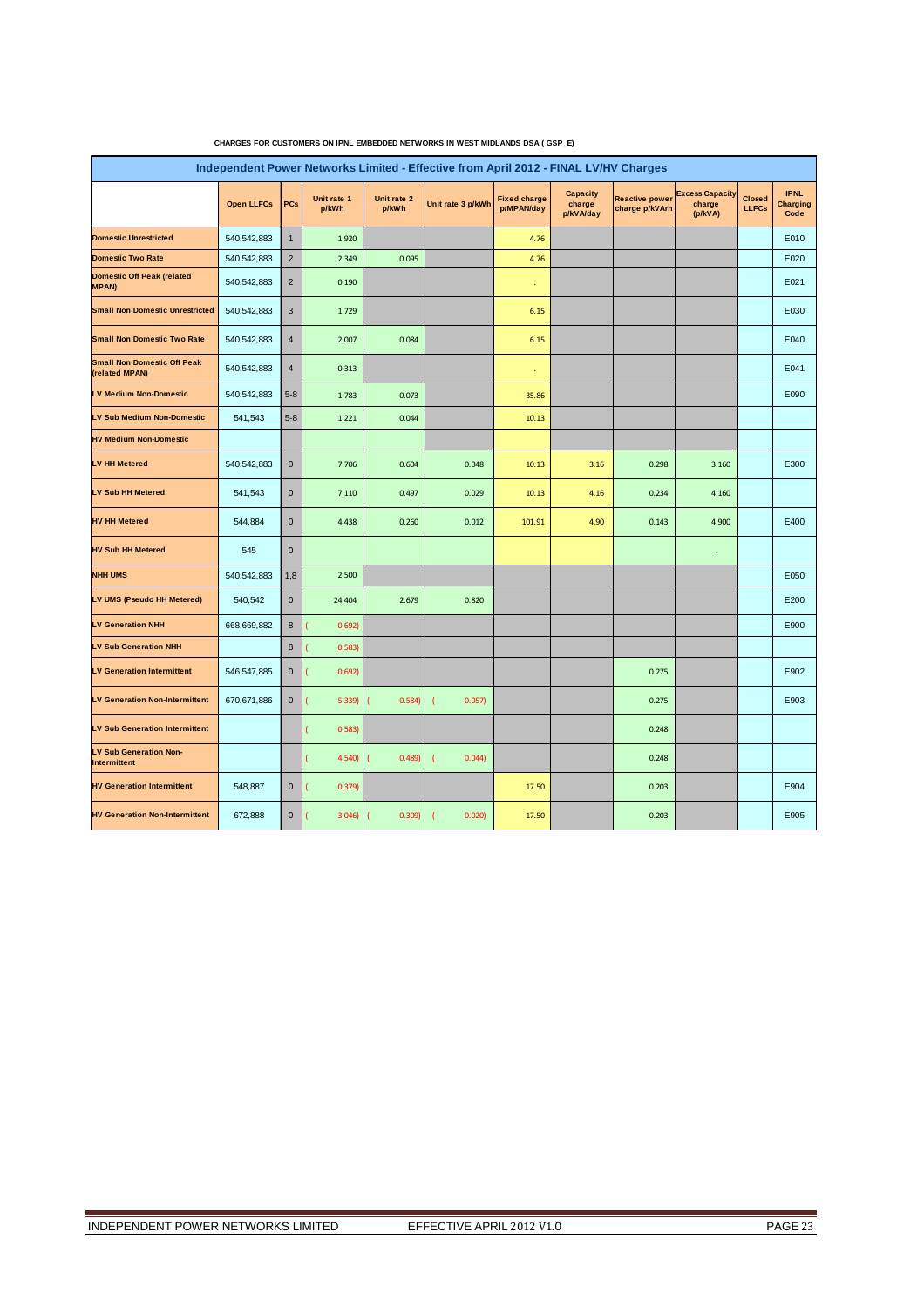CHARGES FOR CUSTOMERS ON IPNL EMBEDDED NETWORKS IN WEST MIDLANDS DSA ( GSP_E)

| Independent Power Networks Limited - Effective from April 2012 - FINAL LV/HV Charges | | | | | | | | | | | | |
|---|---|---|---|---|---|---|---|---|---|---|---|---|
| | Open LLFCs | PCs | Unit rate 1 p/kWh | Unit rate 2 p/kWh | Unit rate 3 p/kWh | Fixed charge p/MPAN/day | Capacity charge p/kVA/day | Reactive power charge p/kVArh | Excess Capacity charge (p/kVA) | Closed LLFCs | IPNL Charging Code |
| Domestic Unrestricted | 540,542,883 | 1 | 1.920 | | | 4.76 | | | | | E010 |
| Domestic Two Rate | 540,542,883 | 2 | 2.349 | 0.095 | | 4.76 | | | | | E020 |
| Domestic Off Peak (related MPAN) | 540,542,883 | 2 | 0.190 | | | - | | | | | E021 |
| Small Non Domestic Unrestricted | 540,542,883 | 3 | 1.729 | | | 6.15 | | | | | E030 |
| Small Non Domestic Two Rate | 540,542,883 | 4 | 2.007 | 0.084 | | 6.15 | | | | | E040 |
| Small Non Domestic Off Peak (related MPAN) | 540,542,883 | 4 | 0.313 | | | - | | | | | E041 |
| LV Medium Non-Domestic | 540,542,883 | 5-8 | 1.783 | 0.073 | | 35.86 | | | | | E090 |
| LV Sub Medium Non-Domestic | 541,543 | 5-8 | 1.221 | 0.044 | | 10.13 | | | | | |
| HV Medium Non-Domestic | | | | | | | | | | | |
| LV HH Metered | 540,542,883 | 0 | 7.706 | 0.604 | 0.048 | 10.13 | 3.16 | 0.298 | 3.160 | | E300 |
| LV Sub HH Metered | 541,543 | 0 | 7.110 | 0.497 | 0.029 | 10.13 | 4.16 | 0.234 | 4.160 | | |
| HV HH Metered | 544,884 | 0 | 4.438 | 0.260 | 0.012 | 101.91 | 4.90 | 0.143 | 4.900 | | E400 |
| HV Sub HH Metered | 545 | 0 | | | | | | | - | | |
| NHH UMS | 540,542,883 | 1,8 | 2.500 | | | | | | | | E050 |
| LV UMS (Pseudo HH Metered) | 540,542 | 0 | 24.404 | 2.679 | 0.820 | | | | | | E200 |
| LV Generation NHH | 668,669,882 | 8 | (0.692) | | | | | | | | E900 |
| LV Sub Generation NHH | | 8 | (0.583) | | | | | | | | |
| LV Generation Intermittent | 546,547,885 | 0 | (0.692) | | | | | 0.275 | | | E902 |
| LV Generation Non-Intermittent | 670,671,886 | 0 | (5.339) | (0.584) | (0.057) | | | 0.275 | | | E903 |
| LV Sub Generation Intermittent | | | (0.583) | | | | | 0.248 | | | |
| LV Sub Generation Non-Intermittent | | | (4.540) | (0.489) | (0.044) | | | 0.248 | | | |
| HV Generation Intermittent | 548,887 | 0 | (0.379) | | | 17.50 | | 0.203 | | | E904 |
| HV Generation Non-Intermittent | 672,888 | 0 | (3.046) | (0.309) | (0.020) | 17.50 | | 0.203 | | | E905 |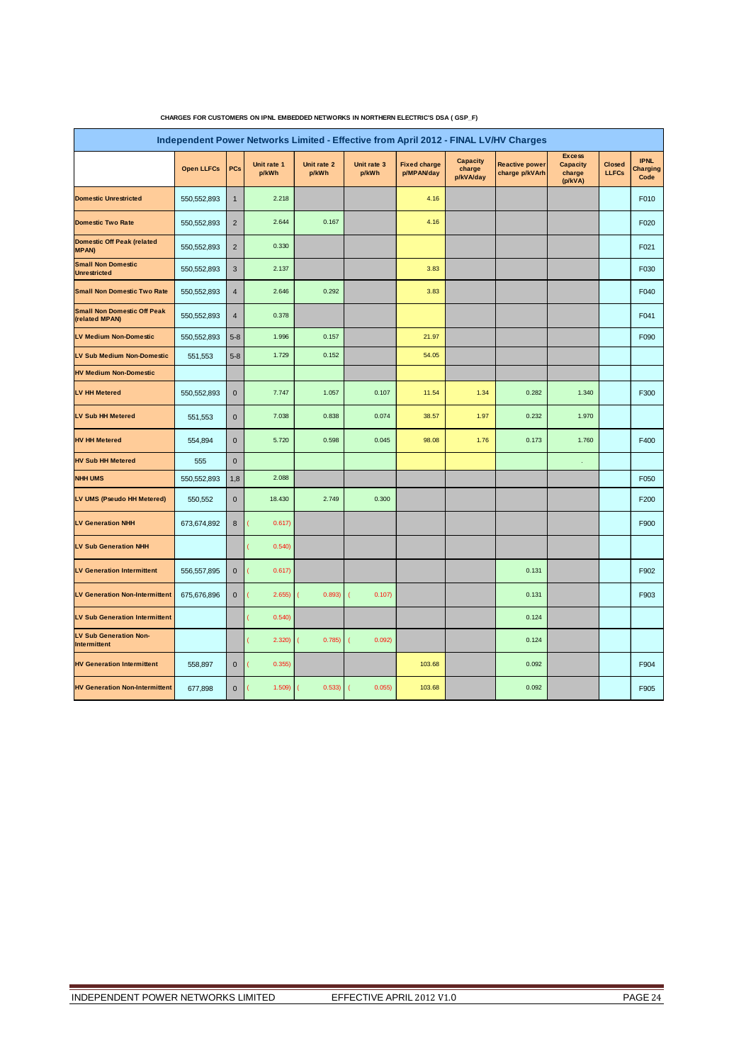**CHARGES FOR CUSTOMERS ON IPNL EMBEDDED NETWORKS IN NORTHERN ELECTRIC'S DSA ( GSP_F)**

| Independent Power Networks Limited - Effective from April 2012 - FINAL LV/HV Charges | | | | | | | | | | | |
|---|---|---|---|---|---|---|---|---|---|---|---|
| | Open LLFCs | PCs | Unit rate 1 p/kWh | Unit rate 2 p/kWh | Unit rate 3 p/kWh | Fixed charge p/MPAN/day | Capacity charge p/kVA/day | Reactive power charge p/kVArh | Excess Capacity charge (p/kVA) | Closed LLFCs | IPNL Charging Code |
| Domestic Unrestricted | 550,552,893 | 1 | 2.218 | | | 4.16 | | | | | F010 |
| Domestic Two Rate | 550,552,893 | 2 | 2.644 | 0.167 | | 4.16 | | | | | F020 |
| Domestic Off Peak (related MPAN) | 550,552,893 | 2 | 0.330 | | | | | | | | F021 |
| Small Non Domestic Unrestricted | 550,552,893 | 3 | 2.137 | | | 3.83 | | | | | F030 |
| Small Non Domestic Two Rate | 550,552,893 | 4 | 2.646 | 0.292 | | 3.83 | | | | | F040 |
| Small Non Domestic Off Peak (related MPAN) | 550,552,893 | 4 | 0.378 | | | | | | | | F041 |
| LV Medium Non-Domestic | 550,552,893 | 5-8 | 1.996 | 0.157 | | 21.97 | | | | | F090 |
| LV Sub Medium Non-Domestic | 551,553 | 5-8 | 1.729 | 0.152 | | 54.05 | | | | | |
| HV Medium Non-Domestic | | | | | | | | | | | |
| LV HH Metered | 550,552,893 | 0 | 7.747 | 1.057 | 0.107 | 11.54 | 1.34 | 0.282 | 1.340 | | F300 |
| LV Sub HH Metered | 551,553 | 0 | 7.038 | 0.838 | 0.074 | 38.57 | 1.97 | 0.232 | 1.970 | | |
| HV HH Metered | 554,894 | 0 | 5.720 | 0.598 | 0.045 | 98.08 | 1.76 | 0.173 | 1.760 | | F400 |
| HV Sub HH Metered | 555 | 0 | | | | | | | . | | |
| NHH UMS | 550,552,893 | 1,8 | 2.088 | | | | | | | | F050 |
| LV UMS (Pseudo HH Metered) | 550,552 | 0 | 18.430 | 2.749 | 0.300 | | | | | | F200 |
| LV Generation NHH | 673,674,892 | 8 | (0.617) | | | | | | | | F900 |
| LV Sub Generation NHH | | | (0.540) | | | | | | | | |
| LV Generation Intermittent | 556,557,895 | 0 | (0.617) | | | | | 0.131 | | | F902 |
| LV Generation Non-Intermittent | 675,676,896 | 0 | (2.655) | (0.893) | (0.107) | | | 0.131 | | | F903 |
| LV Sub Generation Intermittent | | | (0.540) | | | | | 0.124 | | | |
| LV Sub Generation Non-Intermittent | | | (2.320) | (0.785) | (0.092) | | | 0.124 | | | |
| HV Generation Intermittent | 558,897 | 0 | (0.355) | | | 103.68 | | 0.092 | | | F904 |
| HV Generation Non-Intermittent | 677,898 | 0 | (1.509) | (0.533) | (0.055) | 103.68 | | 0.092 | | | F905 |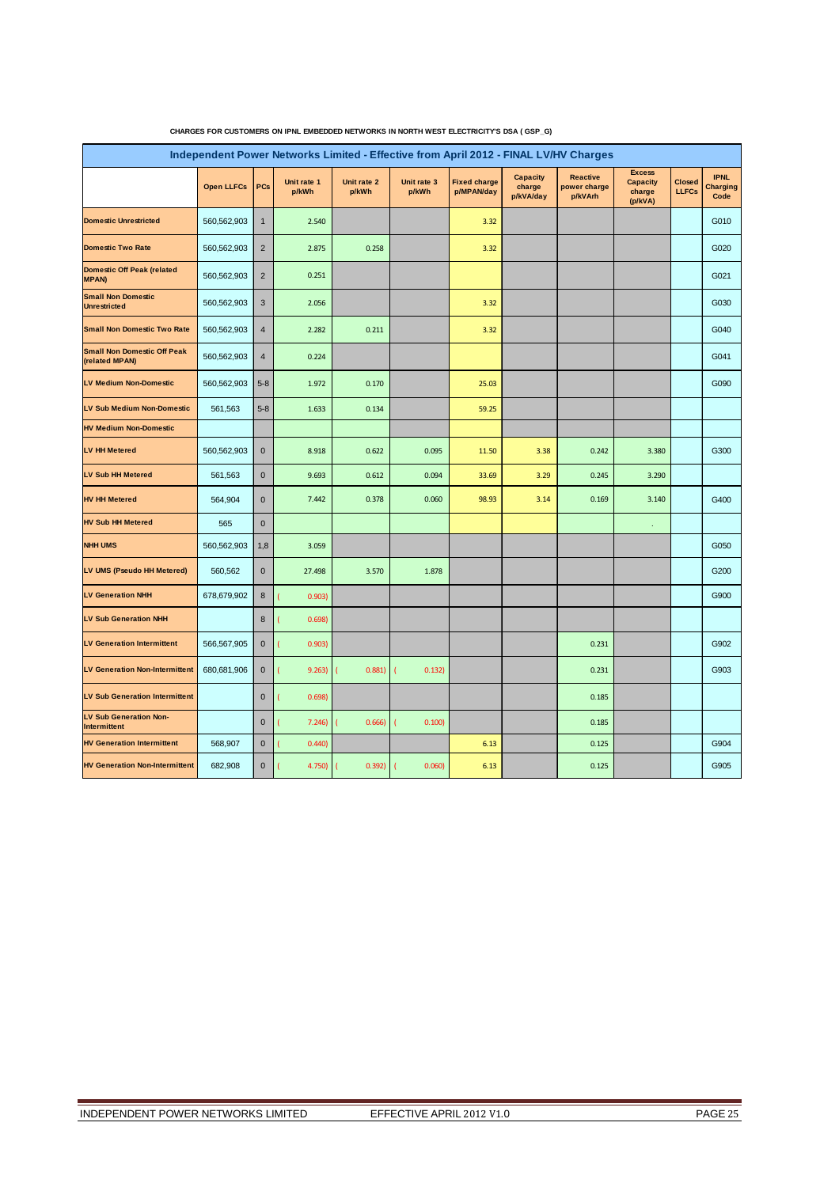**CHARGES FOR CUSTOMERS ON IPNL EMBEDDED NETWORKS IN NORTH WEST ELECTRICITY'S DSA ( GSP_G)**

| Independent Power Networks Limited - Effective from April 2012 - FINAL LV/HV Charges | | | | | | | | | | | |
|---|---|---|---|---|---|---|---|---|---|---|---|
| | Open LLFCs | PCs | Unit rate 1 p/kWh | Unit rate 2 p/kWh | Unit rate 3 p/kWh | Fixed charge p/MPAN/day | Capacity charge p/kVA/day | Reactive power charge p/kVArh | Excess Capacity charge (p/kVA) | Closed LLFCs | IPNL Charging Code |
| Domestic Unrestricted | 560,562,903 | 1 | 2.540 | | | 3.32 | | | | | G010 |
| Domestic Two Rate | 560,562,903 | 2 | 2.875 | 0.258 | | 3.32 | | | | | G020 |
| Domestic Off Peak (related MPAN) | 560,562,903 | 2 | 0.251 | | | | | | | | G021 |
| Small Non Domestic Unrestricted | 560,562,903 | 3 | 2.056 | | | 3.32 | | | | | G030 |
| Small Non Domestic Two Rate | 560,562,903 | 4 | 2.282 | 0.211 | | 3.32 | | | | | G040 |
| Small Non Domestic Off Peak (related MPAN) | 560,562,903 | 4 | 0.224 | | | | | | | | G041 |
| LV Medium Non-Domestic | 560,562,903 | 5-8 | 1.972 | 0.170 | | 25.03 | | | | | G090 |
| LV Sub Medium Non-Domestic | 561,563 | 5-8 | 1.633 | 0.134 | | 59.25 | | | | | |
| HV Medium Non-Domestic | | | | | | | | | | | |
| LV HH Metered | 560,562,903 | 0 | 8.918 | 0.622 | 0.095 | 11.50 | 3.38 | 0.242 | 3.380 | | G300 |
| LV Sub HH Metered | 561,563 | 0 | 9.693 | 0.612 | 0.094 | 33.69 | 3.29 | 0.245 | 3.290 | | |
| HV HH Metered | 564,904 | 0 | 7.442 | 0.378 | 0.060 | 98.93 | 3.14 | 0.169 | 3.140 | | G400 |
| HV Sub HH Metered | 565 | 0 | | | | | | | . | | |
| NHH UMS | 560,562,903 | 1,8 | 3.059 | | | | | | | | G050 |
| LV UMS (Pseudo HH Metered) | 560,562 | 0 | 27.498 | 3.570 | 1.878 | | | | | | G200 |
| LV Generation NHH | 678,679,902 | 8 | (0.903) | | | | | | | | G900 |
| LV Sub Generation NHH | | 8 | (0.698) | | | | | | | | |
| LV Generation Intermittent | 566,567,905 | 0 | (0.903) | | | | | 0.231 | | | G902 |
| LV Generation Non-Intermittent | 680,681,906 | 0 | (9.263) | (0.881) | (0.132) | | | 0.231 | | | G903 |
| LV Sub Generation Intermittent | | 0 | (0.698) | | | | | 0.185 | | | |
| LV Sub Generation Non-Intermittent | | 0 | (7.246) | (0.666) | (0.100) | | | 0.185 | | | |
| HV Generation Intermittent | 568,907 | 0 | (0.440) | | | 6.13 | | 0.125 | | | G904 |
| HV Generation Non-Intermittent | 682,908 | 0 | (4.750) | (0.392) | (0.060) | 6.13 | | 0.125 | | | G905 |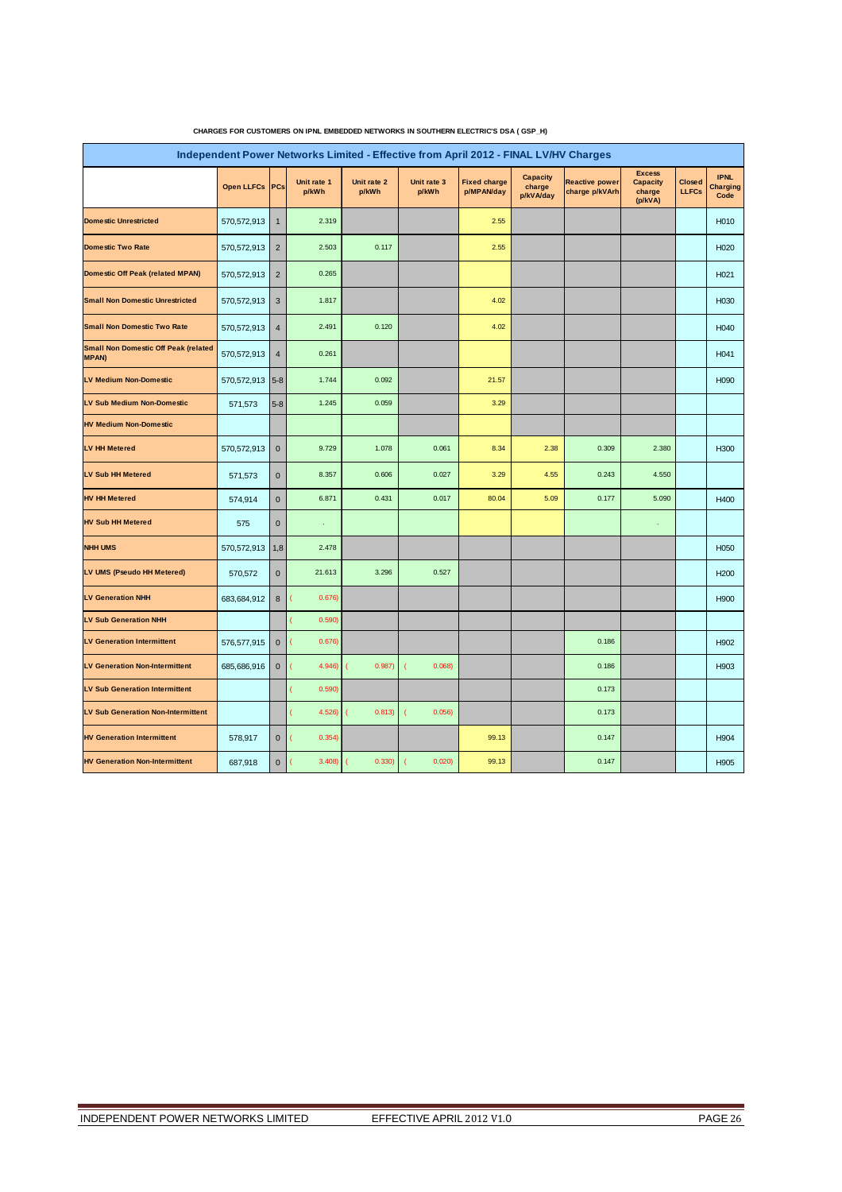**CHARGES FOR CUSTOMERS ON IPNL EMBEDDED NETWORKS IN SOUTHERN ELECTRIC'S DSA ( GSP_H)**

| Independent Power Networks Limited - Effective from April 2012 - FINAL LV/HV Charges | | | | | | | | | | | | |
|---|---|---|---|---|---|---|---|---|---|---|---|---|
| | Open LLFCs | PCs | Unit rate 1 p/kWh | Unit rate 2 p/kWh | Unit rate 3 p/kWh | Fixed charge p/MPAN/day | Capacity charge p/kVA/day | Reactive power charge p/kVArh | Excess Capacity charge (p/kVA) | Closed LLFCs | IPNL Charging Code |
| **Domestic Unrestricted** | 570,572,913 | 1 | 2.319 | | | 2.55 | | | | | H010 |
| **Domestic Two Rate** | 570,572,913 | 2 | 2.503 | 0.117 | | 2.55 | | | | | H020 |
| **Domestic Off Peak (related MPAN)** | 570,572,913 | 2 | 0.265 | | | | | | | | H021 |
| **Small Non Domestic Unrestricted** | 570,572,913 | 3 | 1.817 | | | 4.02 | | | | | H030 |
| **Small Non Domestic Two Rate** | 570,572,913 | 4 | 2.491 | 0.120 | | 4.02 | | | | | H040 |
| **Small Non Domestic Off Peak (related MPAN)** | 570,572,913 | 4 | 0.261 | | | | | | | | H041 |
| **LV Medium Non-Domestic** | 570,572,913 | 5-8 | 1.744 | 0.092 | | 21.57 | | | | | H090 |
| **LV Sub Medium Non-Domestic** | 571,573 | 5-8 | 1.245 | 0.059 | | 3.29 | | | | | |
| **HV Medium Non-Domestic** | | | | | | | | | | | |
| **LV HH Metered** | 570,572,913 | 0 | 9.729 | 1.078 | 0.061 | 8.34 | 2.38 | 0.309 | 2.380 | | H300 |
| **LV Sub HH Metered** | 571,573 | 0 | 8.357 | 0.606 | 0.027 | 3.29 | 4.55 | 0.243 | 4.550 | | |
| **HV HH Metered** | 574,914 | 0 | 6.871 | 0.431 | 0.017 | 80.04 | 5.09 | 0.177 | 5.090 | | H400 |
| **HV Sub HH Metered** | 575 | 0 | - | | | | | | - | | |
| **NHH UMS** | 570,572,913 | 1,8 | 2.478 | | | | | | | | H050 |
| **LV UMS (Pseudo HH Metered)** | 570,572 | 0 | 21.613 | 3.296 | 0.527 | | | | | | H200 |
| **LV Generation NHH** | 683,684,912 | 8 | (0.676) | | | | | | | | H900 |
| **LV Sub Generation NHH** | | | (0.590) | | | | | | | | |
| **LV Generation Intermittent** | 576,577,915 | 0 | (0.676) | | | | | 0.186 | | | H902 |
| **LV Generation Non-Intermittent** | 685,686,916 | 0 | (4.946) | (0.987) | (0.068) | | | 0.186 | | | H903 |
| **LV Sub Generation Intermittent** | | | (0.590) | | | | | 0.173 | | | |
| **LV Sub Generation Non-Intermittent** | | | (4.526) | (0.813) | (0.056) | | | 0.173 | | | |
| **HV Generation Intermittent** | 578,917 | 0 | (0.354) | | | 99.13 | | 0.147 | | | H904 |
| **HV Generation Non-Intermittent** | 687,918 | 0 | (3.408) | (0.330) | (0.020) | 99.13 | | 0.147 | | | H905 |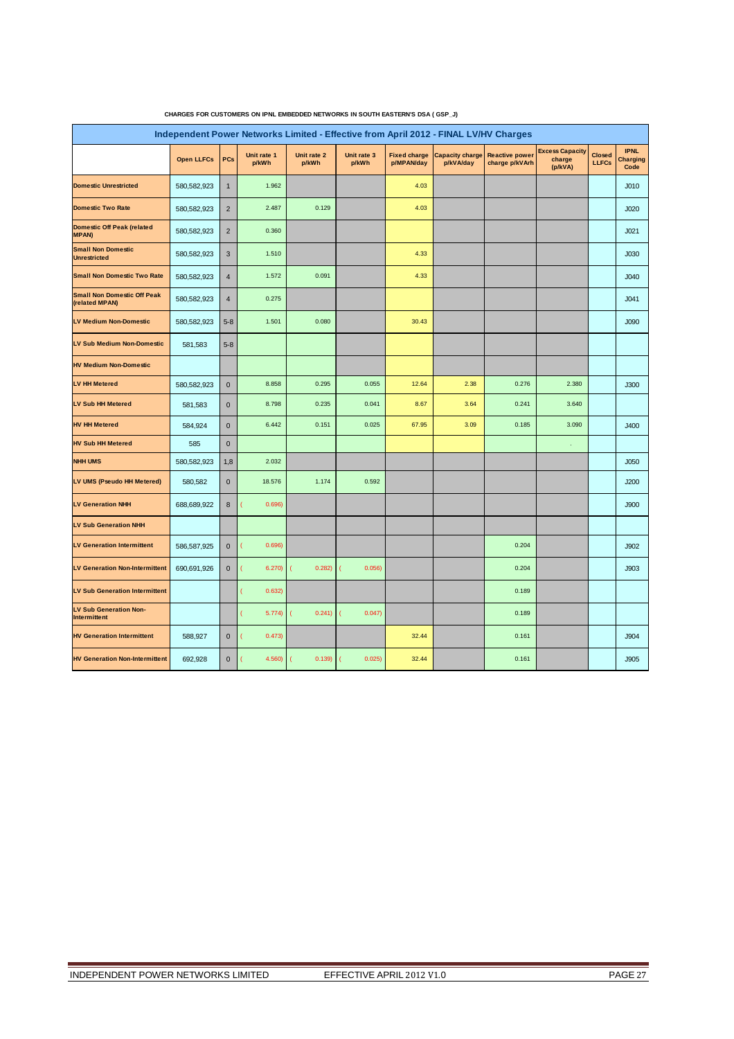CHARGES FOR CUSTOMERS ON IPNL EMBEDDED NETWORKS IN SOUTH EASTERN'S DSA ( GSP_J)

| Independent Power Networks Limited - Effective from April 2012 - FINAL LV/HV Charges | | | | | | | | | | | | |
|---|---|---|---|---|---|---|---|---|---|---|---|---|
| | Open LLFCs | PCs | Unit rate 1 p/kWh | Unit rate 2 p/kWh | Unit rate 3 p/kWh | Fixed charge p/MPAN/day | Capacity charge p/kVA/day | Reactive power charge p/kVArh | Excess Capacity charge (p/kVA) | Closed LLFCs | IPNL Charging Code |
| **Domestic Unrestricted** | 580,582,923 | 1 | 1.962 | | | 4.03 | | | | | J010 |
| **Domestic Two Rate** | 580,582,923 | 2 | 2.487 | 0.129 | | 4.03 | | | | | J020 |
| **Domestic Off Peak (related MPAN)** | 580,582,923 | 2 | 0.360 | | | | | | | | J021 |
| **Small Non Domestic Unrestricted** | 580,582,923 | 3 | 1.510 | | | 4.33 | | | | | J030 |
| **Small Non Domestic Two Rate** | 580,582,923 | 4 | 1.572 | 0.091 | | 4.33 | | | | | J040 |
| **Small Non Domestic Off Peak (related MPAN)** | 580,582,923 | 4 | 0.275 | | | | | | | | J041 |
| **LV Medium Non-Domestic** | 580,582,923 | 5-8 | 1.501 | 0.080 | | 30.43 | | | | | J090 |
| **LV Sub Medium Non-Domestic** | 581,583 | 5-8 | | | | | | | | | |
| **HV Medium Non-Domestic** | | | | | | | | | | | |
| **LV HH Metered** | 580,582,923 | 0 | 8.858 | 0.295 | 0.055 | 12.64 | 2.38 | 0.276 | 2.380 | | J300 |
| **LV Sub HH Metered** | 581,583 | 0 | 8.798 | 0.235 | 0.041 | 8.67 | 3.64 | 0.241 | 3.640 | | |
| **HV HH Metered** | 584,924 | 0 | 6.442 | 0.151 | 0.025 | 67.95 | 3.09 | 0.185 | 3.090 | | J400 |
| **HV Sub HH Metered** | 585 | 0 | | | | | | | - | | |
| **NHH UMS** | 580,582,923 | 1,8 | 2.032 | | | | | | | | J050 |
| **LV UMS (Pseudo HH Metered)** | 580,582 | 0 | 18.576 | 1.174 | 0.592 | | | | | | J200 |
| **LV Generation NHH** | 688,689,922 | 8 | (0.696) | | | | | | | | J900 |
| **LV Sub Generation NHH** | | | | | | | | | | | |
| **LV Generation Intermittent** | 586,587,925 | 0 | (0.696) | | | | | 0.204 | | | J902 |
| **LV Generation Non-Intermittent** | 690,691,926 | 0 | (6.270) | (0.282) | (0.056) | | | 0.204 | | | J903 |
| **LV Sub Generation Intermittent** | | | (0.632) | | | | | 0.189 | | | |
| **LV Sub Generation Non-Intermittent** | | | (5.774) | (0.241) | (0.047) | | | 0.189 | | | |
| **HV Generation Intermittent** | 588,927 | 0 | (0.473) | | | 32.44 | | 0.161 | | | J904 |
| **HV Generation Non-Intermittent** | 692,928 | 0 | (4.560) | (0.139) | (0.025) | 32.44 | | 0.161 | | | J905 |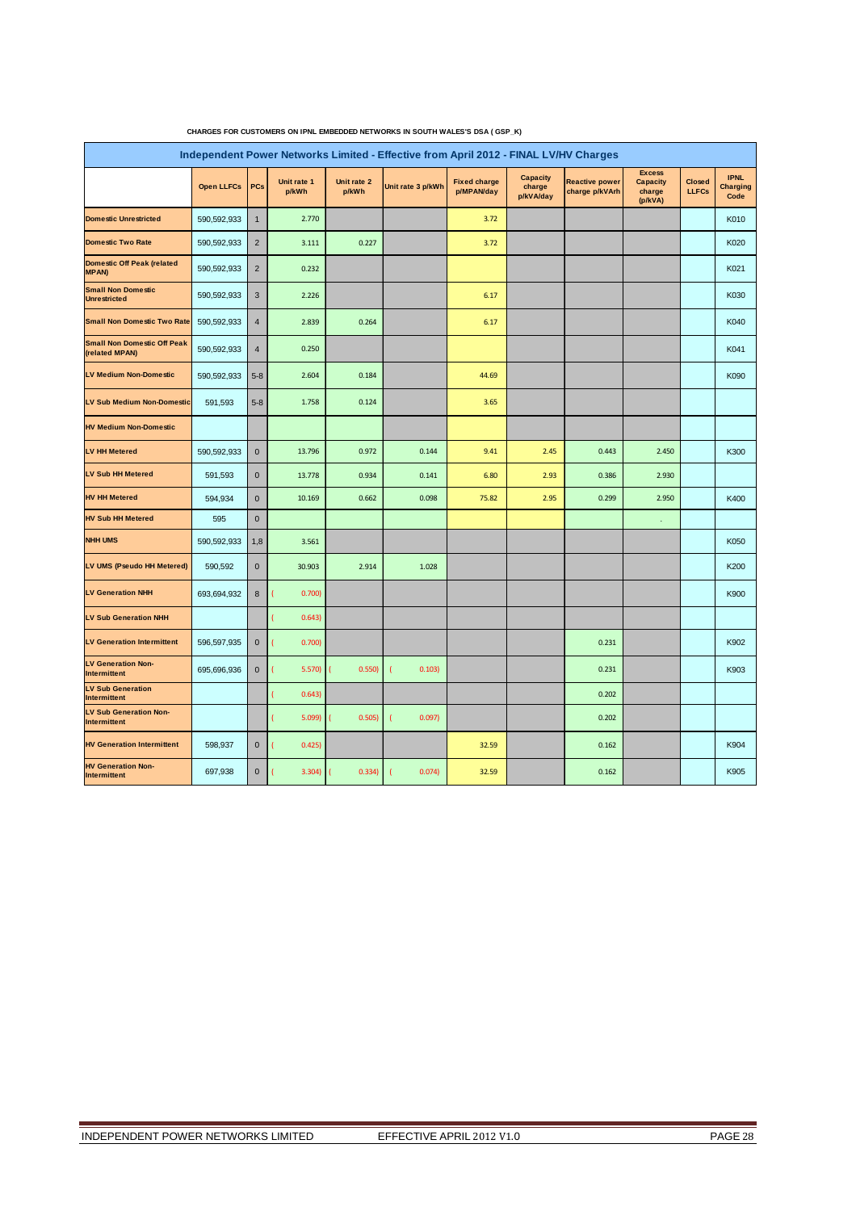CHARGES FOR CUSTOMERS ON IPNL EMBEDDED NETWORKS IN SOUTH WALES'S DSA ( GSP_K)

## Independent Power Networks Limited - Effective from April 2012 - FINAL LV/HV Charges

| | Open LLFCs | PCs | Unit rate 1 p/kWh | Unit rate 2 p/kWh | Unit rate 3 p/kWh | Fixed charge p/MPAN/day | Capacity charge p/kVA/day | Reactive power charge p/kVArh | Excess Capacity charge (p/kVA) | Closed LLFCs | IPNL Charging Code |
|---|---|---|---|---|---|---|---|---|---|---|---|
| Domestic Unrestricted | 590,592,933 | 1 | 2.770 | | | 3.72 | | | | | K010 |
| Domestic Two Rate | 590,592,933 | 2 | 3.111 | 0.227 | | 3.72 | | | | | K020 |
| Domestic Off Peak (related MPAN) | 590,592,933 | 2 | 0.232 | | | | | | | | K021 |
| Small Non Domestic Unrestricted | 590,592,933 | 3 | 2.226 | | | 6.17 | | | | | K030 |
| Small Non Domestic Two Rate | 590,592,933 | 4 | 2.839 | 0.264 | | 6.17 | | | | | K040 |
| Small Non Domestic Off Peak (related MPAN) | 590,592,933 | 4 | 0.250 | | | | | | | | K041 |
| LV Medium Non-Domestic | 590,592,933 | 5-8 | 2.604 | 0.184 | | 44.69 | | | | | K090 |
| LV Sub Medium Non-Domestic | 591,593 | 5-8 | 1.758 | 0.124 | | 3.65 | | | | | |
| HV Medium Non-Domestic | | | | | | | | | | | |
| LV HH Metered | 590,592,933 | 0 | 13.796 | 0.972 | 0.144 | 9.41 | 2.45 | 0.443 | 2.450 | | K300 |
| LV Sub HH Metered | 591,593 | 0 | 13.778 | 0.934 | 0.141 | 6.80 | 2.93 | 0.386 | 2.930 | | |
| HV HH Metered | 594,934 | 0 | 10.169 | 0.662 | 0.098 | 75.82 | 2.95 | 0.299 | 2.950 | | K400 |
| HV Sub HH Metered | 595 | 0 | | | | | | | - | | |
| NHH UMS | 590,592,933 | 1,8 | 3.561 | | | | | | | | K050 |
| LV UMS (Pseudo HH Metered) | 590,592 | 0 | 30.903 | 2.914 | 1.028 | | | | | | K200 |
| LV Generation NHH | 693,694,932 | 8 | (0.700) | | | | | | | | K900 |
| LV Sub Generation NHH | | | (0.643) | | | | | | | | |
| LV Generation Intermittent | 596,597,935 | 0 | (0.700) | | | | | 0.231 | | | K902 |
| LV Generation Non-Intermittent | 695,696,936 | 0 | (5.570) | (0.550) | (0.103) | | | 0.231 | | | K903 |
| LV Sub Generation Intermittent | | | (0.643) | | | | | 0.202 | | | |
| LV Sub Generation Non-Intermittent | | | (5.099) | (0.505) | (0.097) | | | 0.202 | | | |
| HV Generation Intermittent | 598,937 | 0 | (0.425) | | | 32.59 | | 0.162 | | | K904 |
| HV Generation Non-Intermittent | 697,938 | 0 | (3.304) | (0.334) | (0.074) | 32.59 | | 0.162 | | | K905 |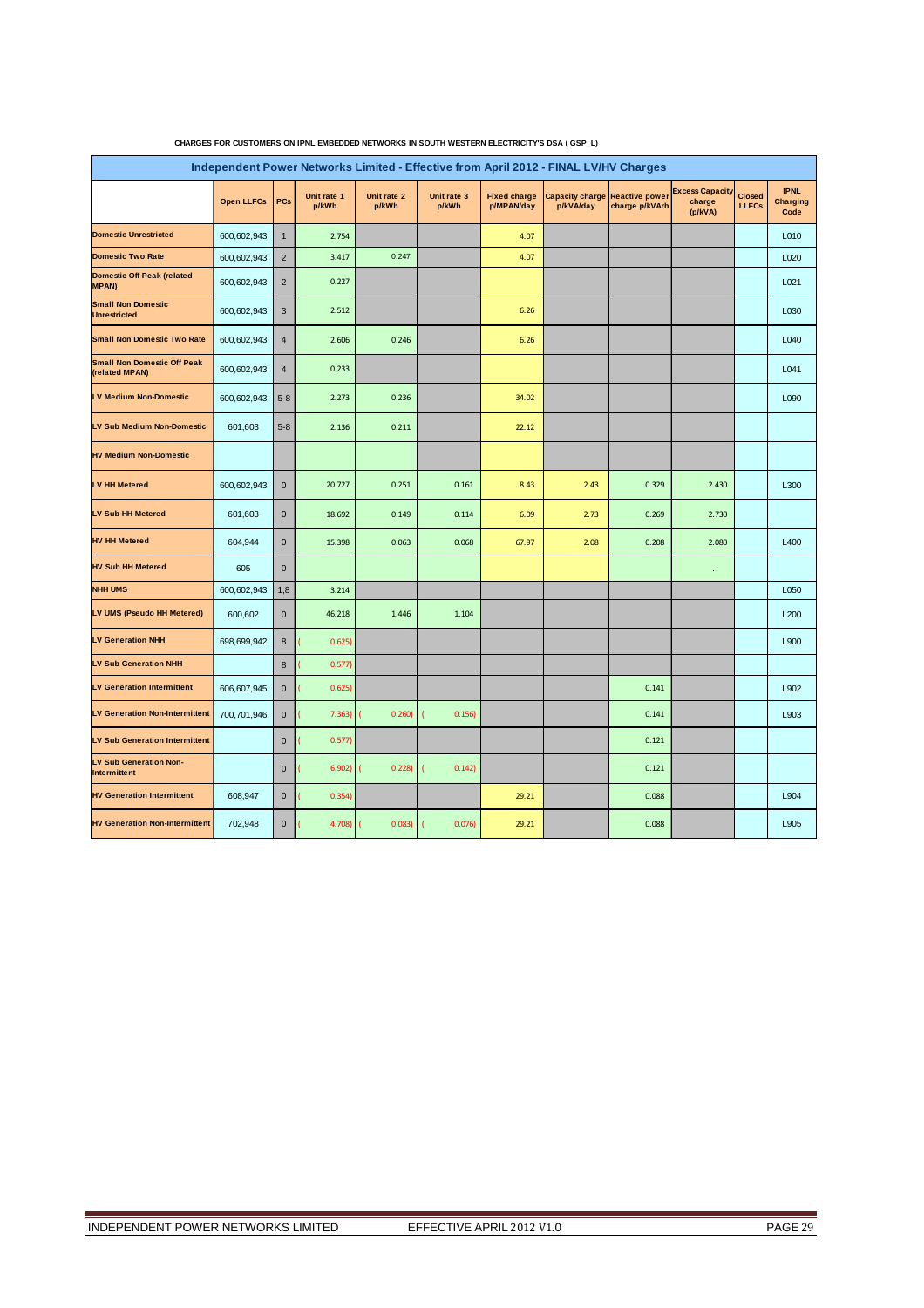**CHARGES FOR CUSTOMERS ON IPNL EMBEDDED NETWORKS IN SOUTH WESTERN ELECTRICITY'S DSA ( GSP_L)**

## Independent Power Networks Limited - Effective from April 2012 - FINAL LV/HV Charges

| | Open LLFCs | PCs | Unit rate 1 p/kWh | Unit rate 2 p/kWh | Unit rate 3 p/kWh | Fixed charge p/MPAN/day | Capacity charge p/kVA/day | Reactive power charge p/kVArh | Excess Capacity charge (p/kVA) | Closed LLFCs | IPNL Charging Code |
|---|---|---|---|---|---|---|---|---|---|---|---|
| Domestic Unrestricted | 600,602,943 | 1 | 2.754 | | | 4.07 | | | | | L010 |
| Domestic Two Rate | 600,602,943 | 2 | 3.417 | 0.247 | | 4.07 | | | | | L020 |
| Domestic Off Peak (related MPAN) | 600,602,943 | 2 | 0.227 | | | | | | | | L021 |
| Small Non Domestic Unrestricted | 600,602,943 | 3 | 2.512 | | | 6.26 | | | | | L030 |
| Small Non Domestic Two Rate | 600,602,943 | 4 | 2.606 | 0.246 | | 6.26 | | | | | L040 |
| Small Non Domestic Off Peak (related MPAN) | 600,602,943 | 4 | 0.233 | | | | | | | | L041 |
| LV Medium Non-Domestic | 600,602,943 | 5-8 | 2.273 | 0.236 | | 34.02 | | | | | L090 |
| LV Sub Medium Non-Domestic | 601,603 | 5-8 | 2.136 | 0.211 | | 22.12 | | | | | |
| HV Medium Non-Domestic | | | | | | | | | | | |
| LV HH Metered | 600,602,943 | 0 | 20.727 | 0.251 | 0.161 | 8.43 | 2.43 | 0.329 | 2.430 | | L300 |
| LV Sub HH Metered | 601,603 | 0 | 18.692 | 0.149 | 0.114 | 6.09 | 2.73 | 0.269 | 2.730 | | |
| HV HH Metered | 604,944 | 0 | 15.398 | 0.063 | 0.068 | 67.97 | 2.08 | 0.208 | 2.080 | | L400 |
| HV Sub HH Metered | 605 | 0 | | | | | | | . | | |
| NHH UMS | 600,602,943 | 1,8 | 3.214 | | | | | | | | L050 |
| LV UMS (Pseudo HH Metered) | 600,602 | 0 | 46.218 | 1.446 | 1.104 | | | | | | L200 |
| LV Generation NHH | 698,699,942 | 8 | (0.625) | | | | | | | | L900 |
| LV Sub Generation NHH | | 8 | (0.577) | | | | | | | | |
| LV Generation Intermittent | 606,607,945 | 0 | (0.625) | | | | | 0.141 | | | L902 |
| LV Generation Non-Intermittent | 700,701,946 | 0 | (7.363) | (0.260) | (0.156) | | | 0.141 | | | L903 |
| LV Sub Generation Intermittent | | 0 | (0.577) | | | | | 0.121 | | | |
| LV Sub Generation Non-Intermittent | | 0 | (6.902) | (0.228) | (0.142) | | | 0.121 | | | |
| HV Generation Intermittent | 608,947 | 0 | (0.354) | | | 29.21 | | 0.088 | | | L904 |
| HV Generation Non-Intermittent | 702,948 | 0 | (4.708) | (0.083) | (0.076) | 29.21 | | 0.088 | | | L905 |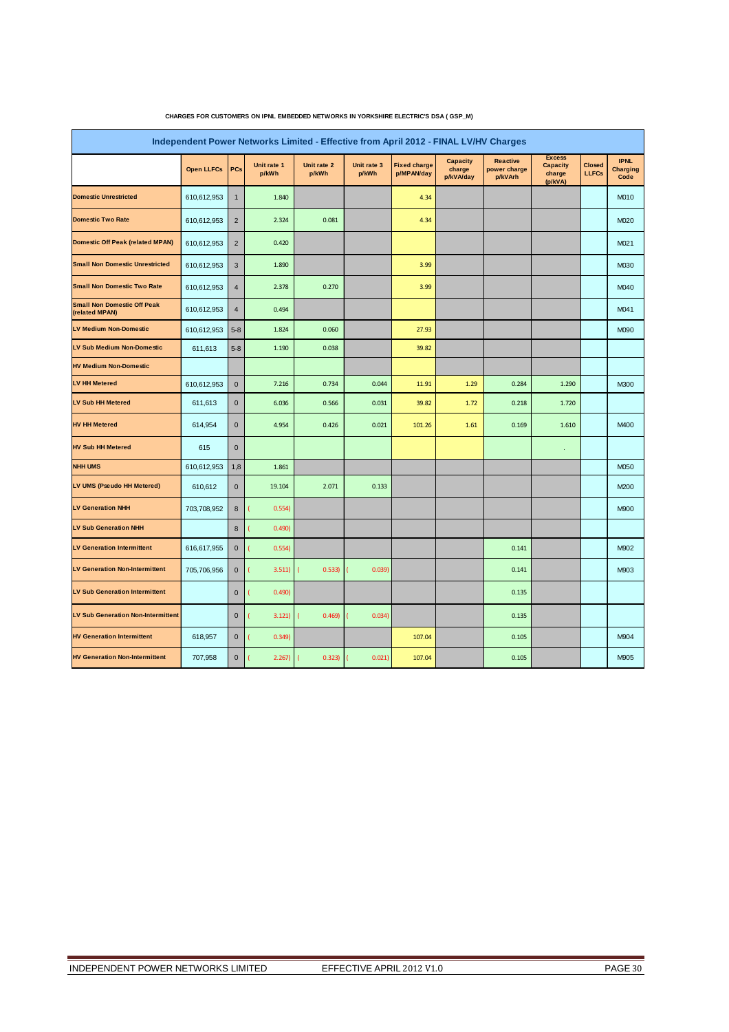**CHARGES FOR CUSTOMERS ON IPNL EMBEDDED NETWORKS IN YORKSHIRE ELECTRIC'S DSA ( GSP_M)**

| Independent Power Networks Limited - Effective from April 2012 - FINAL LV/HV Charges | | | | | | | | | | | | |
|---|---|---|---|---|---|---|---|---|---|---|---|---|
| | Open LLFCs | PCs | Unit rate 1 p/kWh | Unit rate 2 p/kWh | Unit rate 3 p/kWh | Fixed charge p/MPAN/day | Capacity charge p/kVA/day | Reactive power charge p/kVArh | Excess Capacity charge (p/kVA) | Closed LLFCs | IPNL Charging Code |
| Domestic Unrestricted | 610,612,953 | 1 | 1.840 | | | 4.34 | | | | | M010 |
| Domestic Two Rate | 610,612,953 | 2 | 2.324 | 0.081 | | 4.34 | | | | | M020 |
| Domestic Off Peak (related MPAN) | 610,612,953 | 2 | 0.420 | | | | | | | | M021 |
| Small Non Domestic Unrestricted | 610,612,953 | 3 | 1.890 | | | 3.99 | | | | | M030 |
| Small Non Domestic Two Rate | 610,612,953 | 4 | 2.378 | 0.270 | | 3.99 | | | | | M040 |
| Small Non Domestic Off Peak (related MPAN) | 610,612,953 | 4 | 0.494 | | | | | | | | M041 |
| LV Medium Non-Domestic | 610,612,953 | 5-8 | 1.824 | 0.060 | | 27.93 | | | | | M090 |
| LV Sub Medium Non-Domestic | 611,613 | 5-8 | 1.190 | 0.038 | | 39.82 | | | | | |
| HV Medium Non-Domestic | | | | | | | | | | | |
| LV HH Metered | 610,612,953 | 0 | 7.216 | 0.734 | 0.044 | 11.91 | 1.29 | 0.284 | 1.290 | | M300 |
| LV Sub HH Metered | 611,613 | 0 | 6.036 | 0.566 | 0.031 | 39.82 | 1.72 | 0.218 | 1.720 | | |
| HV HH Metered | 614,954 | 0 | 4.954 | 0.426 | 0.021 | 101.26 | 1.61 | 0.169 | 1.610 | | M400 |
| HV Sub HH Metered | 615 | 0 | | | | | | | - | | |
| NHH UMS | 610,612,953 | 1,8 | 1.861 | | | | | | | | M050 |
| LV UMS (Pseudo HH Metered) | 610,612 | 0 | 19.104 | 2.071 | 0.133 | | | | | | M200 |
| LV Generation NHH | 703,708,952 | 8 | (0.554) | | | | | | | | M900 |
| LV Sub Generation NHH | | 8 | (0.490) | | | | | | | | |
| LV Generation Intermittent | 616,617,955 | 0 | (0.554) | | | | | 0.141 | | | M902 |
| LV Generation Non-Intermittent | 705,706,956 | 0 | (3.511) | (0.533) | (0.039) | | | 0.141 | | | M903 |
| LV Sub Generation Intermittent | | 0 | (0.490) | | | | | 0.135 | | | |
| LV Sub Generation Non-Intermittent | | 0 | (3.121) | (0.469) | (0.034) | | | 0.135 | | | |
| HV Generation Intermittent | 618,957 | 0 | (0.349) | | | 107.04 | | 0.105 | | | M904 |
| HV Generation Non-Intermittent | 707,958 | 0 | (2.267) | (0.323) | (0.021) | 107.04 | | 0.105 | | | M905 |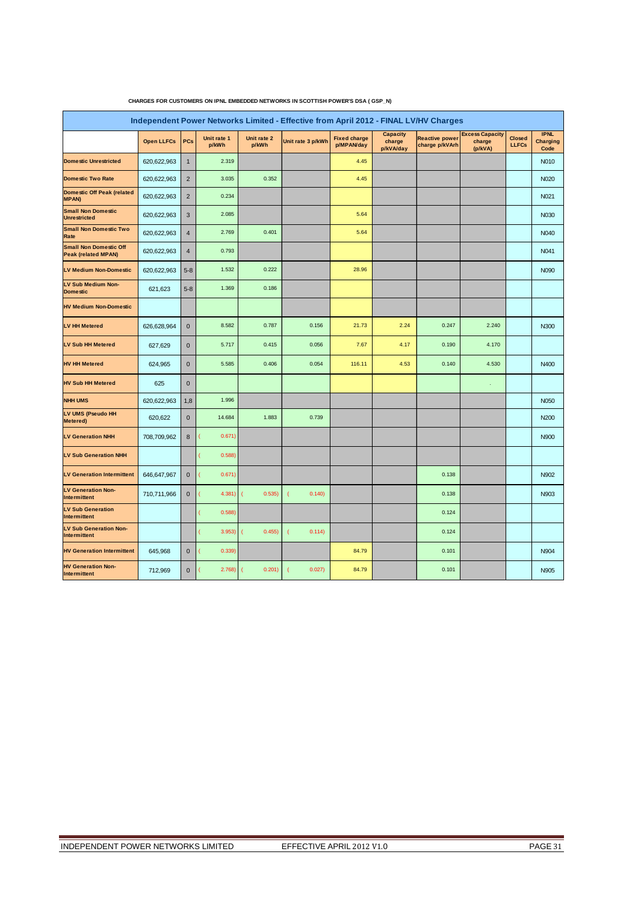**CHARGES FOR CUSTOMERS ON IPNL EMBEDDED NETWORKS IN SCOTTISH POWER'S DSA ( GSP_N)**

## Independent Power Networks Limited - Effective from April 2012 - FINAL LV/HV Charges

| | Open LLFCs | PCs | Unit rate 1 p/kWh | Unit rate 2 p/kWh | Unit rate 3 p/kWh | Fixed charge p/MPAN/day | Capacity charge p/kVA/day | Reactive power charge p/kVArh | Excess Capacity charge (p/kVA) | Closed LLFCs | IPNL Charging Code |
|---|---|---|---|---|---|---|---|---|---|---|---|
| Domestic Unrestricted | 620,622,963 | 1 | 2.319 | | | 4.45 | | | | | N010 |
| Domestic Two Rate | 620,622,963 | 2 | 3.035 | 0.352 | | 4.45 | | | | | N020 |
| Domestic Off Peak (related MPAN) | 620,622,963 | 2 | 0.234 | | | | | | | | N021 |
| Small Non Domestic Unrestricted | 620,622,963 | 3 | 2.085 | | | 5.64 | | | | | N030 |
| Small Non Domestic Two Rate | 620,622,963 | 4 | 2.769 | 0.401 | | 5.64 | | | | | N040 |
| Small Non Domestic Off Peak (related MPAN) | 620,622,963 | 4 | 0.793 | | | | | | | | N041 |
| LV Medium Non-Domestic | 620,622,963 | 5-8 | 1.532 | 0.222 | | 28.96 | | | | | N090 |
| LV Sub Medium Non-Domestic | 621,623 | 5-8 | 1.369 | 0.186 | | | | | | | |
| HV Medium Non-Domestic | | | | | | | | | | | |
| LV HH Metered | 626,628,964 | 0 | 8.582 | 0.787 | 0.156 | 21.73 | 2.24 | 0.247 | 2.240 | | N300 |
| LV Sub HH Metered | 627,629 | 0 | 5.717 | 0.415 | 0.056 | 7.67 | 4.17 | 0.190 | 4.170 | | |
| HV HH Metered | 624,965 | 0 | 5.585 | 0.406 | 0.054 | 116.11 | 4.53 | 0.140 | 4.530 | | N400 |
| HV Sub HH Metered | 625 | 0 | | | | | | | . | | |
| NHH UMS | 620,622,963 | 1,8 | 1.996 | | | | | | | | N050 |
| LV UMS (Pseudo HH Metered) | 620,622 | 0 | 14.684 | 1.883 | 0.739 | | | | | | N200 |
| LV Generation NHH | 708,709,962 | 8 | (0.671) | | | | | | | | N900 |
| LV Sub Generation NHH | | | (0.588) | | | | | | | | |
| LV Generation Intermittent | 646,647,967 | 0 | (0.671) | | | | | 0.138 | | | N902 |
| LV Generation Non-Intermittent | 710,711,966 | 0 | (4.381) | (0.535) | (0.140) | | | 0.138 | | | N903 |
| LV Sub Generation Intermittent | | | (0.588) | | | | | 0.124 | | | |
| LV Sub Generation Non-Intermittent | | | (3.953) | (0.455) | (0.114) | | | 0.124 | | | |
| HV Generation Intermittent | 645,968 | 0 | (0.339) | | | 84.79 | | 0.101 | | | N904 |
| HV Generation Non-Intermittent | 712,969 | 0 | (2.768) | (0.201) | (0.027) | 84.79 | | 0.101 | | | N905 |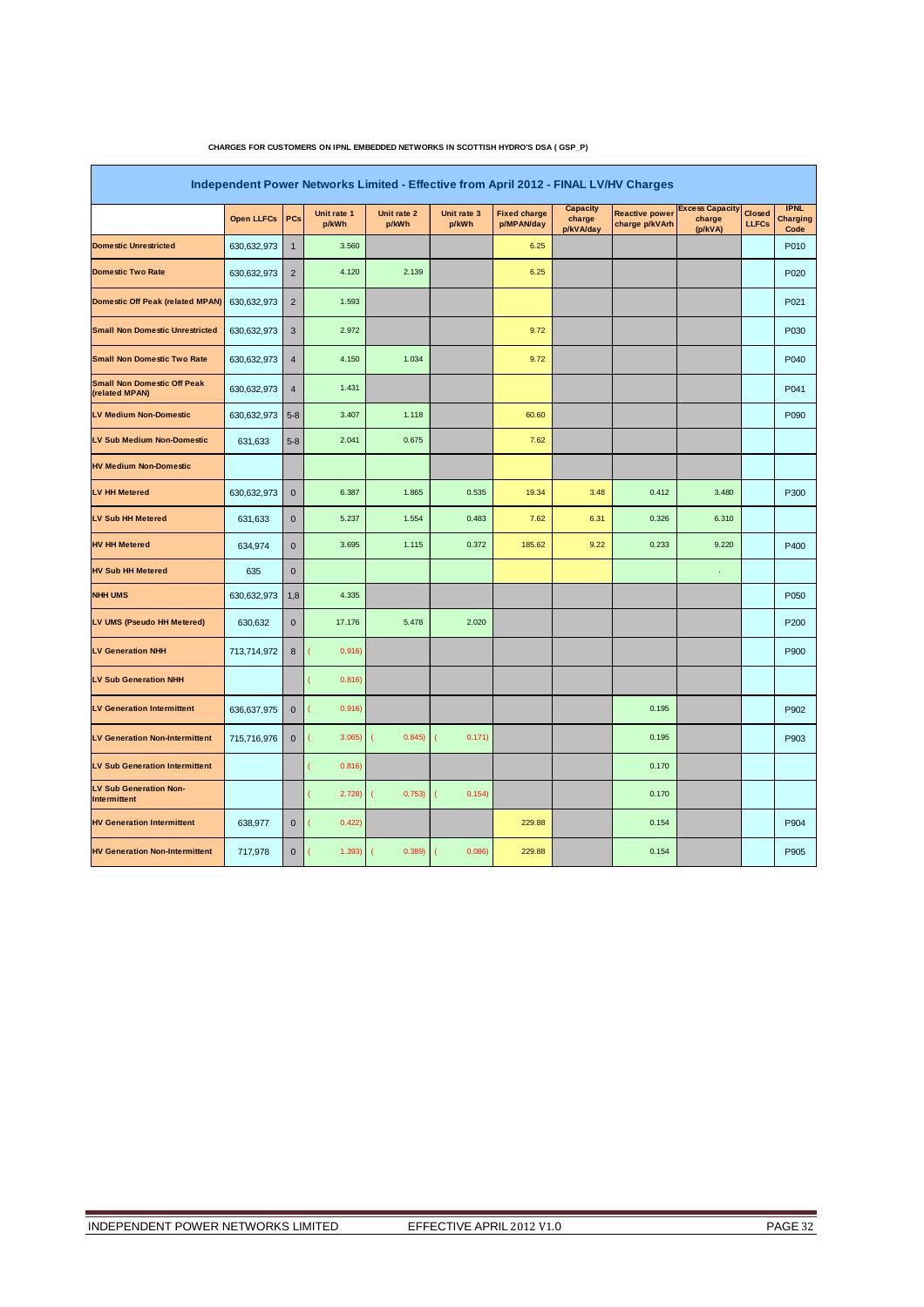**CHARGES FOR CUSTOMERS ON IPNL EMBEDDED NETWORKS IN SCOTTISH HYDRO'S DSA ( GSP_P)**

| Independent Power Networks Limited - Effective from April 2012 - FINAL LV/HV Charges | | | | | | | | | | | | |
|---|---|---|---|---|---|---|---|---|---|---|---|---|
| | Open LLFCs | PCs | Unit rate 1 p/kWh | Unit rate 2 p/kWh | Unit rate 3 p/kWh | Fixed charge p/MPAN/day | Capacity charge p/kVA/day | Reactive power charge p/kVArh | Excess Capacity charge (p/kVA) | Closed LLFCs | IPNL Charging Code |
| Domestic Unrestricted | 630,632,973 | 1 | 3.560 | | | 6.25 | | | | | P010 |
| Domestic Two Rate | 630,632,973 | 2 | 4.120 | 2.139 | | 6.25 | | | | | P020 |
| Domestic Off Peak (related MPAN) | 630,632,973 | 2 | 1.593 | | | | | | | | P021 |
| Small Non Domestic Unrestricted | 630,632,973 | 3 | 2.972 | | | 9.72 | | | | | P030 |
| Small Non Domestic Two Rate | 630,632,973 | 4 | 4.150 | 1.034 | | 9.72 | | | | | P040 |
| Small Non Domestic Off Peak (related MPAN) | 630,632,973 | 4 | 1.431 | | | | | | | | P041 |
| LV Medium Non-Domestic | 630,632,973 | 5-8 | 3.407 | 1.118 | | 60.60 | | | | | P090 |
| LV Sub Medium Non-Domestic | 631,633 | 5-8 | 2.041 | 0.675 | | 7.62 | | | | | |
| HV Medium Non-Domestic | | | | | | | | | | | |
| LV HH Metered | 630,632,973 | 0 | 6.387 | 1.865 | 0.535 | 19.34 | 3.48 | 0.412 | 3.480 | | P300 |
| LV Sub HH Metered | 631,633 | 0 | 5.237 | 1.554 | 0.483 | 7.62 | 6.31 | 0.326 | 6.310 | | |
| HV HH Metered | 634,974 | 0 | 3.695 | 1.115 | 0.372 | 185.62 | 9.22 | 0.233 | 9.220 | | P400 |
| HV Sub HH Metered | 635 | 0 | | | | | | | - | | |
| NHH UMS | 630,632,973 | 1,8 | 4.335 | | | | | | | | P050 |
| LV UMS (Pseudo HH Metered) | 630,632 | 0 | 17.176 | 5.478 | 2.020 | | | | | | P200 |
| LV Generation NHH | 713,714,972 | 8 | (0.916) | | | | | | | | P900 |
| LV Sub Generation NHH | | | (0.816) | | | | | | | | |
| LV Generation Intermittent | 636,637,975 | 0 | (0.916) | | | | | 0.195 | | | P902 |
| LV Generation Non-Intermittent | 715,716,976 | 0 | (3.065) | (0.845) | (0.171) | | | 0.195 | | | P903 |
| LV Sub Generation Intermittent | | | (0.816) | | | | | 0.170 | | | |
| LV Sub Generation Non-Intermittent | | | (2.728) | (0.753) | (0.154) | | | 0.170 | | | |
| HV Generation Intermittent | 638,977 | 0 | (0.422) | | | 229.88 | | 0.154 | | | P904 |
| HV Generation Non-Intermittent | 717,978 | 0 | (1.393) | (0.389) | (0.086) | 229.88 | | 0.154 | | | P905 |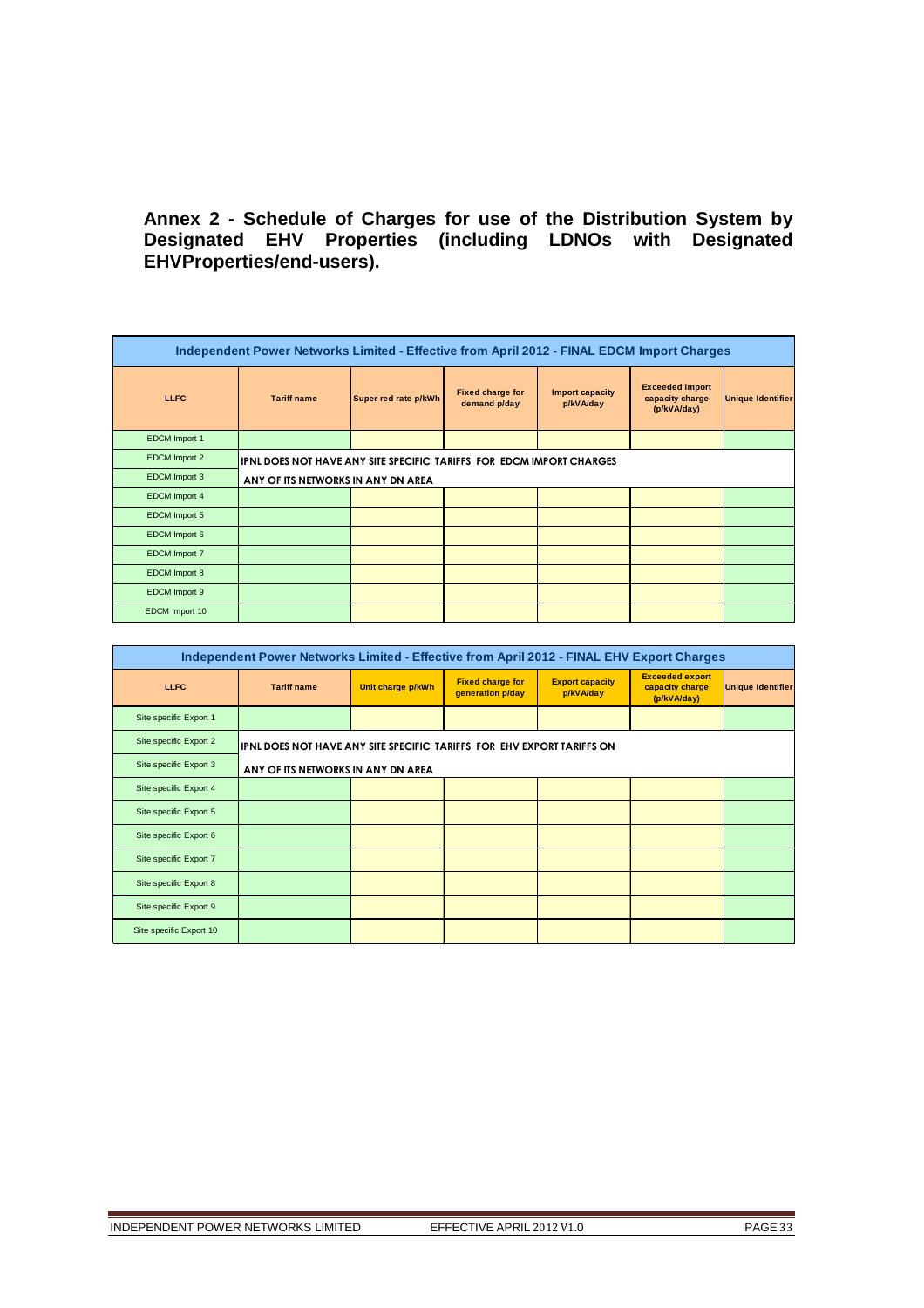**Annex 2 - Schedule of Charges for use of the Distribution System by Designated EHV Properties (including LDNOs with Designated EHVProperties/end-users).**

| Independent Power Networks Limited - Effective from April 2012 - FINAL EDCM Import Charges | | | | | | |
|---|---|---|---|---|---|---|
| **LLFC** | **Tariff name** | **Super red rate p/kWh** | **Fixed charge for demand p/day** | **Import capacity p/kVA/day** | **Exceeded import capacity charge (p/kVA/day)** | **Unique Identifier** |
| EDCM Import 1 | | | | | | |
| EDCM Import 2 | IPNL DOES NOT HAVE ANY SITE SPECIFIC TARIFFS FOR EDCM IMPORT CHARGES | | | | | |
| EDCM Import 3 | ANY OF ITS NETWORKS IN ANY DN AREA | | | | | |
| EDCM Import 4 | | | | | | |
| EDCM Import 5 | | | | | | |
| EDCM Import 6 | | | | | | |
| EDCM Import 7 | | | | | | |
| EDCM Import 8 | | | | | | |
| EDCM Import 9 | | | | | | |
| EDCM Import 10 | | | | | | |

| Independent Power Networks Limited - Effective from April 2012 - FINAL EHV Export Charges | | | | | | |
|---|---|---|---|---|---|---|
| **LLFC** | **Tariff name** | **Unit charge p/kWh** | **Fixed charge for generation p/day** | **Export capacity p/kVA/day** | **Exceeded export capacity charge (p/kVA/day)** | **Unique Identifier** |
| Site specific Export 1 | | | | | | |
| Site specific Export 2 | IPNL DOES NOT HAVE ANY SITE SPECIFIC TARIFFS FOR EHV EXPORT TARIFFS ON | | | | | |
| Site specific Export 3 | ANY OF ITS NETWORKS IN ANY DN AREA | | | | | |
| Site specific Export 4 | | | | | | |
| Site specific Export 5 | | | | | | |
| Site specific Export 6 | | | | | | |
| Site specific Export 7 | | | | | | |
| Site specific Export 8 | | | | | | |
| Site specific Export 9 | | | | | | |
| Site specific Export 10 | | | | | | |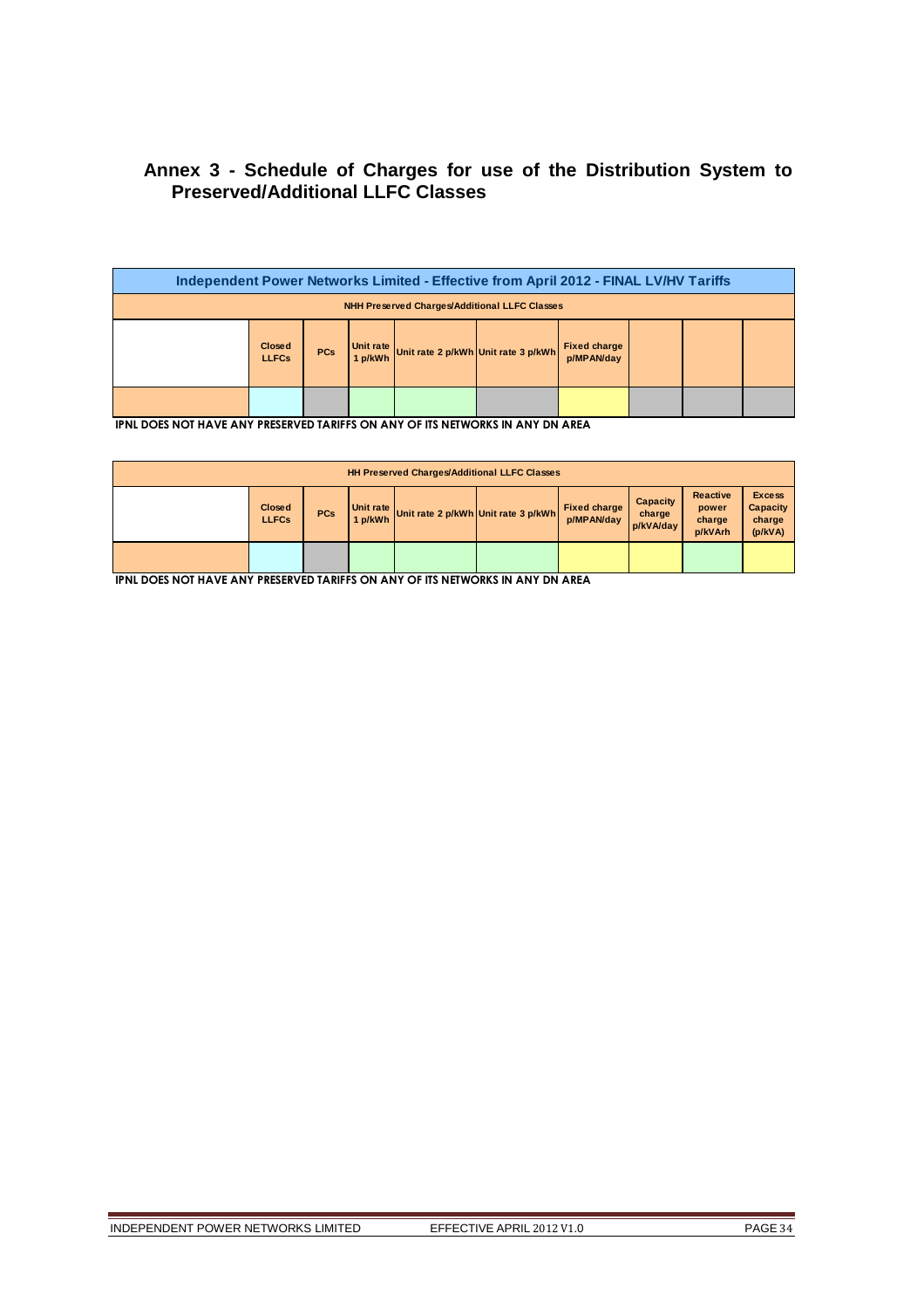## Annex 3 - Schedule of Charges for use of the Distribution System to Preserved/Additional LLFC Classes

| Independent Power Networks Limited - Effective from April 2012 - FINAL LV/HV Tariffs | | | | | | | | | |
|---|---|---|---|---|---|---|---|---|---|
| NHH Preserved Charges/Additional LLFC Classes | | | | | | | | | |
| | Closed LLFCs | PCs | Unit rate 1 p/kWh | Unit rate 2 p/kWh | Unit rate 3 p/kWh | Fixed charge p/MPAN/day | | | |
| | | | | | | | | | |

**IPNL DOES NOT HAVE ANY PRESERVED TARIFFS ON ANY OF ITS NETWORKS IN ANY DN AREA**

| HH Preserved Charges/Additional LLFC Classes | | | | | | | | | |
|---|---|---|---|---|---|---|---|---|---|
| | Closed LLFCs | PCs | Unit rate 1 p/kWh | Unit rate 2 p/kWh | Unit rate 3 p/kWh | Fixed charge p/MPAN/day | Capacity charge p/kVA/day | Reactive power charge p/kVArh | Excess Capacity charge (p/kVA) |
| | | | | | | | | | |

**IPNL DOES NOT HAVE ANY PRESERVED TARIFFS ON ANY OF ITS NETWORKS IN ANY DN AREA**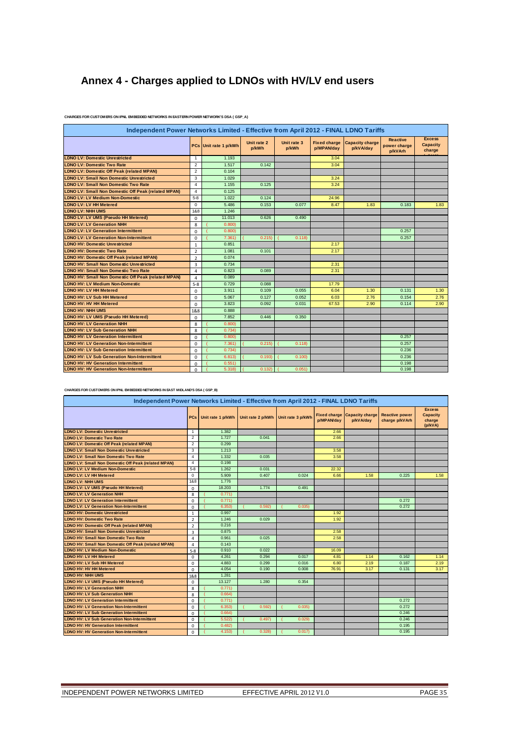# Annex 4 - Charges applied to LDNOs with HV/LV end users

CHARGES FOR CUSTOMERS ON IPNL EMBEDDED NETWORKS IN EASTERN POWER NETWORK'S DSA ( GSP_A)

| Independent Power Networks Limited - Effective from April 2012 - FINAL LDNO Tariffs | | | | | | | | |
|---|---|---|---|---|---|---|---|---|
| | PCs | Unit rate 1 p/kWh | Unit rate 2 p/kWh | Unit rate 3 p/kWh | Fixed charge p/MPAN/day | Capacity charge p/kVA/day | Reactive power charge p/kVArh | Excess Capacity charge (p/kVA) |
| LDNO LV: Domestic Unrestricted | 1 | 1.193 | | | 3.04 | | | |
| LDNO LV: Domestic Two Rate | 2 | 1.517 | 0.142 | | 3.04 | | | |
| LDNO LV: Domestic Off Peak (related MPAN) | 2 | 0.104 | | | | | | |
| LDNO LV: Small Non Domestic Unrestricted | 3 | 1.029 | | | 3.24 | | | |
| LDNO LV: Small Non Domestic Two Rate | 4 | 1.155 | 0.125 | | 3.24 | | | |
| LDNO LV: Small Non Domestic Off Peak (related MPAN) | 4 | 0.125 | | | | | | |
| LDNO LV: LV Medium Non-Domestic | 5-8 | 1.022 | 0.124 | | 24.96 | | | |
| LDNO LV: LV HH Metered | 0 | 5.486 | 0.153 | 0.077 | 8.47 | 1.83 | 0.183 | 1.83 |
| LDNO LV: NHH UMS | 1&8 | 1.246 | | | | | | |
| LDNO LV: LV UMS (Pseudo HH Metered) | 0 | 11.013 | 0.626 | 0.490 | | | | |
| LDNO LV: LV Generation NHH | 8 | (0.800) | | | | | | |
| LDNO LV: LV Generation Intermittent | 0 | (0.800) | | | | | 0.257 | |
| LDNO LV: LV Generation Non-Intermittent | 0 | (7.361) | (0.215) | (0.118) | | | 0.257 | |
| LDNO HV: Domestic Unrestricted | 1 | 0.851 | | | 2.17 | | | |
| LDNO HV: Domestic Two Rate | 2 | 1.081 | 0.101 | | 2.17 | | | |
| LDNO HV: Domestic Off Peak (related MPAN) | 2 | 0.074 | | | | | | |
| LDNO HV: Small Non Domestic Unrestricted | 3 | 0.734 | | | 2.31 | | | |
| LDNO HV: Small Non Domestic Two Rate | 4 | 0.823 | 0.089 | | 2.31 | | | |
| LDNO HV: Small Non Domestic Off Peak (related MPAN) | 4 | 0.089 | | | | | | |
| LDNO HV: LV Medium Non-Domestic | 5-8 | 0.729 | 0.088 | | 17.79 | | | |
| LDNO HV: LV HH Metered | 0 | 3.911 | 0.109 | 0.055 | 6.04 | 1.30 | 0.131 | 1.30 |
| LDNO HV: LV Sub HH Metered | 0 | 5.067 | 0.127 | 0.052 | 6.03 | 2.76 | 0.154 | 2.76 |
| LDNO HV: HV HH Metered | 0 | 3.823 | 0.092 | 0.031 | 67.53 | 2.90 | 0.114 | 2.90 |
| LDNO HV: NHH UMS | 1&8 | 0.888 | | | | | | |
| LDNO HV: LV UMS (Pseudo HH Metered) | 0 | 7.852 | 0.446 | 0.350 | | | | |
| LDNO HV: LV Generation NHH | 8 | (0.800) | | | | | | |
| LDNO HV: LV Sub Generation NHH | 8 | (0.734) | | | | | | |
| LDNO HV: LV Generation Intermittent | 0 | (0.800) | | | | | 0.257 | |
| LDNO HV: LV Generation Non-Intermittent | 0 | (7.361) | (0.215) | (0.118) | | | 0.257 | |
| LDNO HV: LV Sub Generation Intermittent | 0 | (0.734) | | | | | 0.236 | |
| LDNO HV: LV Sub Generation Non-Intermittent | 0 | (6.813) | (0.193) | (0.100) | | | 0.236 | |
| LDNO HV: HV Generation Intermittent | 0 | (0.551) | | | | | 0.198 | |
| LDNO HV: HV Generation Non-Intermittent | 0 | (5.318) | (0.132) | (0.051) | | | 0.198 | |

CHARGES FOR CUSTOMERS ON IPNL EMBEDDED NETWORKS IN EAST MIDLAND'S DSA ( GSP_B)

| Independent Power Networks Limited - Effective from April 2012 - FINAL LDNO Tariffs | | | | | | | | |
|---|---|---|---|---|---|---|---|---|
| | PCs | Unit rate 1 p/kWh | Unit rate 2 p/kWh | Unit rate 3 p/kWh | Fixed charge p/MPAN/day | Capacity charge p/kVA/day | Reactive power charge p/kVArh | Excess Capacity charge (p/kVA) |
| LDNO LV: Domestic Unrestricted | 1 | 1.382 | | | 2.66 | | | |
| LDNO LV: Domestic Two Rate | 2 | 1.727 | 0.041 | | 2.66 | | | |
| LDNO LV: Domestic Off Peak (related MPAN) | 2 | 0.299 | | | | | | |
| LDNO LV: Small Non Domestic Unrestricted | 3 | 1.213 | | | 3.58 | | | |
| LDNO LV: Small Non Domestic Two Rate | 4 | 1.332 | 0.035 | | 3.58 | | | |
| LDNO LV: Small Non Domestic Off Peak (related MPAN) | 4 | 0.198 | | | | | | |
| LDNO LV: LV Medium Non-Domestic | 5-8 | 1.262 | 0.031 | | 22.32 | | | |
| LDNO LV: LV HH Metered | 0 | 5.909 | 0.407 | 0.024 | 6.66 | 1.58 | 0.225 | 1.58 |
| LDNO LV: NHH UMS | 1&8 | 1.776 | | | | | | |
| LDNO LV: LV UMS (Pseudo HH Metered) | 0 | 18.203 | 1.774 | 0.491 | | | | |
| LDNO LV: LV Generation NHH | 8 | (0.771) | | | | | | |
| LDNO LV: LV Generation Intermittent | 0 | (0.771) | | | | | 0.272 | |
| LDNO LV: LV Generation Non-Intermittent | 0 | (6.353) | (0.592) | (0.035) | | | 0.272 | |
| LDNO HV: Domestic Unrestricted | 1 | 0.997 | | | 1.92 | | | |
| LDNO HV: Domestic Two Rate | 2 | 1.246 | 0.029 | | 1.92 | | | |
| LDNO HV: Domestic Off Peak (related MPAN) | 2 | 0.216 | | | | | | |
| LDNO HV: Small Non Domestic Unrestricted | 3 | 0.875 | | | 2.58 | | | |
| LDNO HV: Small Non Domestic Two Rate | 4 | 0.961 | 0.025 | | 2.58 | | | |
| LDNO HV: Small Non Domestic Off Peak (related MPAN) | 4 | 0.143 | | | | | | |
| LDNO HV: LV Medium Non-Domestic | 5-8 | 0.910 | 0.022 | | 16.09 | | | |
| LDNO HV: LV HH Metered | 0 | 4.261 | 0.294 | 0.017 | 4.81 | 1.14 | 0.162 | 1.14 |
| LDNO HV: LV Sub HH Metered | 0 | 4.883 | 0.299 | 0.016 | 6.80 | 2.19 | 0.187 | 2.19 |
| LDNO HV: HV HH Metered | 0 | 4.054 | 0.190 | 0.008 | 76.91 | 3.17 | 0.131 | 3.17 |
| LDNO HV: NHH UMS | 1&8 | 1.281 | | | | | | |
| LDNO HV: LV UMS (Pseudo HH Metered) | 0 | 13.127 | 1.280 | 0.354 | | | | |
| LDNO HV: LV Generation NHH | 8 | (0.771) | | | | | | |
| LDNO HV: LV Sub Generation NHH | 8 | (0.664) | | | | | | |
| LDNO HV: LV Generation Intermittent | 0 | (0.771) | | | | | 0.272 | |
| LDNO HV: LV Generation Non-Intermittent | 0 | (6.353) | (0.592) | (0.035) | | | 0.272 | |
| LDNO HV: LV Sub Generation Intermittent | 0 | (0.664) | | | | | 0.246 | |
| LDNO HV: LV Sub Generation Non-Intermittent | 0 | (5.522) | (0.497) | (0.029) | | | 0.246 | |
| LDNO HV: HV Generation Intermittent | 0 | (0.482) | | | | | 0.195 | |
| LDNO HV: HV Generation Non-Intermittent | 0 | (4.153) | (0.328) | (0.017) | | | 0.195 | |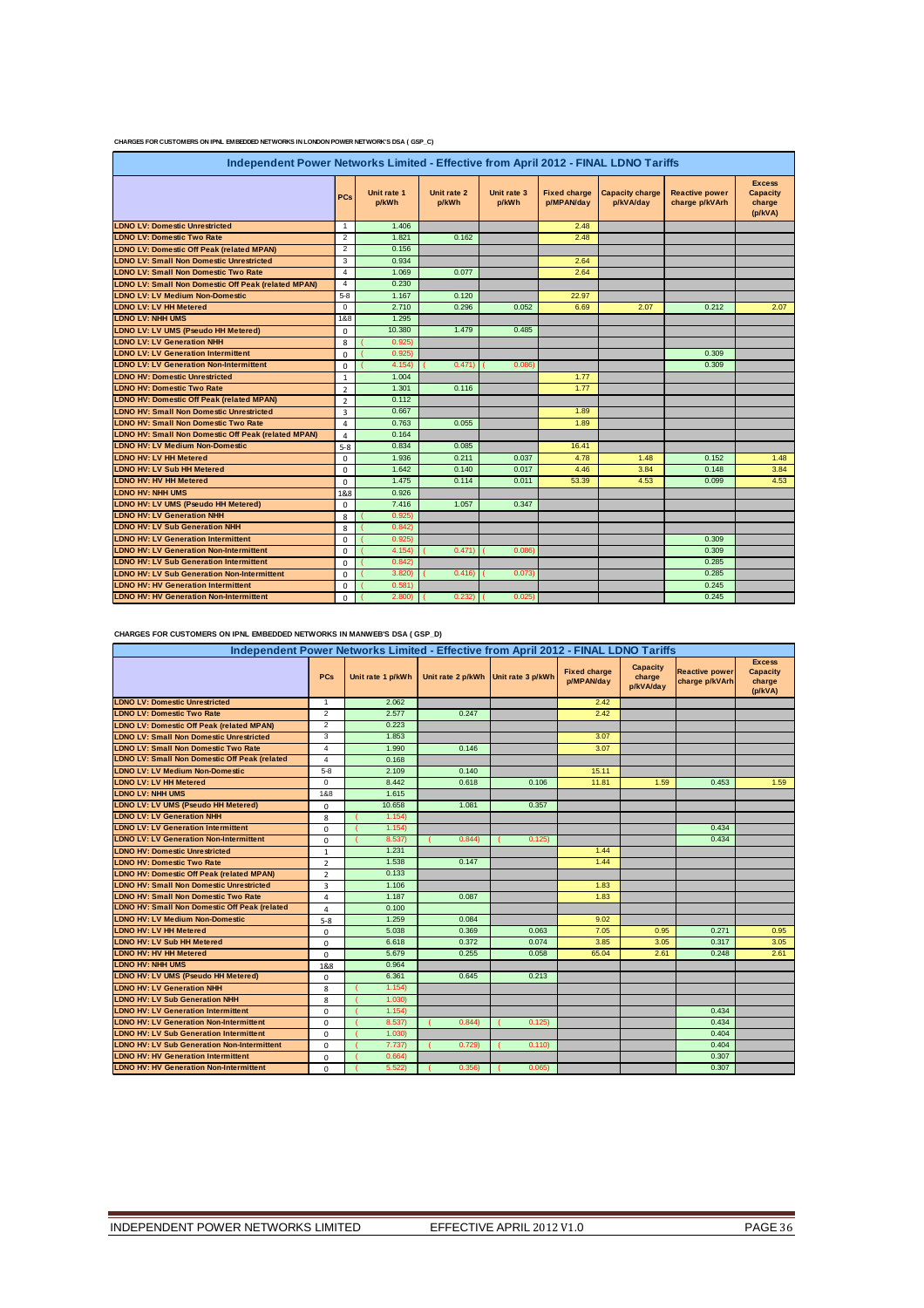CHARGES FOR CUSTOMERS ON IPNL EMBEDDED NETWORKS IN LONDON POWER NETWORK'S DSA ( GSP_C)

| Independent Power Networks Limited - Effective from April 2012 - FINAL LDNO Tariffs | | | | | | | | |
|---|---|---|---|---|---|---|---|---|
| | PCs | Unit rate 1 p/kWh | Unit rate 2 p/kWh | Unit rate 3 p/kWh | Fixed charge p/MPAN/day | Capacity charge p/kVA/day | Reactive power charge p/kVArh | Excess Capacity charge (p/kVA) |
| LDNO LV: Domestic Unrestricted | 1 | 1.406 | | | 2.48 | | | |
| LDNO LV: Domestic Two Rate | 2 | 1.821 | 0.162 | | 2.48 | | | |
| LDNO LV: Domestic Off Peak (related MPAN) | 2 | 0.156 | | | | | | |
| LDNO LV: Small Non Domestic Unrestricted | 3 | 0.934 | | | 2.64 | | | |
| LDNO LV: Small Non Domestic Two Rate | 4 | 1.069 | 0.077 | | 2.64 | | | |
| LDNO LV: Small Non Domestic Off Peak (related MPAN) | 4 | 0.230 | | | | | | |
| LDNO LV: LV Medium Non-Domestic | 5-8 | 1.167 | 0.120 | | 22.97 | | | |
| LDNO LV: LV HH Metered | 0 | 2.710 | 0.296 | 0.052 | 6.69 | 2.07 | 0.212 | 2.07 |
| LDNO LV: NHH UMS | 1&8 | 1.295 | | | | | | |
| LDNO LV: LV UMS (Pseudo HH Metered) | 0 | 10.380 | 1.479 | 0.485 | | | | |
| LDNO LV: LV Generation NHH | 8 | (0.925) | | | | | | |
| LDNO LV: LV Generation Intermittent | 0 | (0.925) | | | | | 0.309 | |
| LDNO LV: LV Generation Non-Intermittent | 0 | (4.154) | (0.471) | (0.086) | | | 0.309 | |
| LDNO HV: Domestic Unrestricted | 1 | 1.004 | | | 1.77 | | | |
| LDNO HV: Domestic Two Rate | 2 | 1.301 | 0.116 | | 1.77 | | | |
| LDNO HV: Domestic Off Peak (related MPAN) | 2 | 0.112 | | | | | | |
| LDNO HV: Small Non Domestic Unrestricted | 3 | 0.667 | | | 1.89 | | | |
| LDNO HV: Small Non Domestic Two Rate | 4 | 0.763 | 0.055 | | 1.89 | | | |
| LDNO HV: Small Non Domestic Off Peak (related MPAN) | 4 | 0.164 | | | | | | |
| LDNO HV: LV Medium Non-Domestic | 5-8 | 0.834 | 0.085 | | 16.41 | | | |
| LDNO HV: LV HH Metered | 0 | 1.936 | 0.211 | 0.037 | 4.78 | 1.48 | 0.152 | 1.48 |
| LDNO HV: LV Sub HH Metered | 0 | 1.642 | 0.140 | 0.017 | 4.46 | 3.84 | 0.148 | 3.84 |
| LDNO HV: HV HH Metered | 0 | 1.475 | 0.114 | 0.011 | 53.39 | 4.53 | 0.099 | 4.53 |
| LDNO HV: NHH UMS | 1&8 | 0.926 | | | | | | |
| LDNO HV: LV UMS (Pseudo HH Metered) | 0 | 7.416 | 1.057 | 0.347 | | | | |
| LDNO HV: LV Generation NHH | 8 | (0.925) | | | | | | |
| LDNO HV: LV Sub Generation NHH | 8 | (0.842) | | | | | | |
| LDNO HV: LV Generation Intermittent | 0 | (0.925) | | | | | 0.309 | |
| LDNO HV: LV Generation Non-Intermittent | 0 | (4.154) | (0.471) | (0.086) | | | 0.309 | |
| LDNO HV: LV Sub Generation Intermittent | 0 | (0.842) | | | | | 0.285 | |
| LDNO HV: LV Sub Generation Non-Intermittent | 0 | (3.820) | (0.416) | (0.073) | | | 0.285 | |
| LDNO HV: HV Generation Intermittent | 0 | (0.581) | | | | | 0.245 | |
| LDNO HV: HV Generation Non-Intermittent | 0 | (2.800) | (0.232) | (0.025) | | | 0.245 | |

CHARGES FOR CUSTOMERS ON IPNL EMBEDDED NETWORKS IN MANWEB'S DSA ( GSP_D)

| Independent Power Networks Limited - Effective from April 2012 - FINAL LDNO Tariffs | | | | | | | | |
|---|---|---|---|---|---|---|---|---|
| | PCs | Unit rate 1 p/kWh | Unit rate 2 p/kWh | Unit rate 3 p/kWh | Fixed charge p/MPAN/day | Capacity charge p/kVA/day | Reactive power charge p/kVArh | Excess Capacity charge (p/kVA) |
| LDNO LV: Domestic Unrestricted | 1 | 2.062 | | | 2.42 | | | |
| LDNO LV: Domestic Two Rate | 2 | 2.577 | 0.247 | | 2.42 | | | |
| LDNO LV: Domestic Off Peak (related MPAN) | 2 | 0.223 | | | | | | |
| LDNO LV: Small Non Domestic Unrestricted | 3 | 1.853 | | | 3.07 | | | |
| LDNO LV: Small Non Domestic Two Rate | 4 | 1.990 | 0.146 | | 3.07 | | | |
| LDNO LV: Small Non Domestic Off Peak (related | 4 | 0.168 | | | | | | |
| LDNO LV: LV Medium Non-Domestic | 5-8 | 2.109 | 0.140 | | 15.11 | | | |
| LDNO LV: LV HH Metered | 0 | 8.442 | 0.618 | 0.106 | 11.81 | 1.59 | 0.453 | 1.59 |
| LDNO LV: NHH UMS | 1&8 | 1.615 | | | | | | |
| LDNO LV: LV UMS (Pseudo HH Metered) | 0 | 10.658 | 1.081 | 0.357 | | | | |
| LDNO LV: LV Generation NHH | 8 | (1.154) | | | | | | |
| LDNO LV: LV Generation Intermittent | 0 | (1.154) | | | | | 0.434 | |
| LDNO LV: LV Generation Non-Intermittent | 0 | (8.537) | (0.844) | (0.125) | | | 0.434 | |
| LDNO HV: Domestic Unrestricted | 1 | 1.231 | | | 1.44 | | | |
| LDNO HV: Domestic Two Rate | 2 | 1.538 | 0.147 | | 1.44 | | | |
| LDNO HV: Domestic Off Peak (related MPAN) | 2 | 0.133 | | | | | | |
| LDNO HV: Small Non Domestic Unrestricted | 3 | 1.106 | | | 1.83 | | | |
| LDNO HV: Small Non Domestic Two Rate | 4 | 1.187 | 0.087 | | 1.83 | | | |
| LDNO HV: Small Non Domestic Off Peak (related | 4 | 0.100 | | | | | | |
| LDNO HV: LV Medium Non-Domestic | 5-8 | 1.259 | 0.084 | | 9.02 | | | |
| LDNO HV: LV HH Metered | 0 | 5.038 | 0.369 | 0.063 | 7.05 | 0.95 | 0.271 | 0.95 |
| LDNO HV: LV Sub HH Metered | 0 | 6.618 | 0.372 | 0.074 | 3.85 | 3.05 | 0.317 | 3.05 |
| LDNO HV: HV HH Metered | 0 | 5.679 | 0.255 | 0.058 | 65.04 | 2.61 | 0.248 | 2.61 |
| LDNO HV: NHH UMS | 1&8 | 0.964 | | | | | | |
| LDNO HV: LV UMS (Pseudo HH Metered) | 0 | 6.361 | 0.645 | 0.213 | | | | |
| LDNO HV: LV Generation NHH | 8 | (1.154) | | | | | | |
| LDNO HV: LV Sub Generation NHH | 8 | (1.030) | | | | | | |
| LDNO HV: LV Generation Intermittent | 0 | (1.154) | | | | | 0.434 | |
| LDNO HV: LV Generation Non-Intermittent | 0 | (8.537) | (0.844) | (0.125) | | | 0.434 | |
| LDNO HV: LV Sub Generation Intermittent | 0 | (1.030) | | | | | 0.404 | |
| LDNO HV: LV Sub Generation Non-Intermittent | 0 | (7.737) | (0.729) | (0.110) | | | 0.404 | |
| LDNO HV: HV Generation Intermittent | 0 | (0.664) | | | | | 0.307 | |
| LDNO HV: HV Generation Non-Intermittent | 0 | (5.522) | (0.356) | (0.065) | | | 0.307 | |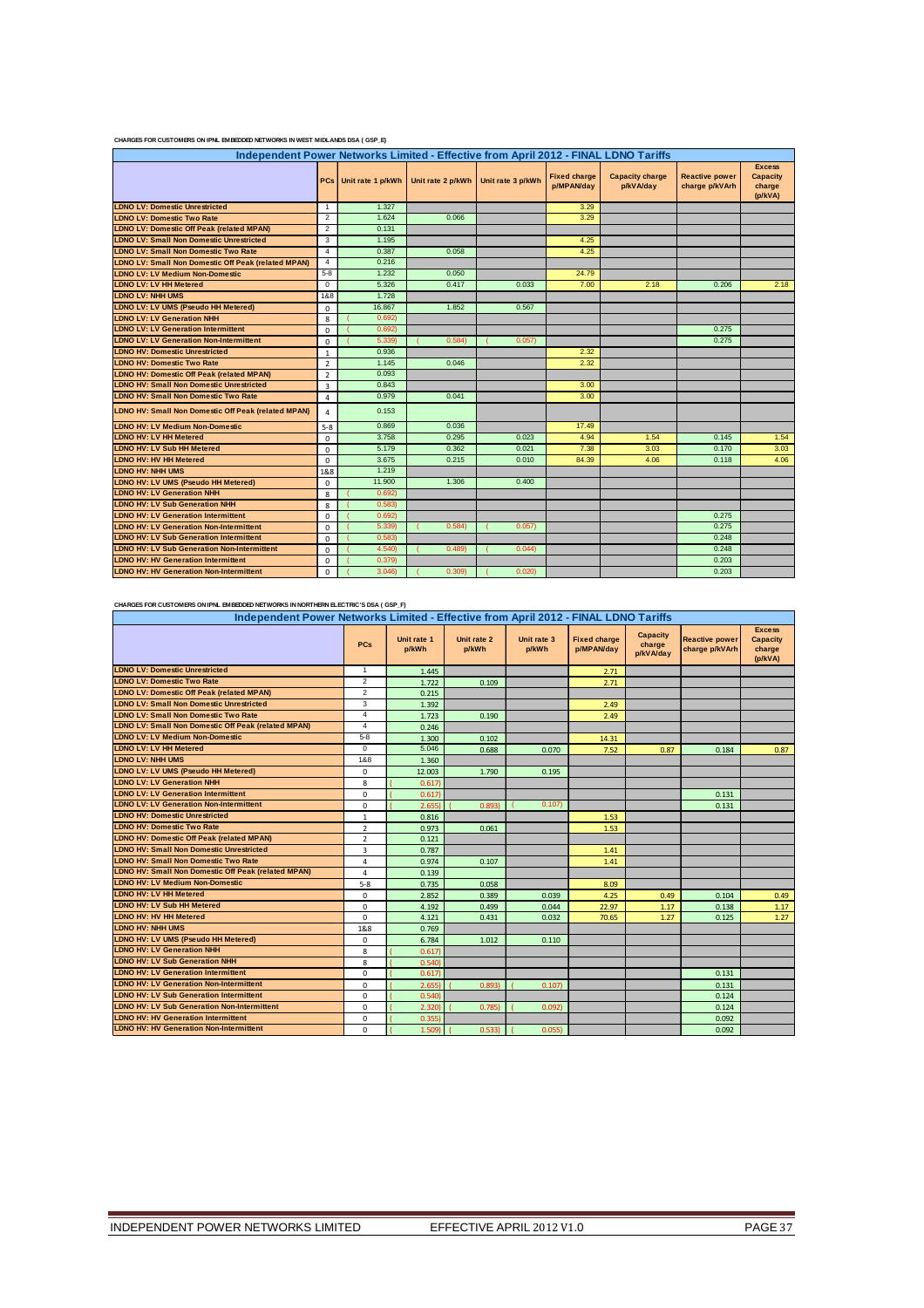CHARGES FOR CUSTOMERS ON IPNL EMBEDDED NETWORKS IN WEST MIDLANDS DSA ( GSP_E)

| Independent Power Networks Limited - Effective from April 2012 - FINAL LDNO Tariffs | | | | | | | | | |
|---|---|---|---|---|---|---|---|---|---|
| | PCs | Unit rate 1 p/kWh | Unit rate 2 p/kWh | Unit rate 3 p/kWh | Fixed charge p/MPAN/day | Capacity charge p/kVA/day | Reactive power charge p/kVArh | Excess Capacity charge (p/kVA) |
| **LDNO LV: Domestic Unrestricted** | 1 | 1.327 | | | 3.29 | | | |
| **LDNO LV: Domestic Two Rate** | 2 | 1.624 | 0.066 | | 3.29 | | | |
| **LDNO LV: Domestic Off Peak (related MPAN)** | 2 | 0.131 | | | | | | |
| **LDNO LV: Small Non Domestic Unrestricted** | 3 | 1.195 | | | 4.25 | | | |
| **LDNO LV: Small Non Domestic Two Rate** | 4 | 0.387 | 0.058 | | 4.25 | | | |
| **LDNO LV: Small Non Domestic Off Peak (related MPAN)** | 4 | 0.216 | | | | | | |
| **LDNO LV: LV Medium Non-Domestic** | 5-8 | 1.232 | 0.050 | | 24.79 | | | |
| **LDNO LV: LV HH Metered** | 0 | 5.326 | 0.417 | 0.033 | 7.00 | 2.18 | 0.206 | 2.18 |
| **LDNO LV: NHH UMS** | 1&8 | 1.728 | | | | | | |
| **LDNO LV: LV UMS (Pseudo HH Metered)** | 0 | 16.867 | 1.852 | 0.567 | | | | |
| **LDNO LV: LV Generation NHH** | 8 | (0.692) | | | | | | |
| **LDNO LV: LV Generation Intermittent** | 0 | (0.692) | | | | | 0.275 | |
| **LDNO LV: LV Generation Non-Intermittent** | 0 | (5.339) | (0.584) | (0.057) | | | 0.275 | |
| **LDNO HV: Domestic Unrestricted** | 1 | 0.936 | | | 2.32 | | | |
| **LDNO HV: Domestic Two Rate** | 2 | 1.145 | 0.046 | | 2.32 | | | |
| **LDNO HV: Domestic Off Peak (related MPAN)** | 2 | 0.093 | | | | | | |
| **LDNO HV: Small Non Domestic Unrestricted** | 3 | 0.843 | | | 3.00 | | | |
| **LDNO HV: Small Non Domestic Two Rate** | 4 | 0.979 | 0.041 | | 3.00 | | | |
| **LDNO HV: Small Non Domestic Off Peak (related MPAN)** | 4 | 0.153 | | | | | | |
| **LDNO HV: LV Medium Non-Domestic** | 5-8 | 0.869 | 0.036 | | 17.49 | | | |
| **LDNO HV: LV HH Metered** | 0 | 3.758 | 0.295 | 0.023 | 4.94 | 1.54 | 0.145 | 1.54 |
| **LDNO HV: LV Sub HH Metered** | 0 | 5.179 | 0.362 | 0.021 | 7.38 | 3.03 | 0.170 | 3.03 |
| **LDNO HV: HV HH Metered** | 0 | 3.675 | 0.215 | 0.010 | 84.39 | 4.06 | 0.118 | 4.06 |
| **LDNO HV: NHH UMS** | 1&8 | 1.219 | | | | | | |
| **LDNO HV: LV UMS (Pseudo HH Metered)** | 0 | 11.900 | 1.306 | 0.400 | | | | |
| **LDNO HV: LV Generation NHH** | 8 | (0.692) | | | | | | |
| **LDNO HV: LV Sub Generation NHH** | 8 | (0.583) | | | | | | |
| **LDNO HV: LV Generation Intermittent** | 0 | (0.692) | | | | | 0.275 | |
| **LDNO HV: LV Generation Non-Intermittent** | 0 | (5.339) | (0.584) | (0.057) | | | 0.275 | |
| **LDNO HV: LV Sub Generation Intermittent** | 0 | (0.583) | | | | | 0.248 | |
| **LDNO HV: LV Sub Generation Non-Intermittent** | 0 | (4.540) | (0.489) | (0.044) | | | 0.248 | |
| **LDNO HV: HV Generation Intermittent** | 0 | (0.379) | | | | | 0.203 | |
| **LDNO HV: HV Generation Non-Intermittent** | 0 | (3.046) | (0.309) | (0.020) | | | 0.203 | |

CHARGES FOR CUSTOMERS ON IPNL EMBEDDED NETWORKS IN NORTHERN ELECTRIC'S DSA ( GSP_F)

| Independent Power Networks Limited - Effective from April 2012 - FINAL LDNO Tariffs | | | | | | | | |
|---|---|---|---|---|---|---|---|---|
| | PCs | Unit rate 1 p/kWh | Unit rate 2 p/kWh | Unit rate 3 p/kWh | Fixed charge p/MPAN/day | Capacity charge p/kVA/day | Reactive power charge p/kVArh | Excess Capacity charge (p/kVA) |
| **LDNO LV: Domestic Unrestricted** | 1 | 1.445 | | | 2.71 | | | |
| **LDNO LV: Domestic Two Rate** | 2 | 1.722 | 0.109 | | 2.71 | | | |
| **LDNO LV: Domestic Off Peak (related MPAN)** | 2 | 0.215 | | | | | | |
| **LDNO LV: Small Non Domestic Unrestricted** | 3 | 1.392 | | | 2.49 | | | |
| **LDNO LV: Small Non Domestic Two Rate** | 4 | 1.723 | 0.190 | | 2.49 | | | |
| **LDNO LV: Small Non Domestic Off Peak (related MPAN)** | 4 | 0.246 | | | | | | |
| **LDNO LV: LV Medium Non-Domestic** | 5-8 | 1.300 | 0.102 | | 14.31 | | | |
| **LDNO LV: LV HH Metered** | 0 | 5.046 | 0.688 | 0.070 | 7.52 | 0.87 | 0.184 | 0.87 |
| **LDNO LV: NHH UMS** | 1&8 | 1.360 | | | | | | |
| **LDNO LV: LV UMS (Pseudo HH Metered)** | 0 | 12.003 | 1.790 | 0.195 | | | | |
| **LDNO LV: LV Generation NHH** | 8 | (0.617) | | | | | | |
| **LDNO LV: LV Generation Intermittent** | 0 | (0.617) | | | | | 0.131 | |
| **LDNO LV: LV Generation Non-Intermittent** | 0 | (2.655) | (0.893) | (0.107) | | | 0.131 | |
| **LDNO HV: Domestic Unrestricted** | 1 | 0.816 | | | 1.53 | | | |
| **LDNO HV: Domestic Two Rate** | 2 | 0.973 | 0.061 | | 1.53 | | | |
| **LDNO HV: Domestic Off Peak (related MPAN)** | 2 | 0.121 | | | | | | |
| **LDNO HV: Small Non Domestic Unrestricted** | 3 | 0.787 | | | 1.41 | | | |
| **LDNO HV: Small Non Domestic Two Rate** | 4 | 0.974 | 0.107 | | 1.41 | | | |
| **LDNO HV: Small Non Domestic Off Peak (related MPAN)** | 4 | 0.139 | | | | | | |
| **LDNO HV: LV Medium Non-Domestic** | 5-8 | 0.735 | 0.058 | | 8.09 | | | |
| **LDNO HV: LV HH Metered** | 0 | 2.852 | 0.389 | 0.039 | 4.25 | 0.49 | 0.104 | 0.49 |
| **LDNO HV: LV Sub HH Metered** | 0 | 4.192 | 0.499 | 0.044 | 22.97 | 1.17 | 0.138 | 1.17 |
| **LDNO HV: HV HH Metered** | 0 | 4.121 | 0.431 | 0.032 | 70.65 | 1.27 | 0.125 | 1.27 |
| **LDNO HV: NHH UMS** | 1&8 | 0.769 | | | | | | |
| **LDNO HV: LV UMS (Pseudo HH Metered)** | 0 | 6.784 | 1.012 | 0.110 | | | | |
| **LDNO HV: LV Generation NHH** | 8 | (0.617) | | | | | | |
| **LDNO HV: LV Sub Generation NHH** | 8 | (0.540) | | | | | | |
| **LDNO HV: LV Generation Intermittent** | 0 | (0.617) | | | | | 0.131 | |
| **LDNO HV: LV Generation Non-Intermittent** | 0 | (2.655) | (0.893) | (0.107) | | | 0.131 | |
| **LDNO HV: LV Sub Generation Intermittent** | 0 | (0.540) | | | | | 0.124 | |
| **LDNO HV: LV Sub Generation Non-Intermittent** | 0 | (2.320) | (0.785) | (0.092) | | | 0.124 | |
| **LDNO HV: HV Generation Intermittent** | 0 | (0.355) | | | | | 0.092 | |
| **LDNO HV: HV Generation Non-Intermittent** | 0 | (1.509) | (0.533) | (0.055) | | | 0.092 | |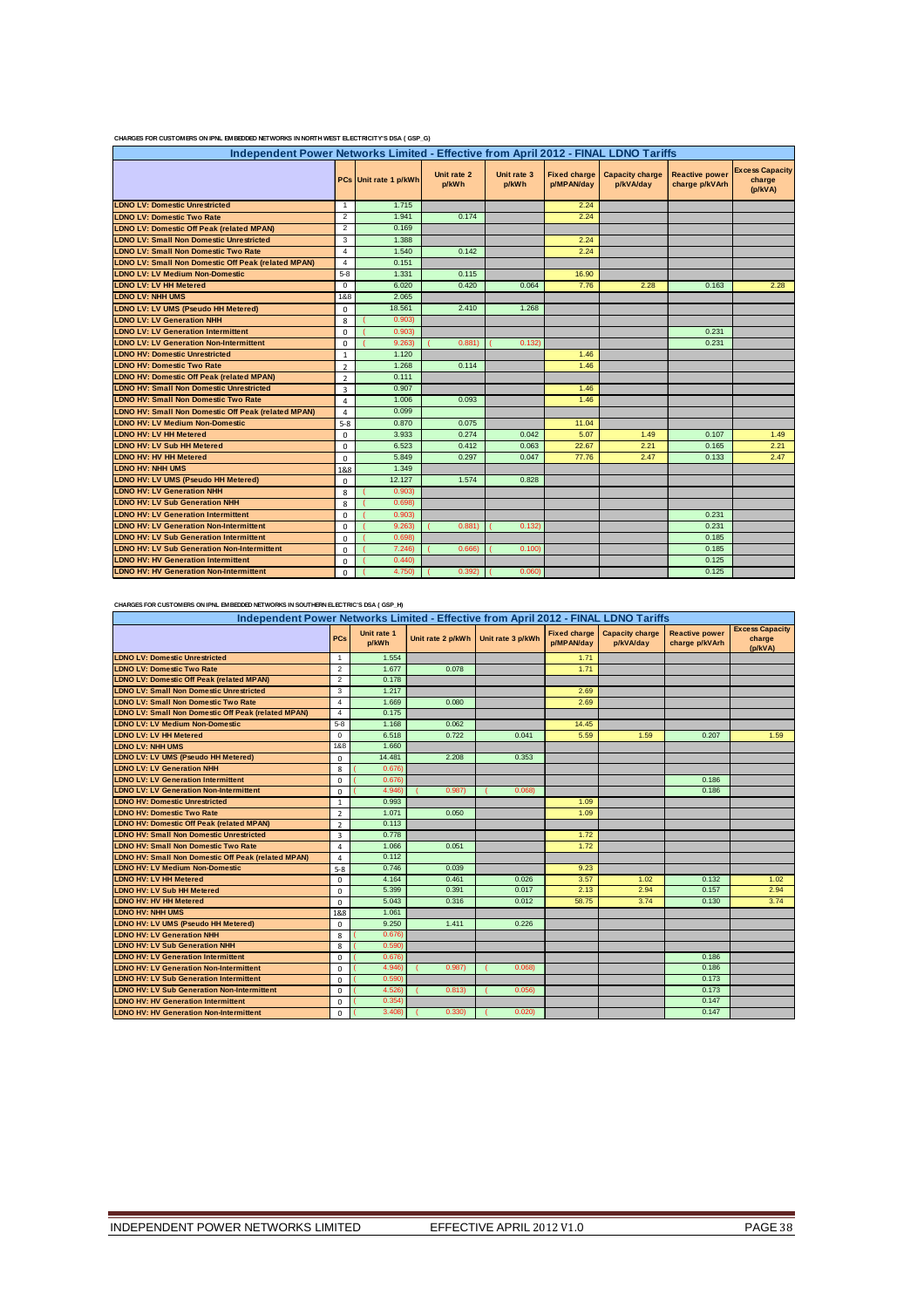CHARGES FOR CUSTOMERS ON IPNL EMBEDDED NETWORKS IN NORTH WEST ELECTRICITY'S DSA ( GSP_G)

| Independent Power Networks Limited - Effective from April 2012 - FINAL LDNO Tariffs | PCs | Unit rate 1 p/kWh | Unit rate 2 p/kWh | Unit rate 3 p/kWh | Fixed charge p/MPAN/day | Capacity charge p/kVA/day | Reactive power charge p/kVArh | Excess Capacity charge (p/kVA) |
|---|---|---|---|---|---|---|---|---|
| LDNO LV: Domestic Unrestricted | 1 | 1.715 | | | 2.24 | | | |
| LDNO LV: Domestic Two Rate | 2 | 1.941 | 0.174 | | 2.24 | | | |
| LDNO LV: Domestic Off Peak (related MPAN) | 2 | 0.169 | | | | | | |
| LDNO LV: Small Non Domestic Unrestricted | 3 | 1.388 | | | 2.24 | | | |
| LDNO LV: Small Non Domestic Two Rate | 4 | 1.540 | 0.142 | | 2.24 | | | |
| LDNO LV: Small Non Domestic Off Peak (related MPAN) | 4 | 0.151 | | | | | | |
| LDNO LV: LV Medium Non-Domestic | 5-8 | 1.331 | 0.115 | | 16.90 | | | |
| LDNO LV: LV HH Metered | 0 | 6.020 | 0.420 | 0.064 | 7.76 | 2.28 | 0.163 | 2.28 |
| LDNO LV: NHH UMS | 1&8 | 2.065 | | | | | | |
| LDNO LV: LV UMS (Pseudo HH Metered) | 0 | 18.561 | 2.410 | 1.268 | | | | |
| LDNO LV: LV Generation NHH | 8 | (0.903) | | | | | | |
| LDNO LV: LV Generation Intermittent | 0 | (0.903) | | | | | 0.231 | |
| LDNO LV: LV Generation Non-Intermittent | 0 | (9.263) | (0.881) | (0.132) | | | 0.231 | |
| LDNO HV: Domestic Unrestricted | 1 | 1.120 | | | 1.46 | | | |
| LDNO HV: Domestic Two Rate | 2 | 1.268 | 0.114 | | 1.46 | | | |
| LDNO HV: Domestic Off Peak (related MPAN) | 2 | 0.111 | | | | | | |
| LDNO HV: Small Non Domestic Unrestricted | 3 | 0.907 | | | 1.46 | | | |
| LDNO HV: Small Non Domestic Two Rate | 4 | 1.006 | 0.093 | | 1.46 | | | |
| LDNO HV: Small Non Domestic Off Peak (related MPAN) | 4 | 0.099 | | | | | | |
| LDNO HV: LV Medium Non-Domestic | 5-8 | 0.870 | 0.075 | | 11.04 | | | |
| LDNO HV: LV HH Metered | 0 | 3.933 | 0.274 | 0.042 | 5.07 | 1.49 | 0.107 | 1.49 |
| LDNO HV: LV Sub HH Metered | 0 | 6.523 | 0.412 | 0.063 | 22.67 | 2.21 | 0.165 | 2.21 |
| LDNO HV: HV HH Metered | 0 | 5.849 | 0.297 | 0.047 | 77.76 | 2.47 | 0.133 | 2.47 |
| LDNO HV: NHH UMS | 1&8 | 1.349 | | | | | | |
| LDNO HV: LV UMS (Pseudo HH Metered) | 0 | 12.127 | 1.574 | 0.828 | | | | |
| LDNO HV: LV Generation NHH | 8 | (0.903) | | | | | | |
| LDNO HV: LV Sub Generation NHH | 8 | (0.698) | | | | | | |
| LDNO HV: LV Generation Intermittent | 0 | (0.903) | | | | | 0.231 | |
| LDNO HV: LV Generation Non-Intermittent | 0 | (9.263) | (0.881) | (0.132) | | | 0.231 | |
| LDNO HV: LV Sub Generation Intermittent | 0 | (0.698) | | | | | 0.185 | |
| LDNO HV: LV Sub Generation Non-Intermittent | 0 | (7.246) | (0.666) | (0.100) | | | 0.185 | |
| LDNO HV: HV Generation Intermittent | 0 | (0.440) | | | | | 0.125 | |
| LDNO HV: HV Generation Non-Intermittent | 0 | (4.750) | (0.392) | (0.060) | | | 0.125 | |

CHARGES FOR CUSTOMERS ON IPNL EMBEDDED NETWORKS IN SOUTHERN ELECTRIC'S DSA ( GSP_H)

| Independent Power Networks Limited - Effective from April 2012 - FINAL LDNO Tariffs | PCs | Unit rate 1 p/kWh | Unit rate 2 p/kWh | Unit rate 3 p/kWh | Fixed charge p/MPAN/day | Capacity charge p/kVA/day | Reactive power charge p/kVArh | Excess Capacity charge (p/kVA) |
|---|---|---|---|---|---|---|---|---|
| LDNO LV: Domestic Unrestricted | 1 | 1.554 | | | 1.71 | | | |
| LDNO LV: Domestic Two Rate | 2 | 1.677 | 0.078 | | 1.71 | | | |
| LDNO LV: Domestic Off Peak (related MPAN) | 2 | 0.178 | | | | | | |
| LDNO LV: Small Non Domestic Unrestricted | 3 | 1.217 | | | 2.69 | | | |
| LDNO LV: Small Non Domestic Two Rate | 4 | 1.669 | 0.080 | | 2.69 | | | |
| LDNO LV: Small Non Domestic Off Peak (related MPAN) | 4 | 0.175 | | | | | | |
| LDNO LV: LV Medium Non-Domestic | 5-8 | 1.168 | 0.062 | | 14.45 | | | |
| LDNO LV: LV HH Metered | 0 | 6.518 | 0.722 | 0.041 | 5.59 | 1.59 | 0.207 | 1.59 |
| LDNO LV: NHH UMS | 1&8 | 1.660 | | | | | | |
| LDNO LV: LV UMS (Pseudo HH Metered) | 0 | 14.481 | 2.208 | 0.353 | | | | |
| LDNO LV: LV Generation NHH | 8 | (0.676) | | | | | | |
| LDNO LV: LV Generation Intermittent | 0 | (0.676) | | | | | 0.186 | |
| LDNO LV: LV Generation Non-Intermittent | 0 | (4.946) | (0.987) | (0.068) | | | 0.186 | |
| LDNO HV: Domestic Unrestricted | 1 | 0.993 | | | 1.09 | | | |
| LDNO HV: Domestic Two Rate | 2 | 1.071 | 0.050 | | 1.09 | | | |
| LDNO HV: Domestic Off Peak (related MPAN) | 2 | 0.113 | | | | | | |
| LDNO HV: Small Non Domestic Unrestricted | 3 | 0.778 | | | 1.72 | | | |
| LDNO HV: Small Non Domestic Two Rate | 4 | 1.066 | 0.051 | | 1.72 | | | |
| LDNO HV: Small Non Domestic Off Peak (related MPAN) | 4 | 0.112 | | | | | | |
| LDNO HV: LV Medium Non-Domestic | 5-8 | 0.746 | 0.039 | | 9.23 | | | |
| LDNO HV: LV HH Metered | 0 | 4.164 | 0.461 | 0.026 | 3.57 | 1.02 | 0.132 | 1.02 |
| LDNO HV: LV Sub HH Metered | 0 | 5.399 | 0.391 | 0.017 | 2.13 | 2.94 | 0.157 | 2.94 |
| LDNO HV: HV HH Metered | 0 | 5.043 | 0.316 | 0.012 | 58.75 | 3.74 | 0.130 | 3.74 |
| LDNO HV: NHH UMS | 1&8 | 1.061 | | | | | | |
| LDNO HV: LV UMS (Pseudo HH Metered) | 0 | 9.250 | 1.411 | 0.226 | | | | |
| LDNO HV: LV Generation NHH | 8 | (0.676) | | | | | | |
| LDNO HV: LV Sub Generation NHH | 8 | (0.590) | | | | | | |
| LDNO HV: LV Generation Intermittent | 0 | (0.676) | | | | | 0.186 | |
| LDNO HV: LV Generation Non-Intermittent | 0 | (4.946) | (0.987) | (0.068) | | | 0.186 | |
| LDNO HV: LV Sub Generation Intermittent | 0 | (0.590) | | | | | 0.173 | |
| LDNO HV: LV Sub Generation Non-Intermittent | 0 | (4.526) | (0.813) | (0.056) | | | 0.173 | |
| LDNO HV: HV Generation Intermittent | 0 | (0.354) | | | | | 0.147 | |
| LDNO HV: HV Generation Non-Intermittent | 0 | (3.408) | (0.330) | (0.020) | | | 0.147 | |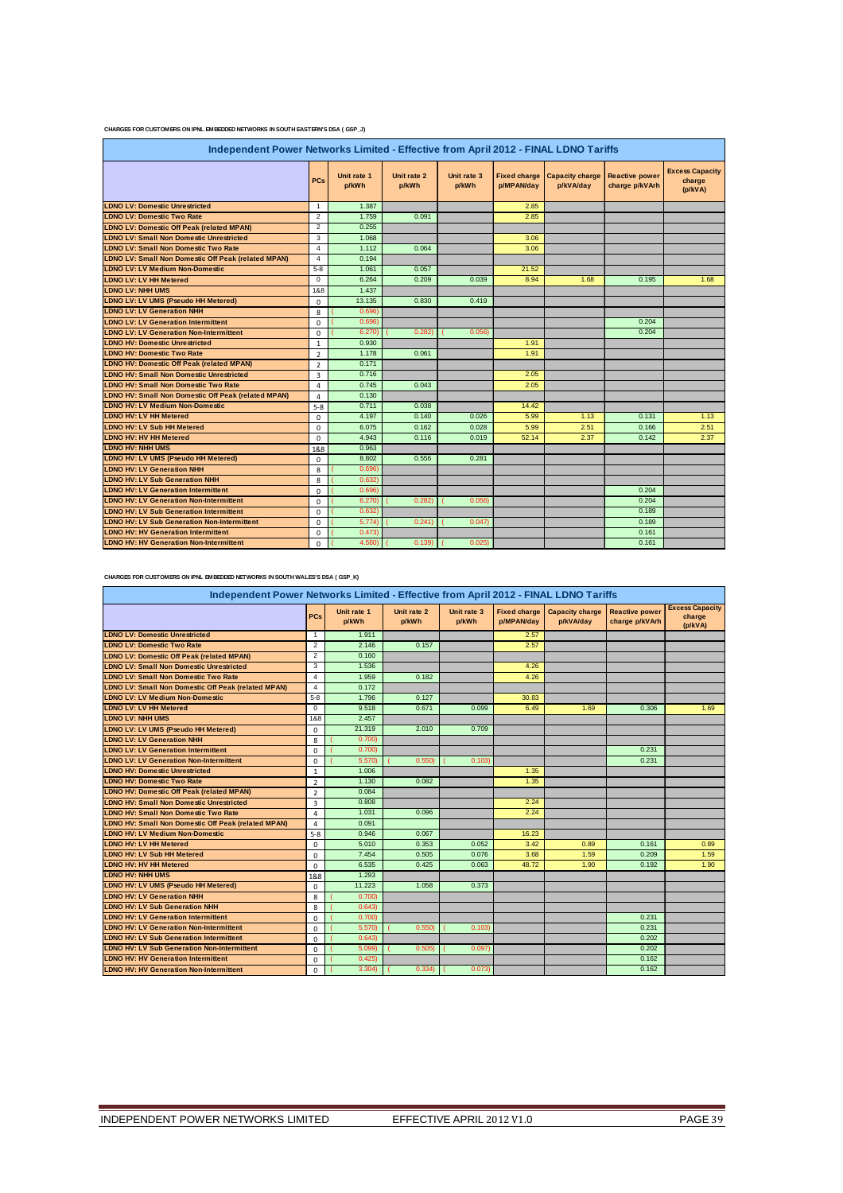CHARGES FOR CUSTOMERS ON IPNL EMBEDDED NETWORKS IN SOUTH EASTERN'S DSA ( GSP_J)

| Independent Power Networks Limited - Effective from April 2012 - FINAL LDNO Tariffs | | | | | | | | |
|---|---|---|---|---|---|---|---|---|
| | PCs | Unit rate 1 p/kWh | Unit rate 2 p/kWh | Unit rate 3 p/kWh | Fixed charge p/MPAN/day | Capacity charge p/kVA/day | Reactive power charge p/kVArh | Excess Capacity charge (p/kVA) |
| LDNO LV: Domestic Unrestricted | 1 | 1.387 | | | 2.85 | | | |
| LDNO LV: Domestic Two Rate | 2 | 1.759 | 0.091 | | 2.85 | | | |
| LDNO LV: Domestic Off Peak (related MPAN) | 2 | 0.255 | | | | | | |
| LDNO LV: Small Non Domestic Unrestricted | 3 | 1.068 | | | 3.06 | | | |
| LDNO LV: Small Non Domestic Two Rate | 4 | 1.112 | 0.064 | | 3.06 | | | |
| LDNO LV: Small Non Domestic Off Peak (related MPAN) | 4 | 0.194 | | | | | | |
| LDNO LV: LV Medium Non-Domestic | 5-8 | 1.061 | 0.057 | | 21.52 | | | |
| LDNO LV: LV HH Metered | 0 | 6.264 | 0.209 | 0.039 | 8.94 | 1.68 | 0.195 | 1.68 |
| LDNO LV: NHH UMS | 1&8 | 1.437 | | | | | | |
| LDNO LV: LV UMS (Pseudo HH Metered) | 0 | 13.135 | 0.830 | 0.419 | | | | |
| LDNO LV: LV Generation NHH | 8 | (0.696) | | | | | | |
| LDNO LV: LV Generation Intermittent | 0 | (0.696) | | | | | 0.204 | |
| LDNO LV: LV Generation Non-Intermittent | 0 | (6.270) | (0.282) | (0.056) | | | 0.204 | |
| LDNO HV: Domestic Unrestricted | 1 | 0.930 | | | 1.91 | | | |
| LDNO HV: Domestic Two Rate | 2 | 1.178 | 0.061 | | 1.91 | | | |
| LDNO HV: Domestic Off Peak (related MPAN) | 2 | 0.171 | | | | | | |
| LDNO HV: Small Non Domestic Unrestricted | 3 | 0.716 | | | 2.05 | | | |
| LDNO HV: Small Non Domestic Two Rate | 4 | 0.745 | 0.043 | | 2.05 | | | |
| LDNO HV: Small Non Domestic Off Peak (related MPAN) | 4 | 0.130 | | | | | | |
| LDNO HV: LV Medium Non-Domestic | 5-8 | 0.711 | 0.038 | | 14.42 | | | |
| LDNO HV: LV HH Metered | 0 | 4.197 | 0.140 | 0.026 | 5.99 | 1.13 | 0.131 | 1.13 |
| LDNO HV: LV Sub HH Metered | 0 | 6.075 | 0.162 | 0.028 | 5.99 | 2.51 | 0.166 | 2.51 |
| LDNO HV: HV HH Metered | 0 | 4.943 | 0.116 | 0.019 | 52.14 | 2.37 | 0.142 | 2.37 |
| LDNO HV: NHH UMS | 1&8 | 0.963 | | | | | | |
| LDNO HV: LV UMS (Pseudo HH Metered) | 0 | 8.802 | 0.556 | 0.281 | | | | |
| LDNO HV: LV Generation NHH | 8 | (0.696) | | | | | | |
| LDNO HV: LV Sub Generation NHH | 8 | (0.632) | | | | | | |
| LDNO HV: LV Generation Intermittent | 0 | (0.696) | | | | | 0.204 | |
| LDNO HV: LV Generation Non-Intermittent | 0 | (6.270) | (0.282) | (0.056) | | | 0.204 | |
| LDNO HV: LV Sub Generation Intermittent | 0 | (0.632) | | | | | 0.189 | |
| LDNO HV: LV Sub Generation Non-Intermittent | 0 | (5.774) | (0.241) | (0.047) | | | 0.189 | |
| LDNO HV: HV Generation Intermittent | 0 | (0.473) | | | | | 0.161 | |
| LDNO HV: HV Generation Non-Intermittent | 0 | (4.560) | (0.139) | (0.025) | | | 0.161 | |

CHARGES FOR CUSTOMERS ON IPNL EMBEDDED NETWORKS IN SOUTH WALES'S DSA ( GSP_K)

| Independent Power Networks Limited - Effective from April 2012 - FINAL LDNO Tariffs | | | | | | | | |
|---|---|---|---|---|---|---|---|---|
| | PCs | Unit rate 1 p/kWh | Unit rate 2 p/kWh | Unit rate 3 p/kWh | Fixed charge p/MPAN/day | Capacity charge p/kVA/day | Reactive power charge p/kVArh | Excess Capacity charge (p/kVA) |
| LDNO LV: Domestic Unrestricted | 1 | 1.911 | | | 2.57 | | | |
| LDNO LV: Domestic Two Rate | 2 | 2.146 | 0.157 | | 2.57 | | | |
| LDNO LV: Domestic Off Peak (related MPAN) | 2 | 0.160 | | | | | | |
| LDNO LV: Small Non Domestic Unrestricted | 3 | 1.536 | | | 4.26 | | | |
| LDNO LV: Small Non Domestic Two Rate | 4 | 1.959 | 0.182 | | 4.26 | | | |
| LDNO LV: Small Non Domestic Off Peak (related MPAN) | 4 | 0.172 | | | | | | |
| LDNO LV: LV Medium Non-Domestic | 5-8 | 1.796 | 0.127 | | 30.83 | | | |
| LDNO LV: LV HH Metered | 0 | 9.518 | 0.671 | 0.099 | 6.49 | 1.69 | 0.306 | 1.69 |
| LDNO LV: NHH UMS | 1&8 | 2.457 | | | | | | |
| LDNO LV: LV UMS (Pseudo HH Metered) | 0 | 21.319 | 2.010 | 0.709 | | | | |
| LDNO LV: LV Generation NHH | 8 | (0.700) | | | | | | |
| LDNO LV: LV Generation Intermittent | 0 | (0.700) | | | | | 0.231 | |
| LDNO LV: LV Generation Non-Intermittent | 0 | (5.570) | (0.550) | (0.103) | | | 0.231 | |
| LDNO HV: Domestic Unrestricted | 1 | 1.006 | | | 1.35 | | | |
| LDNO HV: Domestic Two Rate | 2 | 1.130 | 0.082 | | 1.35 | | | |
| LDNO HV: Domestic Off Peak (related MPAN) | 2 | 0.084 | | | | | | |
| LDNO HV: Small Non Domestic Unrestricted | 3 | 0.808 | | | 2.24 | | | |
| LDNO HV: Small Non Domestic Two Rate | 4 | 1.031 | 0.096 | | 2.24 | | | |
| LDNO HV: Small Non Domestic Off Peak (related MPAN) | 4 | 0.091 | | | | | | |
| LDNO HV: LV Medium Non-Domestic | 5-8 | 0.946 | 0.067 | | 16.23 | | | |
| LDNO HV: LV HH Metered | 0 | 5.010 | 0.353 | 0.052 | 3.42 | 0.89 | 0.161 | 0.89 |
| LDNO HV: LV Sub HH Metered | 0 | 7.454 | 0.505 | 0.076 | 3.68 | 1.59 | 0.209 | 1.59 |
| LDNO HV: HV HH Metered | 0 | 6.535 | 0.425 | 0.063 | 48.72 | 1.90 | 0.192 | 1.90 |
| LDNO HV: NHH UMS | 1&8 | 1.293 | | | | | | |
| LDNO HV: LV UMS (Pseudo HH Metered) | 0 | 11.223 | 1.058 | 0.373 | | | | |
| LDNO HV: LV Generation NHH | 8 | (0.700) | | | | | | |
| LDNO HV: LV Sub Generation NHH | 8 | (0.643) | | | | | | |
| LDNO HV: LV Generation Intermittent | 0 | (0.700) | | | | | 0.231 | |
| LDNO HV: LV Generation Non-Intermittent | 0 | (5.570) | (0.550) | (0.103) | | | 0.231 | |
| LDNO HV: LV Sub Generation Intermittent | 0 | (0.643) | | | | | 0.202 | |
| LDNO HV: LV Sub Generation Non-Intermittent | 0 | (5.099) | (0.505) | (0.097) | | | 0.202 | |
| LDNO HV: HV Generation Intermittent | 0 | (0.425) | | | | | 0.162 | |
| LDNO HV: HV Generation Non-Intermittent | 0 | (3.304) | (0.334) | (0.073) | | | 0.162 | |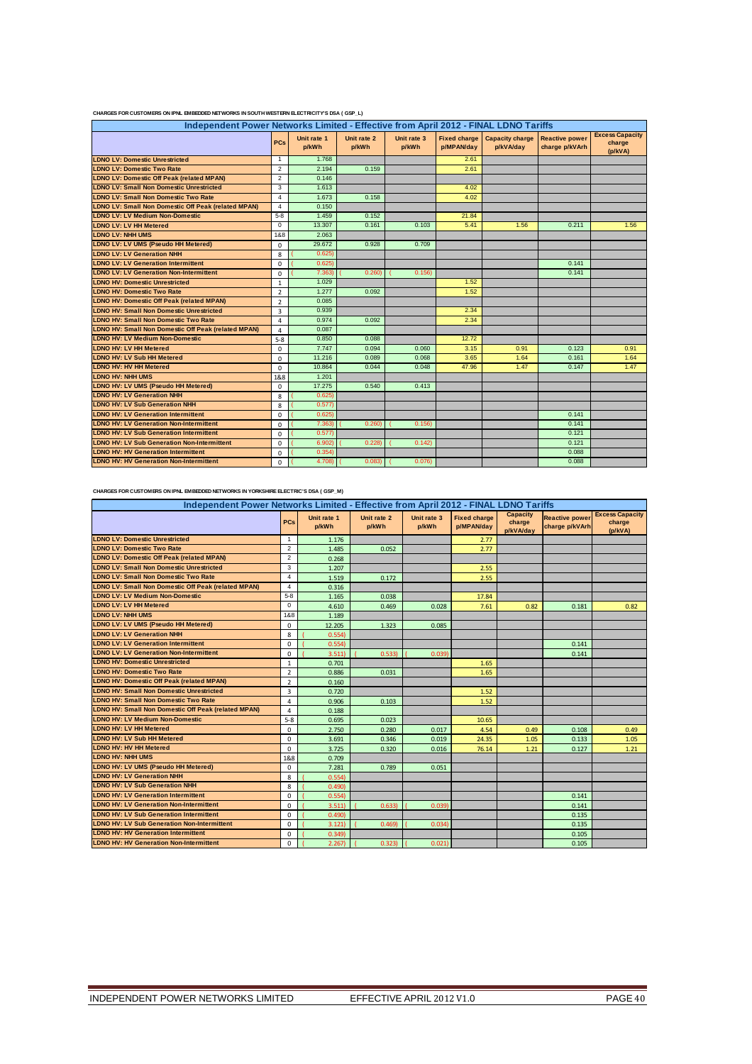CHARGES FOR CUSTOMERS ON IPNL EMBEDDED NETWORKS IN SOUTH WESTERN ELECTRICITY'S DSA ( GSP_L)

| Independent Power Networks Limited - Effective from April 2012 - FINAL LDNO Tariffs | | | | | | | | |
|---|---|---|---|---|---|---|---|---|
| | PCs | Unit rate 1 p/kWh | Unit rate 2 p/kWh | Unit rate 3 p/kWh | Fixed charge p/MPAN/day | Capacity charge p/kVA/day | Reactive power charge p/kVArh | Excess Capacity charge (p/kVA) |
| LDNO LV: Domestic Unrestricted | 1 | 1.768 | | | 2.61 | | | |
| LDNO LV: Domestic Two Rate | 2 | 2.194 | 0.159 | | 2.61 | | | |
| LDNO LV: Domestic Off Peak (related MPAN) | 2 | 0.146 | | | | | | |
| LDNO LV: Small Non Domestic Unrestricted | 3 | 1.613 | | | 4.02 | | | |
| LDNO LV: Small Non Domestic Two Rate | 4 | 1.673 | 0.158 | | 4.02 | | | |
| LDNO LV: Small Non Domestic Off Peak (related MPAN) | 4 | 0.150 | | | | | | |
| LDNO LV: LV Medium Non-Domestic | 5-8 | 1.459 | 0.152 | | 21.84 | | | |
| LDNO LV: LV HH Metered | 0 | 13.307 | 0.161 | 0.103 | 5.41 | 1.56 | 0.211 | 1.56 |
| LDNO LV: NHH UMS | 1&8 | 2.063 | | | | | | |
| LDNO LV: LV UMS (Pseudo HH Metered) | 0 | 29.672 | 0.928 | 0.709 | | | | |
| LDNO LV: LV Generation NHH | 8 | (0.625) | | | | | | |
| LDNO LV: LV Generation Intermittent | 0 | (0.625) | | | | | 0.141 | |
| LDNO LV: LV Generation Non-Intermittent | 0 | (7.363) | (0.260) | (0.156) | | | 0.141 | |
| LDNO HV: Domestic Unrestricted | 1 | 1.029 | | | 1.52 | | | |
| LDNO HV: Domestic Two Rate | 2 | 1.277 | 0.092 | | 1.52 | | | |
| LDNO HV: Domestic Off Peak (related MPAN) | 2 | 0.085 | | | | | | |
| LDNO HV: Small Non Domestic Unrestricted | 3 | 0.939 | | | 2.34 | | | |
| LDNO HV: Small Non Domestic Two Rate | 4 | 0.974 | 0.092 | | 2.34 | | | |
| LDNO HV: Small Non Domestic Off Peak (related MPAN) | 4 | 0.087 | | | | | | |
| LDNO HV: LV Medium Non-Domestic | 5-8 | 0.850 | 0.088 | | 12.72 | | | |
| LDNO HV: LV HH Metered | 0 | 7.747 | 0.094 | 0.060 | 3.15 | 0.91 | 0.123 | 0.91 |
| LDNO HV: LV Sub HH Metered | 0 | 11.216 | 0.089 | 0.068 | 3.65 | 1.64 | 0.161 | 1.64 |
| LDNO HV: HV HH Metered | 0 | 10.864 | 0.044 | 0.048 | 47.96 | 1.47 | 0.147 | 1.47 |
| LDNO HV: NHH UMS | 1&8 | 1.201 | | | | | | |
| LDNO HV: LV UMS (Pseudo HH Metered) | 0 | 17.275 | 0.540 | 0.413 | | | | |
| LDNO HV: LV Generation NHH | 8 | (0.625) | | | | | | |
| LDNO HV: LV Sub Generation NHH | 8 | (0.577) | | | | | | |
| LDNO HV: LV Generation Intermittent | 0 | (0.625) | | | | | 0.141 | |
| LDNO HV: LV Generation Non-Intermittent | 0 | (7.363) | (0.260) | (0.156) | | | 0.141 | |
| LDNO HV: LV Sub Generation Intermittent | 0 | (0.577) | | | | | 0.121 | |
| LDNO HV: LV Sub Generation Non-Intermittent | 0 | (6.902) | (0.228) | (0.142) | | | 0.121 | |
| LDNO HV: HV Generation Intermittent | 0 | (0.354) | | | | | 0.088 | |
| LDNO HV: HV Generation Non-Intermittent | 0 | (4.708) | (0.083) | (0.076) | | | 0.088 | |

CHARGES FOR CUSTOMERS ON IPNL EMBEDDED NETWORKS IN YORKSHIRE ELECTRIC'S DSA ( GSP_M)

| Independent Power Networks Limited - Effective from April 2012 - FINAL LDNO Tariffs | | | | | | | | |
|---|---|---|---|---|---|---|---|---|
| | PCs | Unit rate 1 p/kWh | Unit rate 2 p/kWh | Unit rate 3 p/kWh | Fixed charge p/MPAN/day | Capacity charge p/kVA/day | Reactive power charge p/kVArh | Excess Capacity charge (p/kVA) |
| LDNO LV: Domestic Unrestricted | 1 | 1.176 | | | 2.77 | | | |
| LDNO LV: Domestic Two Rate | 2 | 1.485 | 0.052 | | 2.77 | | | |
| LDNO LV: Domestic Off Peak (related MPAN) | 2 | 0.268 | | | | | | |
| LDNO LV: Small Non Domestic Unrestricted | 3 | 1.207 | | | 2.55 | | | |
| LDNO LV: Small Non Domestic Two Rate | 4 | 1.519 | 0.172 | | 2.55 | | | |
| LDNO LV: Small Non Domestic Off Peak (related MPAN) | 4 | 0.316 | | | | | | |
| LDNO LV: LV Medium Non-Domestic | 5-8 | 1.165 | 0.038 | | 17.84 | | | |
| LDNO LV: LV HH Metered | 0 | 4.610 | 0.469 | 0.028 | 7.61 | 0.82 | 0.181 | 0.82 |
| LDNO LV: NHH UMS | 1&8 | 1.189 | | | | | | |
| LDNO LV: LV UMS (Pseudo HH Metered) | 0 | 12.205 | 1.323 | 0.085 | | | | |
| LDNO LV: LV Generation NHH | 8 | (0.554) | | | | | | |
| LDNO LV: LV Generation Intermittent | 0 | (0.554) | | | | | 0.141 | |
| LDNO LV: LV Generation Non-Intermittent | 0 | (3.511) | (0.533) | (0.039) | | | 0.141 | |
| LDNO HV: Domestic Unrestricted | 1 | 0.701 | | | 1.65 | | | |
| LDNO HV: Domestic Two Rate | 2 | 0.886 | 0.031 | | 1.65 | | | |
| LDNO HV: Domestic Off Peak (related MPAN) | 2 | 0.160 | | | | | | |
| LDNO HV: Small Non Domestic Unrestricted | 3 | 0.720 | | | 1.52 | | | |
| LDNO HV: Small Non Domestic Two Rate | 4 | 0.906 | 0.103 | | 1.52 | | | |
| LDNO HV: Small Non Domestic Off Peak (related MPAN) | 4 | 0.188 | | | | | | |
| LDNO HV: LV Medium Non-Domestic | 5-8 | 0.695 | 0.023 | | 10.65 | | | |
| LDNO HV: LV HH Metered | 0 | 2.750 | 0.280 | 0.017 | 4.54 | 0.49 | 0.108 | 0.49 |
| LDNO HV: LV Sub HH Metered | 0 | 3.691 | 0.346 | 0.019 | 24.35 | 1.05 | 0.133 | 1.05 |
| LDNO HV: HV HH Metered | 0 | 3.725 | 0.320 | 0.016 | 76.14 | 1.21 | 0.127 | 1.21 |
| LDNO HV: NHH UMS | 1&8 | 0.709 | | | | | | |
| LDNO HV: LV UMS (Pseudo HH Metered) | 0 | 7.281 | 0.789 | 0.051 | | | | |
| LDNO HV: LV Generation NHH | 8 | (0.554) | | | | | | |
| LDNO HV: LV Sub Generation NHH | 8 | (0.490) | | | | | | |
| LDNO HV: LV Generation Intermittent | 0 | (0.554) | | | | | 0.141 | |
| LDNO HV: LV Generation Non-Intermittent | 0 | (3.511) | (0.633) | (0.039) | | | 0.141 | |
| LDNO HV: LV Sub Generation Intermittent | 0 | (0.490) | | | | | 0.135 | |
| LDNO HV: LV Sub Generation Non-Intermittent | 0 | (3.121) | (0.469) | (0.034) | | | 0.135 | |
| LDNO HV: HV Generation Intermittent | 0 | (0.349) | | | | | 0.105 | |
| LDNO HV: HV Generation Non-Intermittent | 0 | (2.267) | (0.323) | (0.021) | | | 0.105 | |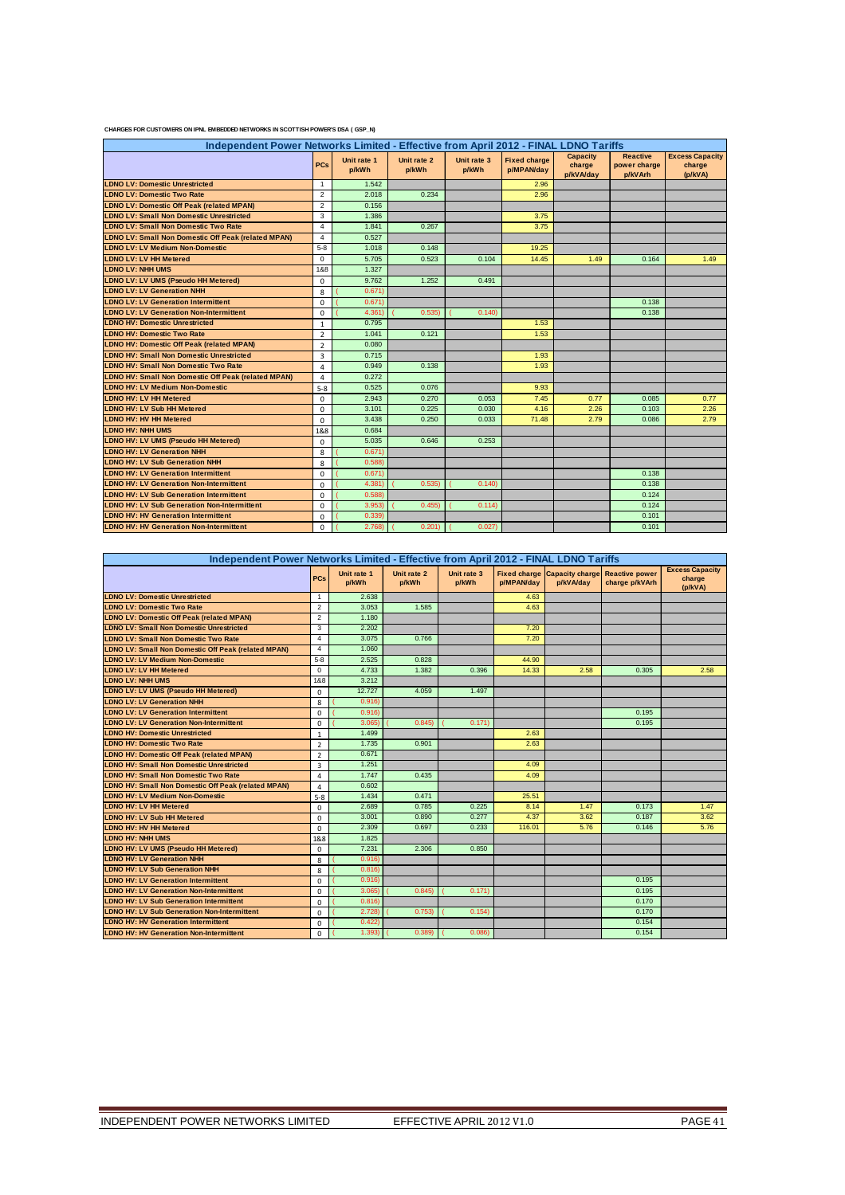CHARGES FOR CUSTOMERS ON IPNL EMBEDDED NETWORKS IN SCOTTISH POWER'S DSA ( GSP_N)

| Independent Power Networks Limited - Effective from April 2012 - FINAL LDNO Tariffs | | | | | | | | |
|---|---|---|---|---|---|---|---|---|
| | PCs | Unit rate 1 p/kWh | Unit rate 2 p/kWh | Unit rate 3 p/kWh | Fixed charge p/MPAN/day | Capacity charge p/kVA/day | Reactive power charge p/kVArh | Excess Capacity charge (p/kVA) |
| LDNO LV: Domestic Unrestricted | 1 | 1.542 | | | 2.96 | | | |
| LDNO LV: Domestic Two Rate | 2 | 2.018 | 0.234 | | 2.96 | | | |
| LDNO LV: Domestic Off Peak (related MPAN) | 2 | 0.156 | | | | | | |
| LDNO LV: Small Non Domestic Unrestricted | 3 | 1.386 | | | 3.75 | | | |
| LDNO LV: Small Non Domestic Two Rate | 4 | 1.841 | 0.267 | | 3.75 | | | |
| LDNO LV: Small Non Domestic Off Peak (related MPAN) | 4 | 0.527 | | | | | | |
| LDNO LV: LV Medium Non-Domestic | 5-8 | 1.018 | 0.148 | | 19.25 | | | |
| LDNO LV: LV HH Metered | 0 | 5.705 | 0.523 | 0.104 | 14.45 | 1.49 | 0.164 | 1.49 |
| LDNO LV: NHH UMS | 1&8 | 1.327 | | | | | | |
| LDNO LV: LV UMS (Pseudo HH Metered) | 0 | 9.762 | 1.252 | 0.491 | | | | |
| LDNO LV: LV Generation NHH | 8 | (0.671) | | | | | | |
| LDNO LV: LV Generation Intermittent | 0 | (0.671) | | | | | 0.138 | |
| LDNO LV: LV Generation Non-Intermittent | 0 | (4.361) | (0.535) | (0.140) | | | 0.138 | |
| LDNO HV: Domestic Unrestricted | 1 | 0.795 | | | 1.53 | | | |
| LDNO HV: Domestic Two Rate | 2 | 1.041 | 0.121 | | 1.53 | | | |
| LDNO HV: Domestic Off Peak (related MPAN) | 2 | 0.080 | | | | | | |
| LDNO HV: Small Non Domestic Unrestricted | 3 | 0.715 | | | 1.93 | | | |
| LDNO HV: Small Non Domestic Two Rate | 4 | 0.949 | 0.138 | | 1.93 | | | |
| LDNO HV: Small Non Domestic Off Peak (related MPAN) | 4 | 0.272 | | | | | | |
| LDNO HV: LV Medium Non-Domestic | 5-8 | 0.525 | 0.076 | | 9.93 | | | |
| LDNO HV: LV HH Metered | 0 | 2.943 | 0.270 | 0.053 | 7.45 | 0.77 | 0.085 | 0.77 |
| LDNO HV: LV Sub HH Metered | 0 | 3.101 | 0.225 | 0.030 | 4.16 | 2.26 | 0.103 | 2.26 |
| LDNO HV: HV HH Metered | 0 | 3.438 | 0.250 | 0.033 | 71.48 | 2.79 | 0.086 | 2.79 |
| LDNO HV: NHH UMS | 1&8 | 0.684 | | | | | | |
| LDNO HV: LV UMS (Pseudo HH Metered) | 0 | 5.035 | 0.646 | 0.253 | | | | |
| LDNO HV: LV Generation NHH | 8 | (0.671) | | | | | | |
| LDNO HV: LV Sub Generation NHH | 8 | (0.588) | | | | | | |
| LDNO HV: LV Generation Intermittent | 0 | (0.671) | | | | | 0.138 | |
| LDNO HV: LV Generation Non-Intermittent | 0 | (4.381) | (0.535) | (0.140) | | | 0.138 | |
| LDNO HV: LV Sub Generation Intermittent | 0 | (0.588) | | | | | 0.124 | |
| LDNO HV: LV Sub Generation Non-Intermittent | 0 | (3.953) | (0.455) | (0.114) | | | 0.124 | |
| LDNO HV: HV Generation Intermittent | 0 | (0.339) | | | | | 0.101 | |
| LDNO HV: HV Generation Non-Intermittent | 0 | (2.768) | (0.201) | (0.027) | | | 0.101 | |

| Independent Power Networks Limited - Effective from April 2012 - FINAL LDNO Tariffs | | | | | | | | |
|---|---|---|---|---|---|---|---|---|
| | PCs | Unit rate 1 p/kWh | Unit rate 2 p/kWh | Unit rate 3 p/kWh | Fixed charge p/MPAN/day | Capacity charge p/kVA/day | Reactive power charge p/kVArh | Excess Capacity charge (p/kVA) |
| LDNO LV: Domestic Unrestricted | 1 | 2.638 | | | 4.63 | | | |
| LDNO LV: Domestic Two Rate | 2 | 3.053 | 1.585 | | 4.63 | | | |
| LDNO LV: Domestic Off Peak (related MPAN) | 2 | 1.180 | | | | | | |
| LDNO LV: Small Non Domestic Unrestricted | 3 | 2.202 | | | 7.20 | | | |
| LDNO LV: Small Non Domestic Two Rate | 4 | 3.075 | 0.766 | | 7.20 | | | |
| LDNO LV: Small Non Domestic Off Peak (related MPAN) | 4 | 1.060 | | | | | | |
| LDNO LV: LV Medium Non-Domestic | 5-8 | 2.525 | 0.828 | | 44.90 | | | |
| LDNO LV: LV HH Metered | 0 | 4.733 | 1.382 | 0.396 | 14.33 | 2.58 | 0.305 | 2.58 |
| LDNO LV: NHH UMS | 1&8 | 3.212 | | | | | | |
| LDNO LV: LV UMS (Pseudo HH Metered) | 0 | 12.727 | 4.059 | 1.497 | | | | |
| LDNO LV: LV Generation NHH | 8 | (0.916) | | | | | | |
| LDNO LV: LV Generation Intermittent | 0 | (0.916) | | | | | 0.195 | |
| LDNO LV: LV Generation Non-Intermittent | 0 | (3.065) | (0.845) | (0.171) | | | 0.195 | |
| LDNO HV: Domestic Unrestricted | 1 | 1.499 | | | 2.63 | | | |
| LDNO HV: Domestic Two Rate | 2 | 1.735 | 0.901 | | 2.63 | | | |
| LDNO HV: Domestic Off Peak (related MPAN) | 2 | 0.671 | | | | | | |
| LDNO HV: Small Non Domestic Unrestricted | 3 | 1.251 | | | 4.09 | | | |
| LDNO HV: Small Non Domestic Two Rate | 4 | 1.747 | 0.435 | | 4.09 | | | |
| LDNO HV: Small Non Domestic Off Peak (related MPAN) | 4 | 0.602 | | | | | | |
| LDNO HV: LV Medium Non-Domestic | 5-8 | 1.434 | 0.471 | | 25.51 | | | |
| LDNO HV: LV HH Metered | 0 | 2.689 | 0.785 | 0.225 | 8.14 | 1.47 | 0.173 | 1.47 |
| LDNO HV: LV Sub HH Metered | 0 | 3.001 | 0.890 | 0.277 | 4.37 | 3.62 | 0.187 | 3.62 |
| LDNO HV: HV HH Metered | 0 | 2.309 | 0.697 | 0.233 | 116.01 | 5.76 | 0.146 | 5.76 |
| LDNO HV: NHH UMS | 1&8 | 1.825 | | | | | | |
| LDNO HV: LV UMS (Pseudo HH Metered) | 0 | 7.231 | 2.306 | 0.850 | | | | |
| LDNO HV: LV Generation NHH | 8 | (0.916) | | | | | | |
| LDNO HV: LV Sub Generation NHH | 8 | (0.816) | | | | | | |
| LDNO HV: LV Generation Intermittent | 0 | (0.916) | | | | | 0.195 | |
| LDNO HV: LV Generation Non-Intermittent | 0 | (3.065) | (0.845) | (0.171) | | | 0.195 | |
| LDNO HV: LV Sub Generation Intermittent | 0 | (0.816) | | | | | 0.170 | |
| LDNO HV: LV Sub Generation Non-Intermittent | 0 | (2.728) | (0.753) | (0.154) | | | 0.170 | |
| LDNO HV: HV Generation Intermittent | 0 | (0.422) | | | | | 0.154 | |
| LDNO HV: HV Generation Non-Intermittent | 0 | (1.393) | (0.389) | (0.086) | | | 0.154 | |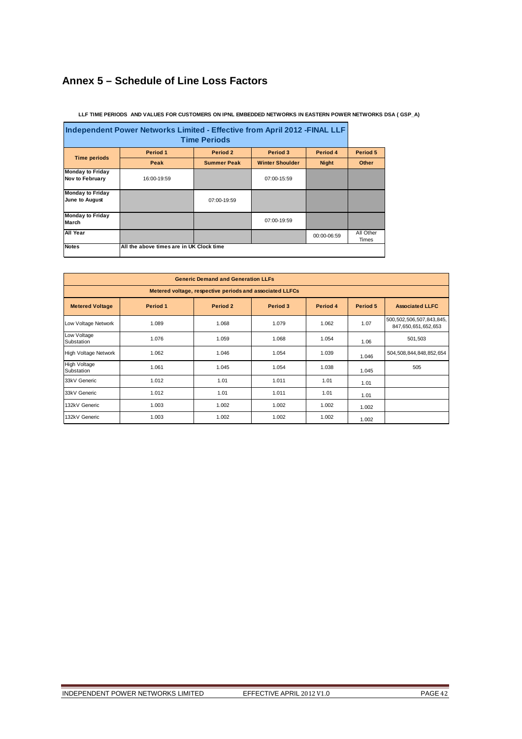# Annex 5 – Schedule of Line Loss Factors

**LLF TIME PERIODS AND VALUES FOR CUSTOMERS ON IPNL EMBEDDED NETWORKS IN EASTERN POWER NETWORKS DSA ( GSP_A)**

| Independent Power Networks Limited - Effective from April 2012 -FINAL LLF Time Periods | | | | | |
|---|---|---|---|---|---|
| **Time periods** | **Period 1** | **Period 2** | **Period 3** | **Period 4** | **Period 5** |
| | **Peak** | **Summer Peak** | **Winter Shoulder** | **Night** | **Other** |
| **Monday to Friday Nov to February** | 16:00-19:59 | | 07:00-15:59 | | |
| **Monday to Friday June to August** | | 07:00-19:59 | | | |
| **Monday to Friday March** | | | 07:00-19:59 | | |
| **All Year** | | | | 00:00-06:59 | All Other Times |
| **Notes** | **All the above times are in UK Clock time** | | | | |

| Generic Demand and Generation LLFs | | | | | | |
|---|---|---|---|---|---|---|
| Metered voltage, respective periods and associated LLFCs | | | | | | |
| **Metered Voltage** | **Period 1** | **Period 2** | **Period 3** | **Period 4** | **Period 5** | **Associated LLFC** |
| Low Voltage Network | 1.089 | 1.068 | 1.079 | 1.062 | 1.07 | 500,502,506,507,843,845, 847,650,651,652,653 |
| Low Voltage Substation | 1.076 | 1.059 | 1.068 | 1.054 | 1.06 | 501,503 |
| High Voltage Network | 1.062 | 1.046 | 1.054 | 1.039 | 1.046 | 504,508,844,848,852,654 |
| High Voltage Substation | 1.061 | 1.045 | 1.054 | 1.038 | 1.045 | 505 |
| 33kV Generic | 1.012 | 1.01 | 1.011 | 1.01 | 1.01 | |
| 33kV Generic | 1.012 | 1.01 | 1.011 | 1.01 | 1.01 | |
| 132kV Generic | 1.003 | 1.002 | 1.002 | 1.002 | 1.002 | |
| 132kV Generic | 1.003 | 1.002 | 1.002 | 1.002 | 1.002 | |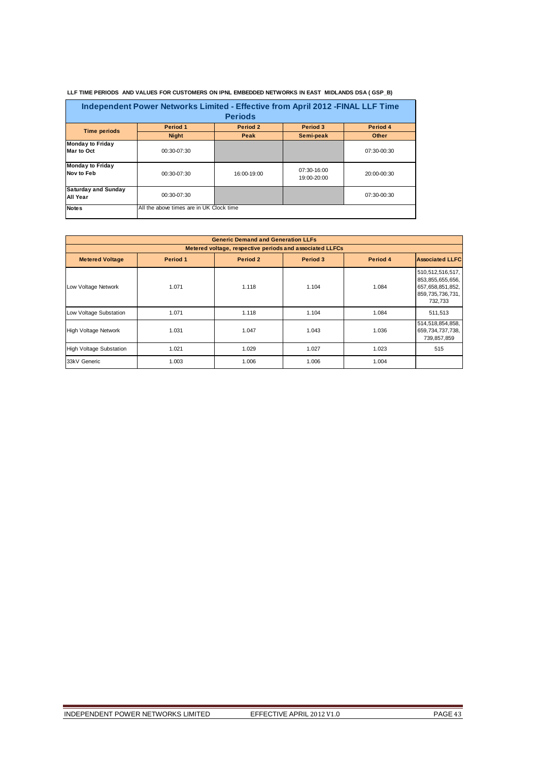**LLF TIME PERIODS AND VALUES FOR CUSTOMERS ON IPNL EMBEDDED NETWORKS IN EAST MIDLANDS DSA ( GSP_B)**

| Independent Power Networks Limited - Effective from April 2012 -FINAL LLF Time Periods | | | | |
|---|---|---|---|---|
| **Time periods** | **Period 1** | **Period 2** | **Period 3** | **Period 4** |
| | **Night** | **Peak** | **Semi-peak** | **Other** |
| **Monday to Friday Mar to Oct** | 00:30-07:30 | | | 07:30-00:30 |
| **Monday to Friday Nov to Feb** | 00:30-07:30 | 16:00-19:00 | 07:30-16:00 19:00-20:00 | 20:00-00:30 |
| **Saturday and Sunday All Year** | 00:30-07:30 | | | 07:30-00:30 |
| **Notes** | All the above times are in UK Clock time | | | |

| Generic Demand and Generation LLFs | | | | | |
|---|---|---|---|---|---|
| Metered voltage, respective periods and associated LLFCs | | | | | |
| **Metered Voltage** | **Period 1** | **Period 2** | **Period 3** | **Period 4** | **Associated LLFC** |
| Low Voltage Network | 1.071 | 1.118 | 1.104 | 1.084 | 510,512,516,517, 853,855,655,656, 657,658,851,852, 859,735,736,731, 732,733 |
| Low Voltage Substation | 1.071 | 1.118 | 1.104 | 1.084 | 511,513 |
| High Voltage Network | 1.031 | 1.047 | 1.043 | 1.036 | 514,518,854,858, 659,734,737,738, 739,857,859 |
| High Voltage Substation | 1.021 | 1.029 | 1.027 | 1.023 | 515 |
| 33kV Generic | 1.003 | 1.006 | 1.006 | 1.004 | |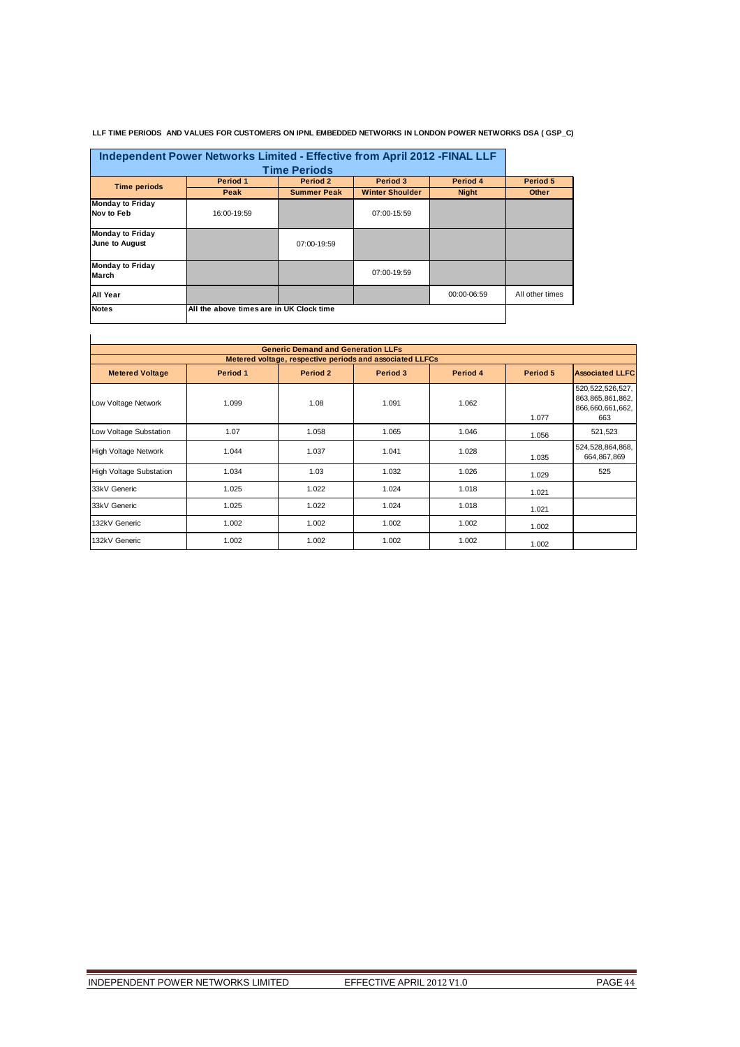**LLF TIME PERIODS AND VALUES FOR CUSTOMERS ON IPNL EMBEDDED NETWORKS IN LONDON POWER NETWORKS DSA ( GSP_C)**

| Independent Power Networks Limited - Effective from April 2012 -FINAL LLF Time Periods | | | | | |
|---|---|---|---|---|---|
| **Time periods** | **Period 1** | **Period 2** | **Period 3** | **Period 4** | **Period 5** |
| | **Peak** | **Summer Peak** | **Winter Shoulder** | **Night** | **Other** |
| **Monday to Friday Nov to Feb** | 16:00-19:59 | | 07:00-15:59 | | |
| **Monday to Friday June to August** | | 07:00-19:59 | | | |
| **Monday to Friday March** | | | 07:00-19:59 | | |
| **All Year** | | | | 00:00-06:59 | All other times |
| **Notes** | All the above times are in UK Clock time | | | | |

| Generic Demand and Generation LLFs | | | | | | |
|---|---|---|---|---|---|---|
| Metered voltage, respective periods and associated LLFCs | | | | | | |
| **Metered Voltage** | **Period 1** | **Period 2** | **Period 3** | **Period 4** | **Period 5** | **Associated LLFC** |
| Low Voltage Network | 1.099 | 1.08 | 1.091 | 1.062 | 1.077 | 520,522,526,527, 863,865,861,862, 866,660,661,662, 663 |
| Low Voltage Substation | 1.07 | 1.058 | 1.065 | 1.046 | 1.056 | 521,523 |
| High Voltage Network | 1.044 | 1.037 | 1.041 | 1.028 | 1.035 | 524,528,864,868, 664,867,869 |
| High Voltage Substation | 1.034 | 1.03 | 1.032 | 1.026 | 1.029 | 525 |
| 33kV Generic | 1.025 | 1.022 | 1.024 | 1.018 | 1.021 | |
| 33kV Generic | 1.025 | 1.022 | 1.024 | 1.018 | 1.021 | |
| 132kV Generic | 1.002 | 1.002 | 1.002 | 1.002 | 1.002 | |
| 132kV Generic | 1.002 | 1.002 | 1.002 | 1.002 | 1.002 | |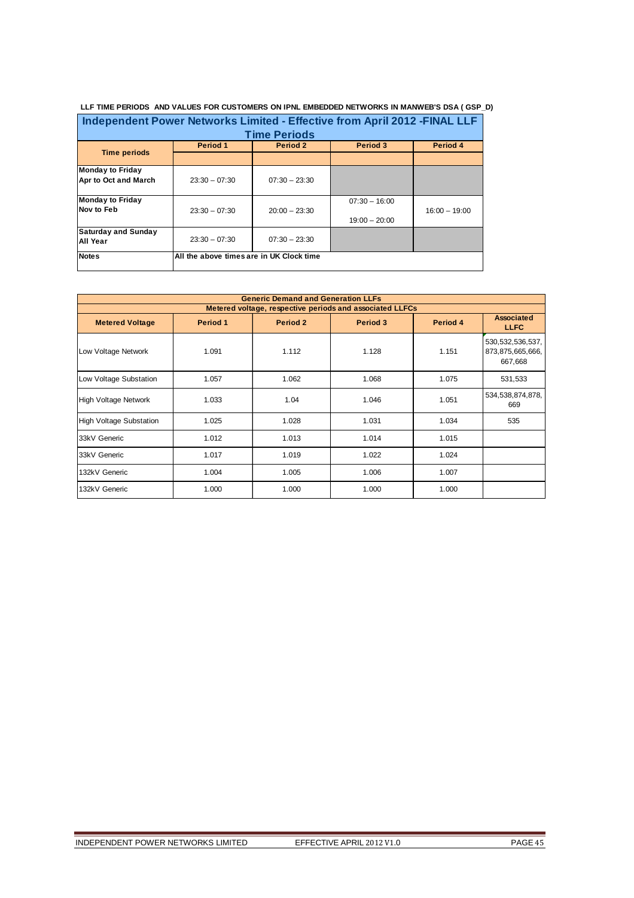**LLF TIME PERIODS AND VALUES FOR CUSTOMERS ON IPNL EMBEDDED NETWORKS IN MANWEB'S DSA ( GSP_D)**

| Independent Power Networks Limited - Effective from April 2012 -FINAL LLF Time Periods | | | | |
|---|---|---|---|---|
| **Time periods** | **Period 1** | **Period 2** | **Period 3** | **Period 4** |
| **Monday to Friday Apr to Oct and March** | 23:30 – 07:30 | 07:30 – 23:30 | | |
| **Monday to Friday Nov to Feb** | 23:30 – 07:30 | 20:00 – 23:30 | 07:30 – 16:00<br>19:00 – 20:00 | 16:00 – 19:00 |
| **Saturday and Sunday All Year** | 23:30 – 07:30 | 07:30 – 23:30 | | |
| **Notes** | All the above times are in UK Clock time | | | |

| Generic Demand and Generation LLFs<br>Metered voltage, respective periods and associated LLFCs | | | | | |
|---|---|---|---|---|---|
| **Metered Voltage** | **Period 1** | **Period 2** | **Period 3** | **Period 4** | **Associated LLFC** |
| Low Voltage Network | 1.091 | 1.112 | 1.128 | 1.151 | 530,532,536,537, 873,875,665,666, 667,668 |
| Low Voltage Substation | 1.057 | 1.062 | 1.068 | 1.075 | 531,533 |
| High Voltage Network | 1.033 | 1.04 | 1.046 | 1.051 | 534,538,874,878, 669 |
| High Voltage Substation | 1.025 | 1.028 | 1.031 | 1.034 | 535 |
| 33kV Generic | 1.012 | 1.013 | 1.014 | 1.015 | |
| 33kV Generic | 1.017 | 1.019 | 1.022 | 1.024 | |
| 132kV Generic | 1.004 | 1.005 | 1.006 | 1.007 | |
| 132kV Generic | 1.000 | 1.000 | 1.000 | 1.000 | |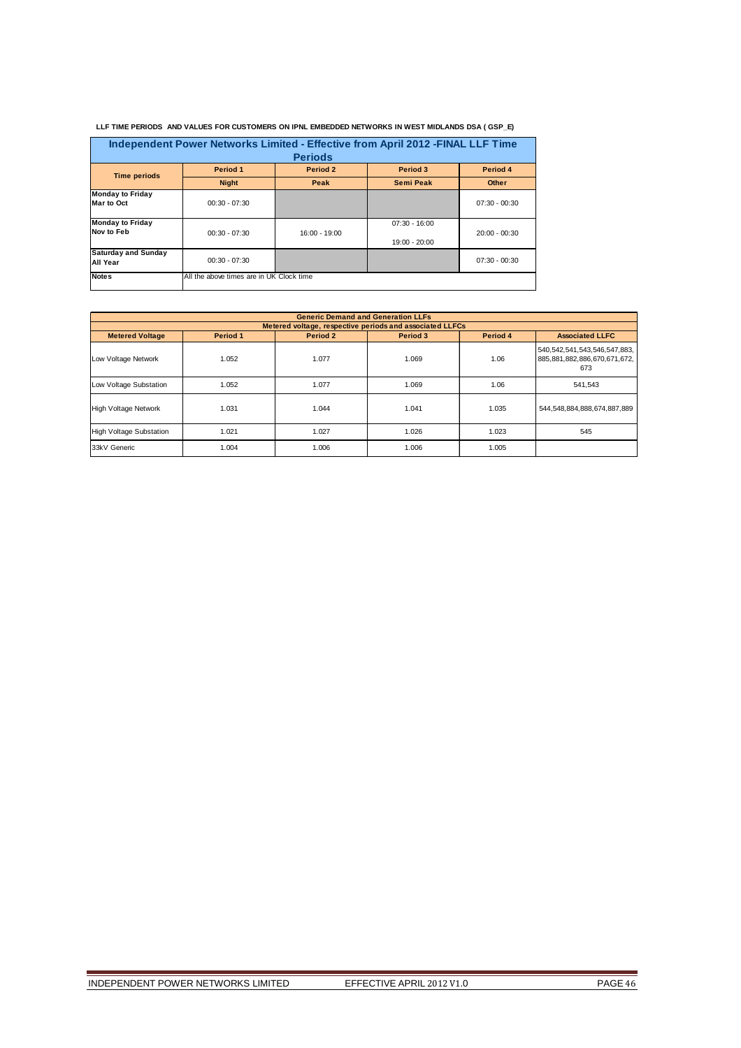**LLF TIME PERIODS AND VALUES FOR CUSTOMERS ON IPNL EMBEDDED NETWORKS IN WEST MIDLANDS DSA ( GSP_E)**

| Independent Power Networks Limited - Effective from April 2012 -FINAL LLF Time Periods | | | | |
|---|---|---|---|---|
| **Time periods** | **Period 1** | **Period 2** | **Period 3** | **Period 4** |
| | **Night** | **Peak** | **Semi Peak** | **Other** |
| **Monday to Friday Mar to Oct** | 00:30 - 07:30 | | | 07:30 - 00:30 |
| **Monday to Friday Nov to Feb** | 00:30 - 07:30 | 16:00 - 19:00 | 07:30 - 16:00<br>19:00 - 20:00 | 20:00 - 00:30 |
| **Saturday and Sunday All Year** | 00:30 - 07:30 | | | 07:30 - 00:30 |
| **Notes** | All the above times are in UK Clock time | | | |

| Generic Demand and Generation LLFs | | | | | |
|---|---|---|---|---|---|
| Metered voltage, respective periods and associated LLFCs | | | | | |
| **Metered Voltage** | **Period 1** | **Period 2** | **Period 3** | **Period 4** | **Associated LLFC** |
| Low Voltage Network | 1.052 | 1.077 | 1.069 | 1.06 | 540,542,541,543,546,547,883,885,881,882,886,670,671,672,673 |
| Low Voltage Substation | 1.052 | 1.077 | 1.069 | 1.06 | 541,543 |
| High Voltage Network | 1.031 | 1.044 | 1.041 | 1.035 | 544,548,884,888,674,887,889 |
| High Voltage Substation | 1.021 | 1.027 | 1.026 | 1.023 | 545 |
| 33kV Generic | 1.004 | 1.006 | 1.006 | 1.005 | |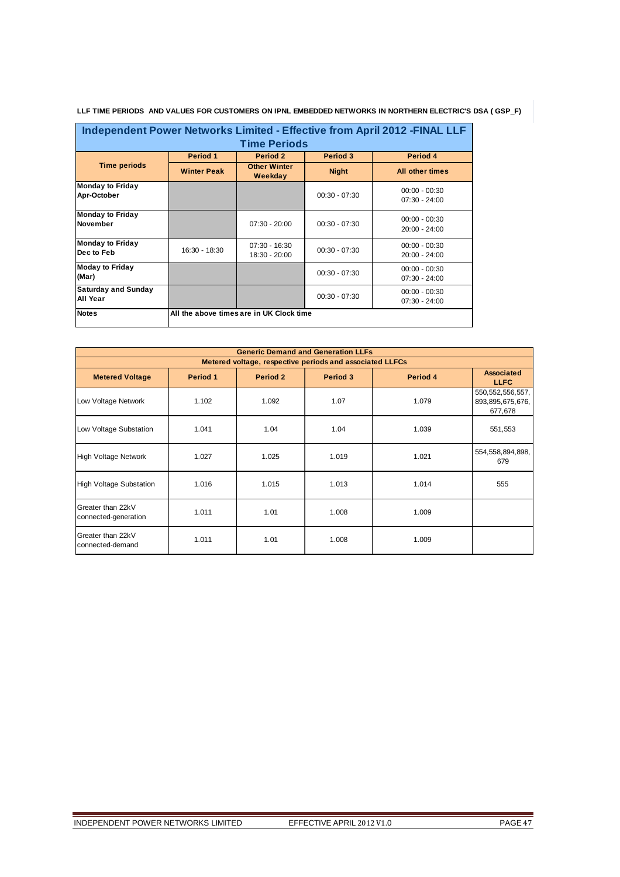**LLF TIME PERIODS AND VALUES FOR CUSTOMERS ON IPNL EMBEDDED NETWORKS IN NORTHERN ELECTRIC'S DSA ( GSP_F)**

| Independent Power Networks Limited - Effective from April 2012 -FINAL LLF Time Periods | | | | |
|---|---|---|---|---|
| **Time periods** | **Period 1** | **Period 2** | **Period 3** | **Period 4** |
| | **Winter Peak** | **Other Winter Weekday** | **Night** | **All other times** |
| **Monday to Friday Apr-October** | | | 00:30 - 07:30 | 00:00 - 00:30<br>07:30 - 24:00 |
| **Monday to Friday November** | | 07:30 - 20:00 | 00:30 - 07:30 | 00:00 - 00:30<br>20:00 - 24:00 |
| **Monday to Friday Dec to Feb** | 16:30 - 18:30 | 07:30 - 16:30<br>18:30 - 20:00 | 00:30 - 07:30 | 00:00 - 00:30<br>20:00 - 24:00 |
| **Moday to Friday (Mar)** | | | 00:30 - 07:30 | 00:00 - 00:30<br>07:30 - 24:00 |
| **Saturday and Sunday All Year** | | | 00:30 - 07:30 | 00:00 - 00:30<br>07:30 - 24:00 |
| **Notes** | All the above times are in UK Clock time | | | |

| Generic Demand and Generation LLFs | | | | | |
|---|---|---|---|---|---|
| Metered voltage, respective periods and associated LLFCs | | | | | |
| **Metered Voltage** | **Period 1** | **Period 2** | **Period 3** | **Period 4** | **Associated LLFC** |
| Low Voltage Network | 1.102 | 1.092 | 1.07 | 1.079 | 550,552,556,557, 893,895,675,676, 677,678 |
| Low Voltage Substation | 1.041 | 1.04 | 1.04 | 1.039 | 551,553 |
| High Voltage Network | 1.027 | 1.025 | 1.019 | 1.021 | 554,558,894,898, 679 |
| High Voltage Substation | 1.016 | 1.015 | 1.013 | 1.014 | 555 |
| Greater than 22kV connected-generation | 1.011 | 1.01 | 1.008 | 1.009 | |
| Greater than 22kV connected-demand | 1.011 | 1.01 | 1.008 | 1.009 | |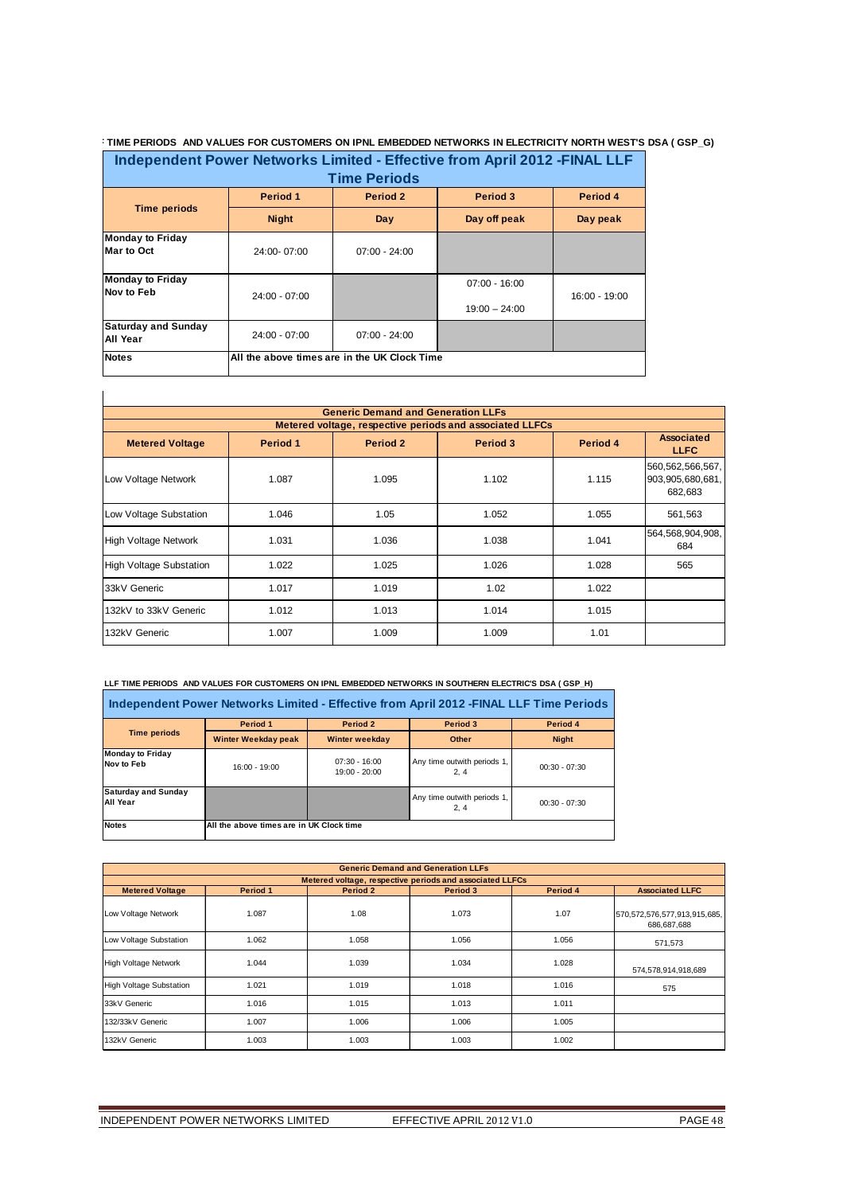**LLF TIME PERIODS AND VALUES FOR CUSTOMERS ON IPNL EMBEDDED NETWORKS IN ELECTRICITY NORTH WEST'S DSA ( GSP_G)**

| Independent Power Networks Limited - Effective from April 2012 -FINAL LLF Time Periods | | | | |
|---|---|---|---|---|
| Time periods | Period 1 | Period 2 | Period 3 | Period 4 |
| | Night | Day | Day off peak | Day peak |
| Monday to Friday Mar to Oct | 24:00- 07:00 | 07:00 - 24:00 | | |
| Monday to Friday Nov to Feb | 24:00 - 07:00 | | 07:00 - 16:00<br>19:00 – 24:00 | 16:00 - 19:00 |
| Saturday and Sunday All Year | 24:00 - 07:00 | 07:00 - 24:00 | | |
| Notes | All the above times are in the UK Clock Time | | | |

| Generic Demand and Generation LLFs<br>Metered voltage, respective periods and associated LLFCs | | | | | |
|---|---|---|---|---|---|
| Metered Voltage | Period 1 | Period 2 | Period 3 | Period 4 | Associated LLFC |
| Low Voltage Network | 1.087 | 1.095 | 1.102 | 1.115 | 560,562,566,567, 903,905,680,681, 682,683 |
| Low Voltage Substation | 1.046 | 1.05 | 1.052 | 1.055 | 561,563 |
| High Voltage Network | 1.031 | 1.036 | 1.038 | 1.041 | 564,568,904,908, 684 |
| High Voltage Substation | 1.022 | 1.025 | 1.026 | 1.028 | 565 |
| 33kV Generic | 1.017 | 1.019 | 1.02 | 1.022 | |
| 132kV to 33kV Generic | 1.012 | 1.013 | 1.014 | 1.015 | |
| 132kV Generic | 1.007 | 1.009 | 1.009 | 1.01 | |

**LLF TIME PERIODS AND VALUES FOR CUSTOMERS ON IPNL EMBEDDED NETWORKS IN SOUTHERN ELECTRIC'S DSA ( GSP_H)**

| Independent Power Networks Limited - Effective from April 2012 -FINAL LLF Time Periods | | | | |
|---|---|---|---|---|
| Time periods | Period 1 | Period 2 | Period 3 | Period 4 |
| | Winter Weekday peak | Winter weekday | Other | Night |
| Monday to Friday Nov to Feb | 16:00 - 19:00 | 07:30 - 16:00<br>19:00 - 20:00 | Any time outwith periods 1, 2, 4 | 00:30 - 07:30 |
| Saturday and Sunday All Year | | | Any time outwith periods 1, 2, 4 | 00:30 - 07:30 |
| Notes | All the above times are in UK Clock time | | | |

| Generic Demand and Generation LLFs<br>Metered voltage, respective periods and associated LLFCs | | | | | |
|---|---|---|---|---|---|
| Metered Voltage | Period 1 | Period 2 | Period 3 | Period 4 | Associated LLFC |
| Low Voltage Network | 1.087 | 1.08 | 1.073 | 1.07 | 570,572,576,577,913,915,685, 686,687,688 |
| Low Voltage Substation | 1.062 | 1.058 | 1.056 | 1.056 | 571,573 |
| High Voltage Network | 1.044 | 1.039 | 1.034 | 1.028 | 574,578,914,918,689 |
| High Voltage Substation | 1.021 | 1.019 | 1.018 | 1.016 | 575 |
| 33kV Generic | 1.016 | 1.015 | 1.013 | 1.011 | |
| 132/33kV Generic | 1.007 | 1.006 | 1.006 | 1.005 | |
| 132kV Generic | 1.003 | 1.003 | 1.003 | 1.002 | |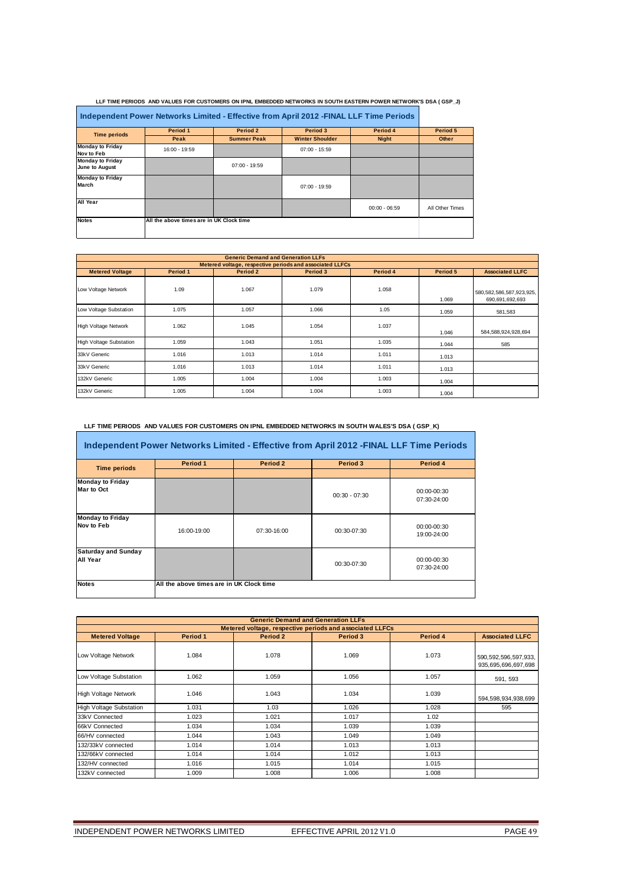**LLF TIME PERIODS AND VALUES FOR CUSTOMERS ON IPNL EMBEDDED NETWORKS IN SOUTH EASTERN POWER NETWORK'S DSA ( GSP_J)**

### Independent Power Networks Limited - Effective from April 2012 -FINAL LLF Time Periods

| Time periods | Period 1 | Period 2 | Period 3 | Period 4 | Period 5 |
|---|---|---|---|---|---|
| | Peak | Summer Peak | Winter Shoulder | Night | Other |
| Monday to Friday Nov to Feb | 16:00 - 19:59 | | 07:00 - 15:59 | | |
| Monday to Friday June to August | | 07:00 - 19:59 | | | |
| Monday to Friday March | | | 07:00 - 19:59 | | |
| All Year | | | | 00:00 - 06:59 | All Other Times |
| Notes | All the above times are in UK Clock time | | | | |

| Generic Demand and Generation LLFs | | | | | | |
|---|---|---|---|---|---|---|
| Metered voltage, respective periods and associated LLFCs | | | | | | |
| Metered Voltage | Period 1 | Period 2 | Period 3 | Period 4 | Period 5 | Associated LLFC |
| Low Voltage Network | 1.09 | 1.067 | 1.079 | 1.058 | 1.069 | 580,582,586,587,923,925, 690,691,692,693 |
| Low Voltage Substation | 1.075 | 1.057 | 1.066 | 1.05 | 1.059 | 581,583 |
| High Voltage Network | 1.062 | 1.045 | 1.054 | 1.037 | 1.046 | 584,588,924,928,694 |
| High Voltage Substation | 1.059 | 1.043 | 1.051 | 1.035 | 1.044 | 585 |
| 33kV Generic | 1.016 | 1.013 | 1.014 | 1.011 | 1.013 | |
| 33kV Generic | 1.016 | 1.013 | 1.014 | 1.011 | 1.013 | |
| 132kV Generic | 1.005 | 1.004 | 1.004 | 1.003 | 1.004 | |
| 132kV Generic | 1.005 | 1.004 | 1.004 | 1.003 | 1.004 | |

**LLF TIME PERIODS AND VALUES FOR CUSTOMERS ON IPNL EMBEDDED NETWORKS IN SOUTH WALES'S DSA ( GSP_K)**

### Independent Power Networks Limited - Effective from April 2012 -FINAL LLF Time Periods

| Time periods | Period 1 | Period 2 | Period 3 | Period 4 |
|---|---|---|---|---|
| Monday to Friday Mar to Oct | | | 00:30 - 07:30 | 00:00-00:30 07:30-24:00 |
| Monday to Friday Nov to Feb | 16:00-19:00 | 07:30-16:00 | 00:30-07:30 | 00:00-00:30 19:00-24:00 |
| Saturday and Sunday All Year | | | 00:30-07:30 | 00:00-00:30 07:30-24:00 |
| Notes | All the above times are in UK Clock time | | | |

| Generic Demand and Generation LLFs | | | | | |
|---|---|---|---|---|---|
| Metered voltage, respective periods and associated LLFCs | | | | | |
| Metered Voltage | Period 1 | Period 2 | Period 3 | Period 4 | Associated LLFC |
| Low Voltage Network | 1.084 | 1.078 | 1.069 | 1.073 | 590,592,596,597,933, 935,695,696,697,698 |
| Low Voltage Substation | 1.062 | 1.059 | 1.056 | 1.057 | 591, 593 |
| High Voltage Network | 1.046 | 1.043 | 1.034 | 1.039 | 594,598,934,938,699 |
| High Voltage Substation | 1.031 | 1.03 | 1.026 | 1.028 | 595 |
| 33kV Connected | 1.023 | 1.021 | 1.017 | 1.02 | |
| 66kV Connected | 1.034 | 1.034 | 1.039 | 1.039 | |
| 66/HV connected | 1.044 | 1.043 | 1.049 | 1.049 | |
| 132/33kV connected | 1.014 | 1.014 | 1.013 | 1.013 | |
| 132/66kV connected | 1.014 | 1.014 | 1.012 | 1.013 | |
| 132/HV connected | 1.016 | 1.015 | 1.014 | 1.015 | |
| 132kV connected | 1.009 | 1.008 | 1.006 | 1.008 | |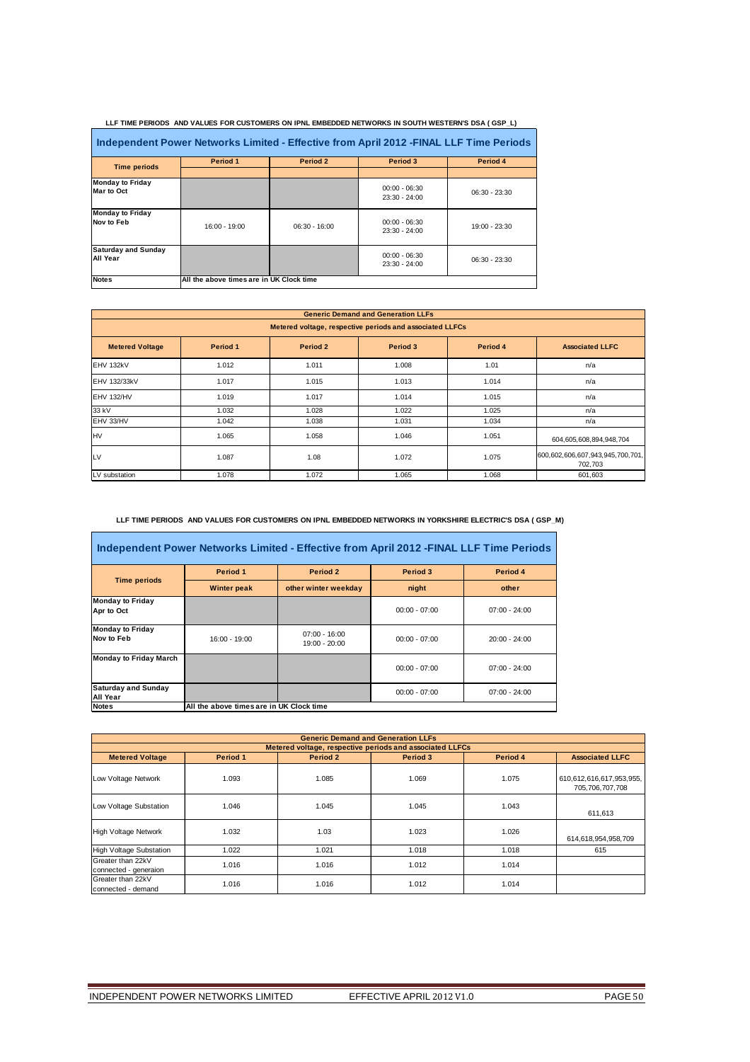**LLF TIME PERIODS AND VALUES FOR CUSTOMERS ON IPNL EMBEDDED NETWORKS IN SOUTH WESTERN'S DSA ( GSP_L)**

## Independent Power Networks Limited - Effective from April 2012 -FINAL LLF Time Periods

| Time periods | Period 1 | Period 2 | Period 3 | Period 4 |
|---|---|---|---|---|
| **Monday to Friday Mar to Oct** | | | 00:00 - 06:30<br>23:30 - 24:00 | 06:30 - 23:30 |
| **Monday to Friday Nov to Feb** | 16:00 - 19:00 | 06:30 - 16:00 | 00:00 - 06:30<br>23:30 - 24:00 | 19:00 - 23:30 |
| **Saturday and Sunday All Year** | | | 00:00 - 06:30<br>23:30 - 24:00 | 06:30 - 23:30 |
| **Notes** | All the above times are in UK Clock time | | | |

| Generic Demand and Generation LLFs | | | | | |
|---|---|---|---|---|---|
| Metered voltage, respective periods and associated LLFCs | | | | | |
| **Metered Voltage** | **Period 1** | **Period 2** | **Period 3** | **Period 4** | **Associated LLFC** |
| EHV 132kV | 1.012 | 1.011 | 1.008 | 1.01 | n/a |
| EHV 132/33kV | 1.017 | 1.015 | 1.013 | 1.014 | n/a |
| EHV 132/HV | 1.019 | 1.017 | 1.014 | 1.015 | n/a |
| 33 kV | 1.032 | 1.028 | 1.022 | 1.025 | n/a |
| EHV 33/HV | 1.042 | 1.038 | 1.031 | 1.034 | n/a |
| HV | 1.065 | 1.058 | 1.046 | 1.051 | 604,605,608,894,948,704 |
| LV | 1.087 | 1.08 | 1.072 | 1.075 | 600,602,606,607,943,945,700,701,702,703 |
| LV substation | 1.078 | 1.072 | 1.065 | 1.068 | 601,603 |

**LLF TIME PERIODS AND VALUES FOR CUSTOMERS ON IPNL EMBEDDED NETWORKS IN YORKSHIRE ELECTRIC'S DSA ( GSP_M)**

## Independent Power Networks Limited - Effective from April 2012 -FINAL LLF Time Periods

| Time periods | Period 1 | Period 2 | Period 3 | Period 4 |
|---|---|---|---|---|
| | Winter peak | other winter weekday | night | other |
| **Monday to Friday Apr to Oct** | | | 00:00 - 07:00 | 07:00 - 24:00 |
| **Monday to Friday Nov to Feb** | 16:00 - 19:00 | 07:00 - 16:00<br>19:00 - 20:00 | 00:00 - 07:00 | 20:00 - 24:00 |
| **Monday to Friday March** | | | 00:00 - 07:00 | 07:00 - 24:00 |
| **Saturday and Sunday All Year** | | | 00:00 - 07:00 | 07:00 - 24:00 |
| **Notes** | All the above times are in UK Clock time | | | |

| Generic Demand and Generation LLFs | | | | | |
|---|---|---|---|---|---|
| Metered voltage, respective periods and associated LLFCs | | | | | |
| **Metered Voltage** | **Period 1** | **Period 2** | **Period 3** | **Period 4** | **Associated LLFC** |
| Low Voltage Network | 1.093 | 1.085 | 1.069 | 1.075 | 610,612,616,617,953,955,705,706,707,708 |
| Low Voltage Substation | 1.046 | 1.045 | 1.045 | 1.043 | 611,613 |
| High Voltage Network | 1.032 | 1.03 | 1.023 | 1.026 | 614,618,954,958,709 |
| High Voltage Substation | 1.022 | 1.021 | 1.018 | 1.018 | 615 |
| Greater than 22kV connected - generaion | 1.016 | 1.016 | 1.012 | 1.014 | |
| Greater than 22kV connected - demand | 1.016 | 1.016 | 1.012 | 1.014 | |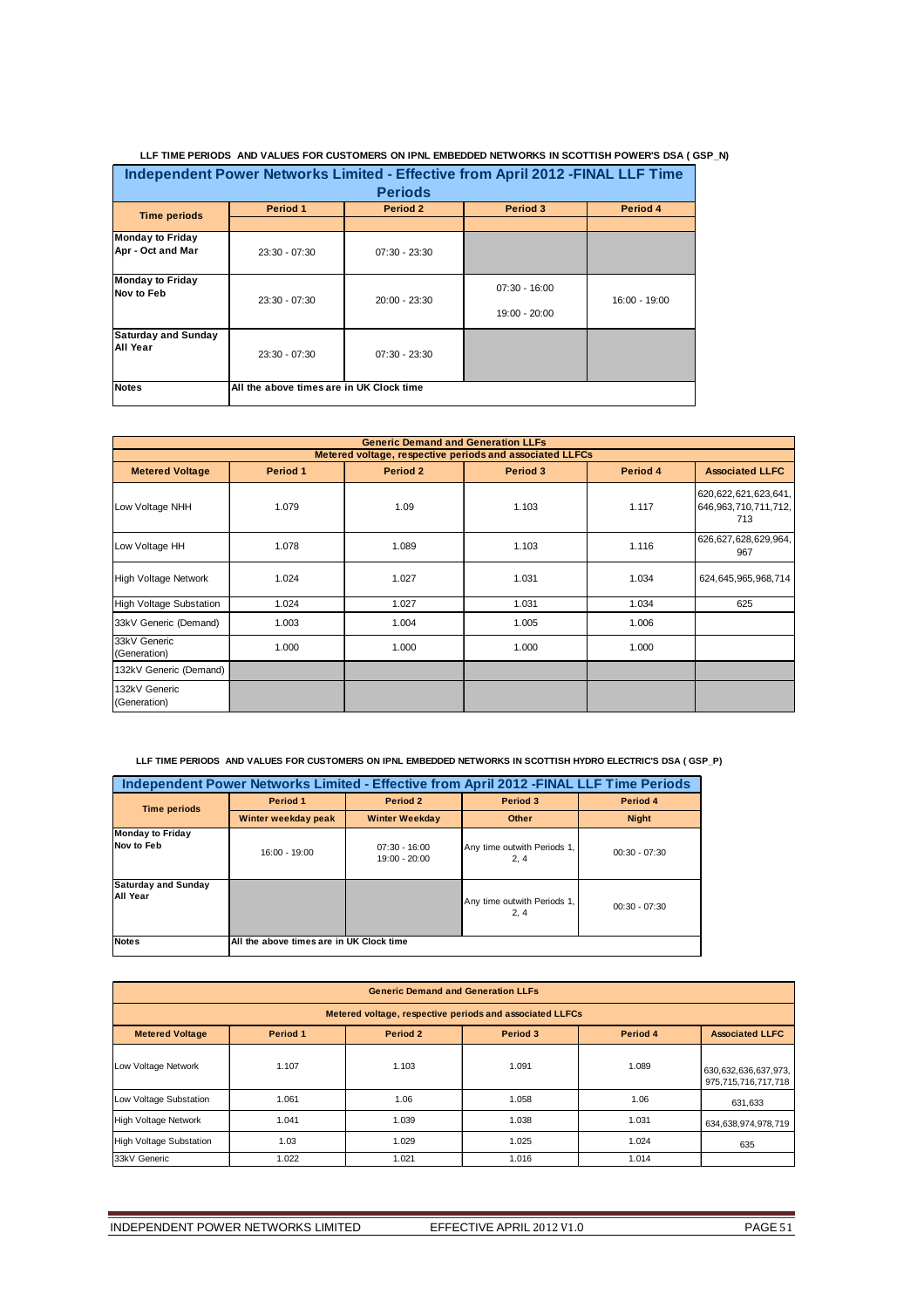**LLF TIME PERIODS AND VALUES FOR CUSTOMERS ON IPNL EMBEDDED NETWORKS IN SCOTTISH POWER'S DSA ( GSP_N)**

| Independent Power Networks Limited - Effective from April 2012 -FINAL LLF Time Periods | | | | |
|---|---|---|---|---|
| **Time periods** | **Period 1** | **Period 2** | **Period 3** | **Period 4** |
| **Monday to Friday Apr - Oct and Mar** | 23:30 - 07:30 | 07:30 - 23:30 | | |
| **Monday to Friday Nov to Feb** | 23:30 - 07:30 | 20:00 - 23:30 | 07:30 - 16:00<br>19:00 - 20:00 | 16:00 - 19:00 |
| **Saturday and Sunday All Year** | 23:30 - 07:30 | 07:30 - 23:30 | | |
| **Notes** | All the above times are in UK Clock time | | | |

| Generic Demand and Generation LLFs<br>Metered voltage, respective periods and associated LLFCs | | | | | |
|---|---|---|---|---|---|
| **Metered Voltage** | **Period 1** | **Period 2** | **Period 3** | **Period 4** | **Associated LLFC** |
| Low Voltage NHH | 1.079 | 1.09 | 1.103 | 1.117 | 620,622,621,623,641, 646,963,710,711,712, 713 |
| Low Voltage HH | 1.078 | 1.089 | 1.103 | 1.116 | 626,627,628,629,964, 967 |
| High Voltage Network | 1.024 | 1.027 | 1.031 | 1.034 | 624,645,965,968,714 |
| High Voltage Substation | 1.024 | 1.027 | 1.031 | 1.034 | 625 |
| 33kV Generic (Demand) | 1.003 | 1.004 | 1.005 | 1.006 | |
| 33kV Generic (Generation) | 1.000 | 1.000 | 1.000 | 1.000 | |
| 132kV Generic (Demand) | | | | | |
| 132kV Generic (Generation) | | | | | |

**LLF TIME PERIODS AND VALUES FOR CUSTOMERS ON IPNL EMBEDDED NETWORKS IN SCOTTISH HYDRO ELECTRIC'S DSA ( GSP_P)**

| Independent Power Networks Limited - Effective from April 2012 -FINAL LLF Time Periods | | | | |
|---|---|---|---|---|
| **Time periods** | **Period 1** | **Period 2** | **Period 3** | **Period 4** |
| | **Winter weekday peak** | **Winter Weekday** | **Other** | **Night** |
| **Monday to Friday Nov to Feb** | 16:00 - 19:00 | 07:30 - 16:00<br>19:00 - 20:00 | Any time outwith Periods 1, 2, 4 | 00:30 - 07:30 |
| **Saturday and Sunday All Year** | | | Any time outwith Periods 1, 2, 4 | 00:30 - 07:30 |
| **Notes** | All the above times are in UK Clock time | | | |

| Generic Demand and Generation LLFs<br>Metered voltage, respective periods and associated LLFCs | | | | | |
|---|---|---|---|---|---|
| **Metered Voltage** | **Period 1** | **Period 2** | **Period 3** | **Period 4** | **Associated LLFC** |
| Low Voltage Network | 1.107 | 1.103 | 1.091 | 1.089 | 630,632,636,637,973, 975,715,716,717,718 |
| Low Voltage Substation | 1.061 | 1.06 | 1.058 | 1.06 | 631,633 |
| High Voltage Network | 1.041 | 1.039 | 1.038 | 1.031 | 634,638,974,978,719 |
| High Voltage Substation | 1.03 | 1.029 | 1.025 | 1.024 | 635 |
| 33kV Generic | 1.022 | 1.021 | 1.016 | 1.014 | |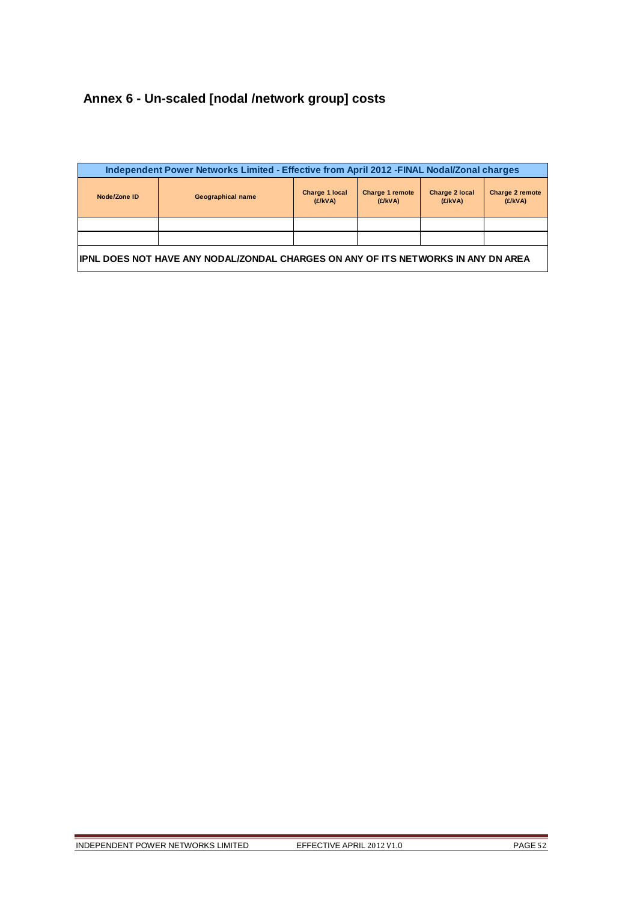# Annex 6 - Un-scaled [nodal /network group] costs

| Independent Power Networks Limited - Effective from April 2012 -FINAL Nodal/Zonal charges | | | | | |
|---|---|---|---|---|---|
| Node/Zone ID | Geographical name | Charge 1 local (£/kVA) | Charge 1 remote (£/kVA) | Charge 2 local (£/kVA) | Charge 2 remote (£/kVA) |
| | | | | | |
| | | | | | |
| IPNL DOES NOT HAVE ANY NODAL/ZONDAL CHARGES ON ANY OF ITS NETWORKS IN ANY DN AREA | | | | | |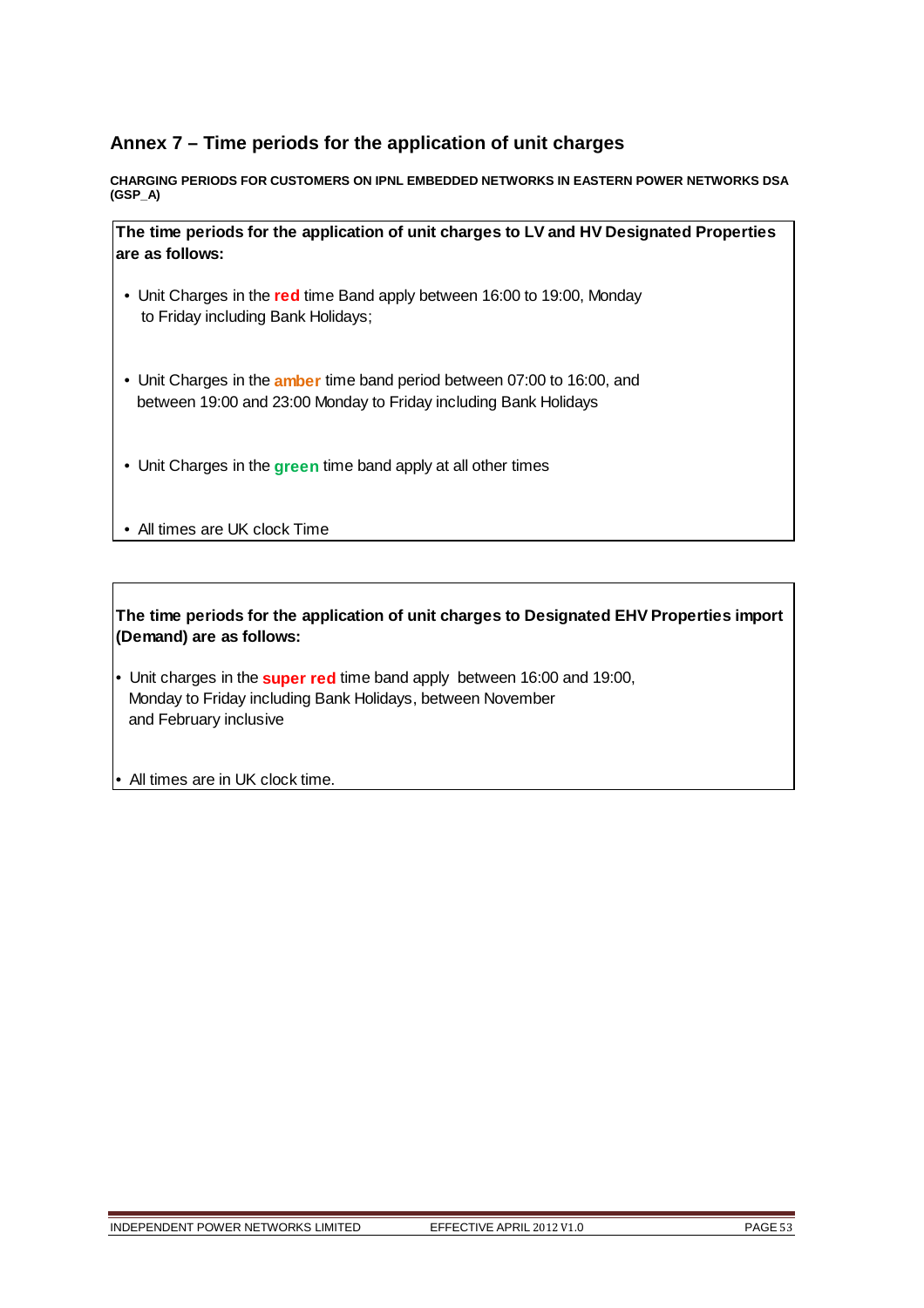## Annex 7 – Time periods for the application of unit charges

**CHARGING PERIODS FOR CUSTOMERS ON IPNL EMBEDDED NETWORKS IN EASTERN POWER NETWORKS DSA (GSP_A)**

**The time periods for the application of unit charges to LV and HV Designated Properties are as follows:**

- Unit Charges in the **red** time Band apply between 16:00 to 19:00, Monday to Friday including Bank Holidays;
- Unit Charges in the **amber** time band period between 07:00 to 16:00, and between 19:00 and 23:00 Monday to Friday including Bank Holidays
- Unit Charges in the **green** time band apply at all other times
- All times are UK clock Time

**The time periods for the application of unit charges to Designated EHV Properties import (Demand) are as follows:**

- Unit charges in the **super red** time band apply between 16:00 and 19:00, Monday to Friday including Bank Holidays, between November and February inclusive
- All times are in UK clock time.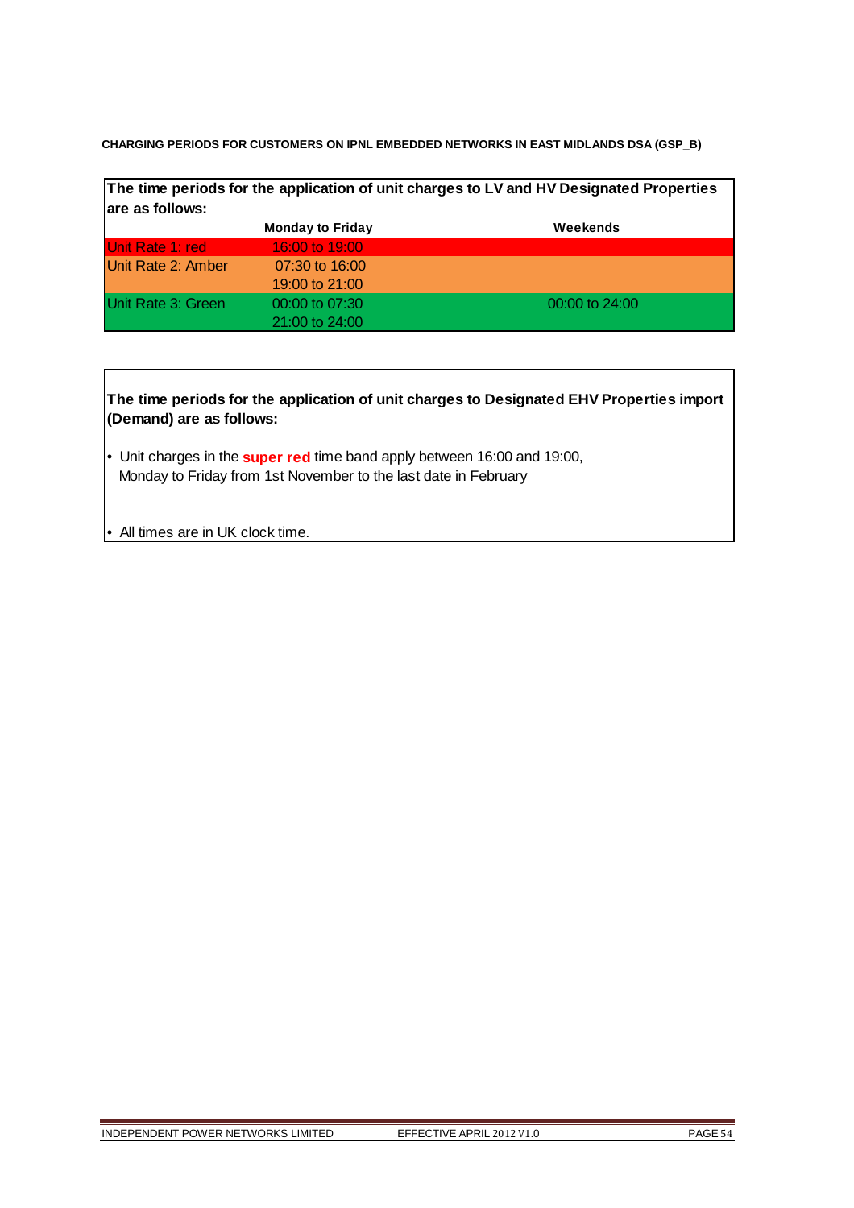**CHARGING PERIODS FOR CUSTOMERS ON IPNL EMBEDDED NETWORKS IN EAST MIDLANDS DSA (GSP_B)**

**The time periods for the application of unit charges to LV and HV Designated Properties are as follows:**

| | Monday to Friday | Weekends |
|---|---|---|
| Unit Rate 1: red | 16:00 to 19:00 | |
| Unit Rate 2: Amber | 07:30 to 16:00<br>19:00 to 21:00 | |
| Unit Rate 3: Green | 00:00 to 07:30<br>21:00 to 24:00 | 00:00 to 24:00 |

**The time periods for the application of unit charges to Designated EHV Properties import (Demand) are as follows:**

- Unit charges in the **super red** time band apply between 16:00 and 19:00, Monday to Friday from 1st November to the last date in February

- All times are in UK clock time.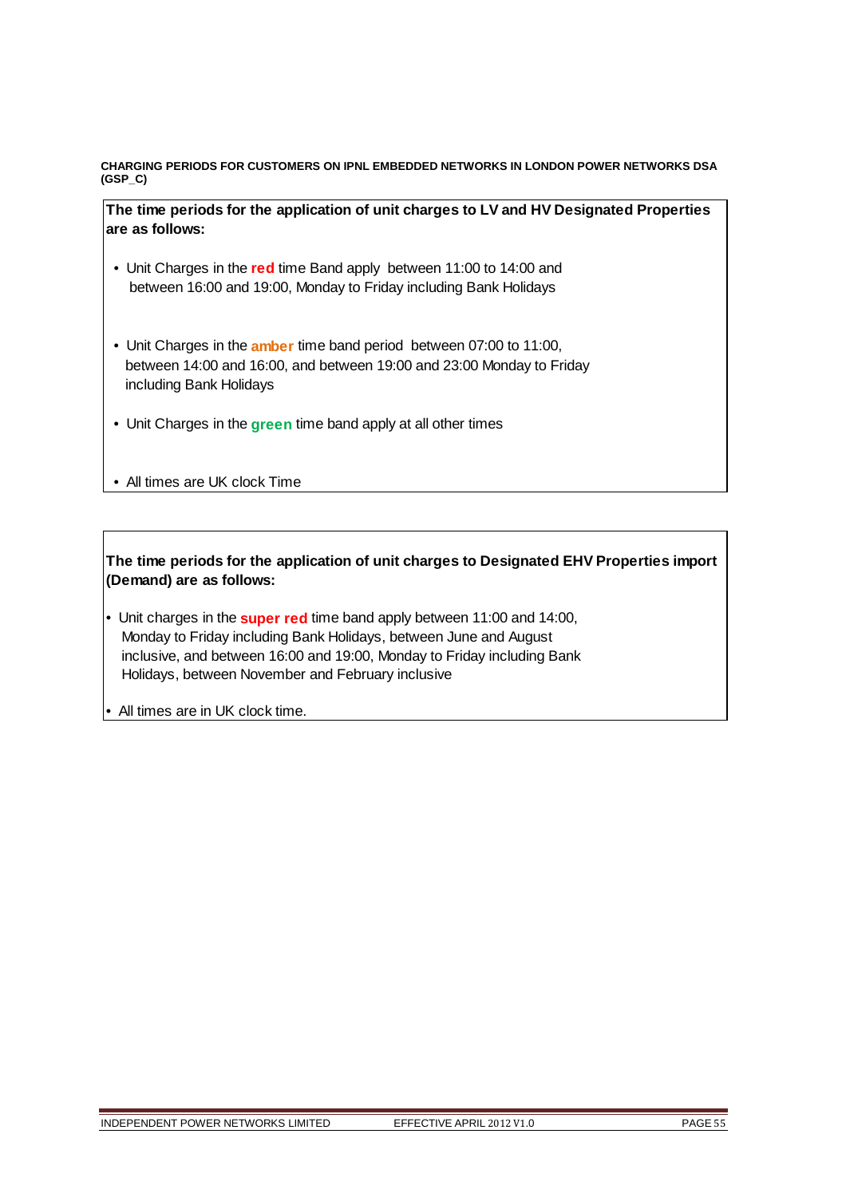**CHARGING PERIODS FOR CUSTOMERS ON IPNL EMBEDDED NETWORKS IN LONDON POWER NETWORKS DSA (GSP_C)**

**The time periods for the application of unit charges to LV and HV Designated Properties are as follows:**

- Unit Charges in the **red** time Band apply between 11:00 to 14:00 and between 16:00 and 19:00, Monday to Friday including Bank Holidays

- Unit Charges in the **amber** time band period between 07:00 to 11:00, between 14:00 and 16:00, and between 19:00 and 23:00 Monday to Friday including Bank Holidays

- Unit Charges in the **green** time band apply at all other times

- All times are UK clock Time

**The time periods for the application of unit charges to Designated EHV Properties import (Demand) are as follows:**

- Unit charges in the **super red** time band apply between 11:00 and 14:00, Monday to Friday including Bank Holidays, between June and August inclusive, and between 16:00 and 19:00, Monday to Friday including Bank Holidays, between November and February inclusive

- All times are in UK clock time.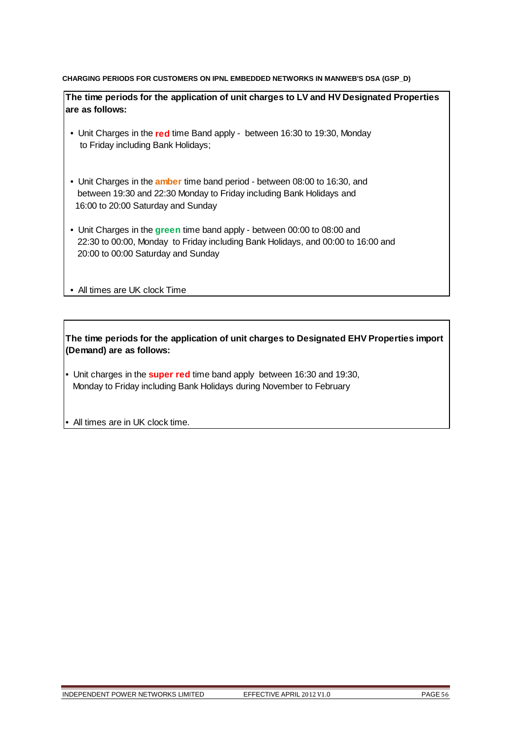**CHARGING PERIODS FOR CUSTOMERS ON IPNL EMBEDDED NETWORKS IN MANWEB'S DSA (GSP_D)**

**The time periods for the application of unit charges to LV and HV Designated Properties are as follows:**

- Unit Charges in the **red** time Band apply - between 16:30 to 19:30, Monday to Friday including Bank Holidays;
- Unit Charges in the **amber** time band period - between 08:00 to 16:30, and between 19:30 and 22:30 Monday to Friday including Bank Holidays and 16:00 to 20:00 Saturday and Sunday
- Unit Charges in the **green** time band apply - between 00:00 to 08:00 and 22:30 to 00:00, Monday to Friday including Bank Holidays, and 00:00 to 16:00 and 20:00 to 00:00 Saturday and Sunday
- All times are UK clock Time

**The time periods for the application of unit charges to Designated EHV Properties import (Demand) are as follows:**

- Unit charges in the **super red** time band apply between 16:30 and 19:30, Monday to Friday including Bank Holidays during November to February
- All times are in UK clock time.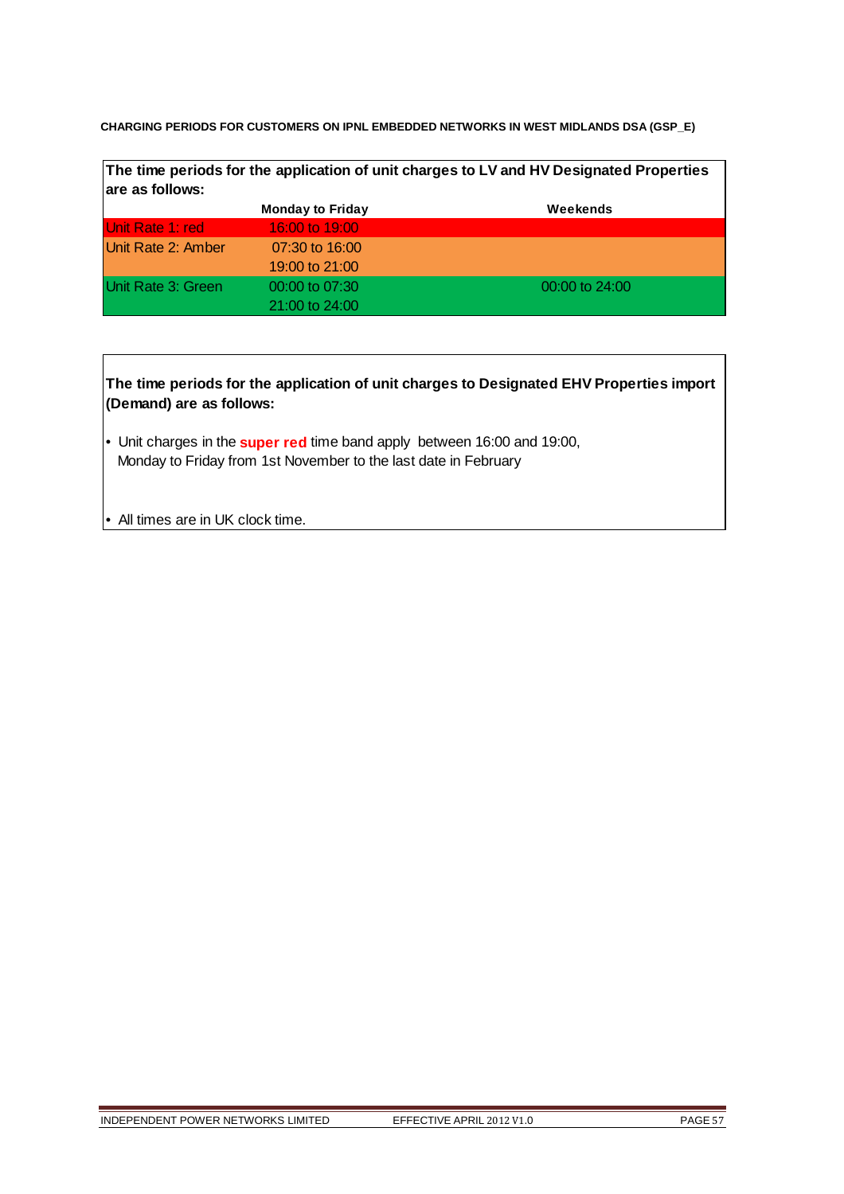**CHARGING PERIODS FOR CUSTOMERS ON IPNL EMBEDDED NETWORKS IN WEST MIDLANDS DSA (GSP_E)**

**The time periods for the application of unit charges to LV and HV Designated Properties are as follows:**

| | Monday to Friday | Weekends |
|---|---|---|
| Unit Rate 1: red | 16:00 to 19:00 | |
| Unit Rate 2: Amber | 07:30 to 16:00<br>19:00 to 21:00 | |
| Unit Rate 3: Green | 00:00 to 07:30<br>21:00 to 24:00 | 00:00 to 24:00 |

**The time periods for the application of unit charges to Designated EHV Properties import (Demand) are as follows:**

- Unit charges in the **super red** time band apply between 16:00 and 19:00, Monday to Friday from 1st November to the last date in February

- All times are in UK clock time.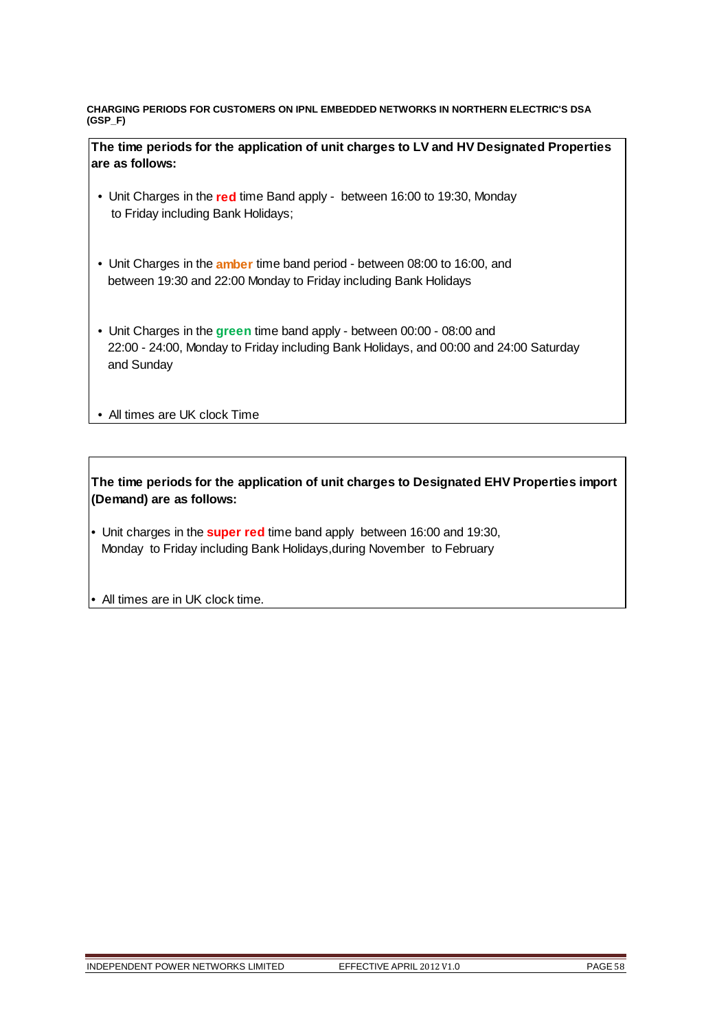**CHARGING PERIODS FOR CUSTOMERS ON IPNL EMBEDDED NETWORKS IN NORTHERN ELECTRIC'S DSA (GSP_F)**

**The time periods for the application of unit charges to LV and HV Designated Properties are as follows:**

- Unit Charges in the **red** time Band apply - between 16:00 to 19:30, Monday to Friday including Bank Holidays;
- Unit Charges in the **amber** time band period - between 08:00 to 16:00, and between 19:30 and 22:00 Monday to Friday including Bank Holidays
- Unit Charges in the **green** time band apply - between 00:00 - 08:00 and 22:00 - 24:00, Monday to Friday including Bank Holidays, and 00:00 and 24:00 Saturday and Sunday
- All times are UK clock Time

**The time periods for the application of unit charges to Designated EHV Properties import (Demand) are as follows:**

- Unit charges in the **super red** time band apply between 16:00 and 19:30, Monday to Friday including Bank Holidays,during November to February
- All times are in UK clock time.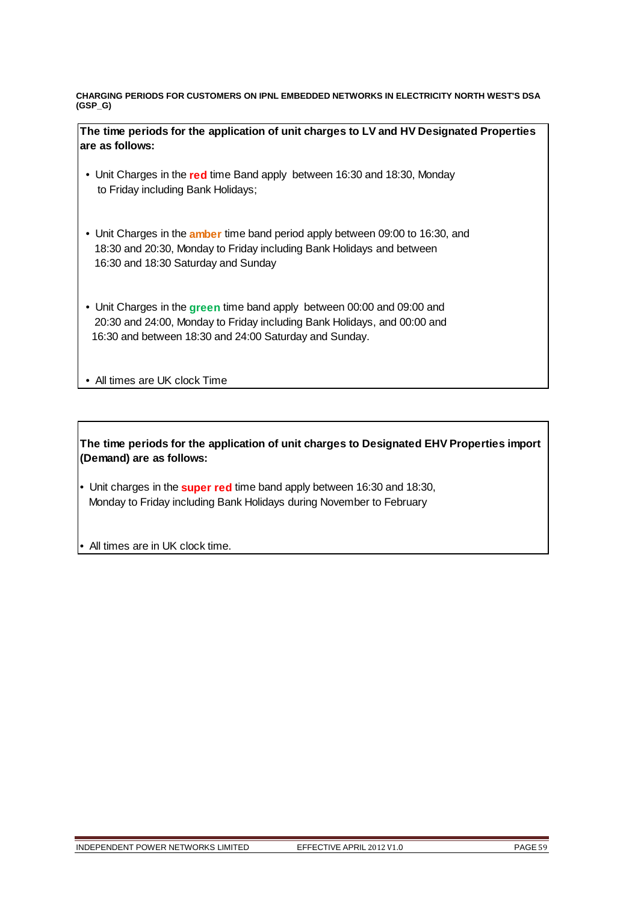**CHARGING PERIODS FOR CUSTOMERS ON IPNL EMBEDDED NETWORKS IN ELECTRICITY NORTH WEST'S DSA (GSP_G)**

**The time periods for the application of unit charges to LV and HV Designated Properties are as follows:**

- Unit Charges in the **red** time Band apply between 16:30 and 18:30, Monday to Friday including Bank Holidays;
- Unit Charges in the **amber** time band period apply between 09:00 to 16:30, and 18:30 and 20:30, Monday to Friday including Bank Holidays and between 16:30 and 18:30 Saturday and Sunday
- Unit Charges in the **green** time band apply between 00:00 and 09:00 and 20:30 and 24:00, Monday to Friday including Bank Holidays, and 00:00 and 16:30 and between 18:30 and 24:00 Saturday and Sunday.
- All times are UK clock Time

**The time periods for the application of unit charges to Designated EHV Properties import (Demand) are as follows:**

- Unit charges in the **super red** time band apply between 16:30 and 18:30, Monday to Friday including Bank Holidays during November to February
- All times are in UK clock time.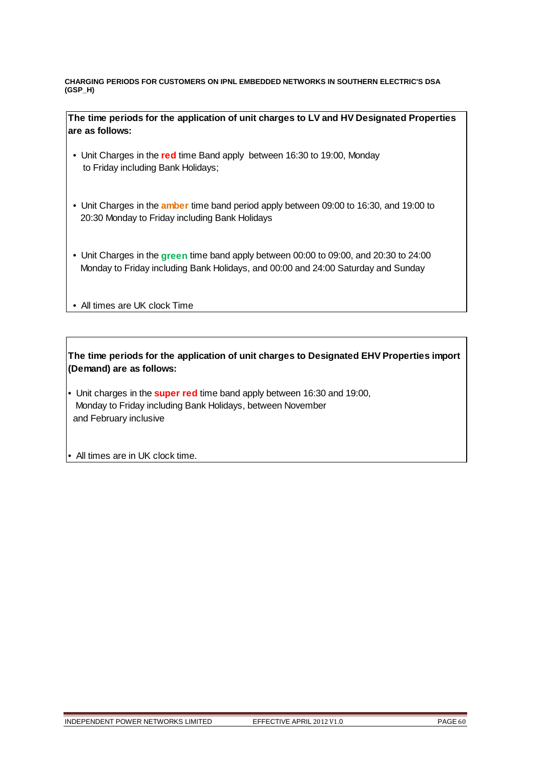**CHARGING PERIODS FOR CUSTOMERS ON IPNL EMBEDDED NETWORKS IN SOUTHERN ELECTRIC'S DSA (GSP_H)**

**The time periods for the application of unit charges to LV and HV Designated Properties are as follows:**

- Unit Charges in the **red** time Band apply between 16:30 to 19:00, Monday to Friday including Bank Holidays;
- Unit Charges in the **amber** time band period apply between 09:00 to 16:30, and 19:00 to 20:30 Monday to Friday including Bank Holidays
- Unit Charges in the **green** time band apply between 00:00 to 09:00, and 20:30 to 24:00 Monday to Friday including Bank Holidays, and 00:00 and 24:00 Saturday and Sunday
- All times are UK clock Time

**The time periods for the application of unit charges to Designated EHV Properties import (Demand) are as follows:**

- Unit charges in the **super red** time band apply between 16:30 and 19:00, Monday to Friday including Bank Holidays, between November and February inclusive
- All times are in UK clock time.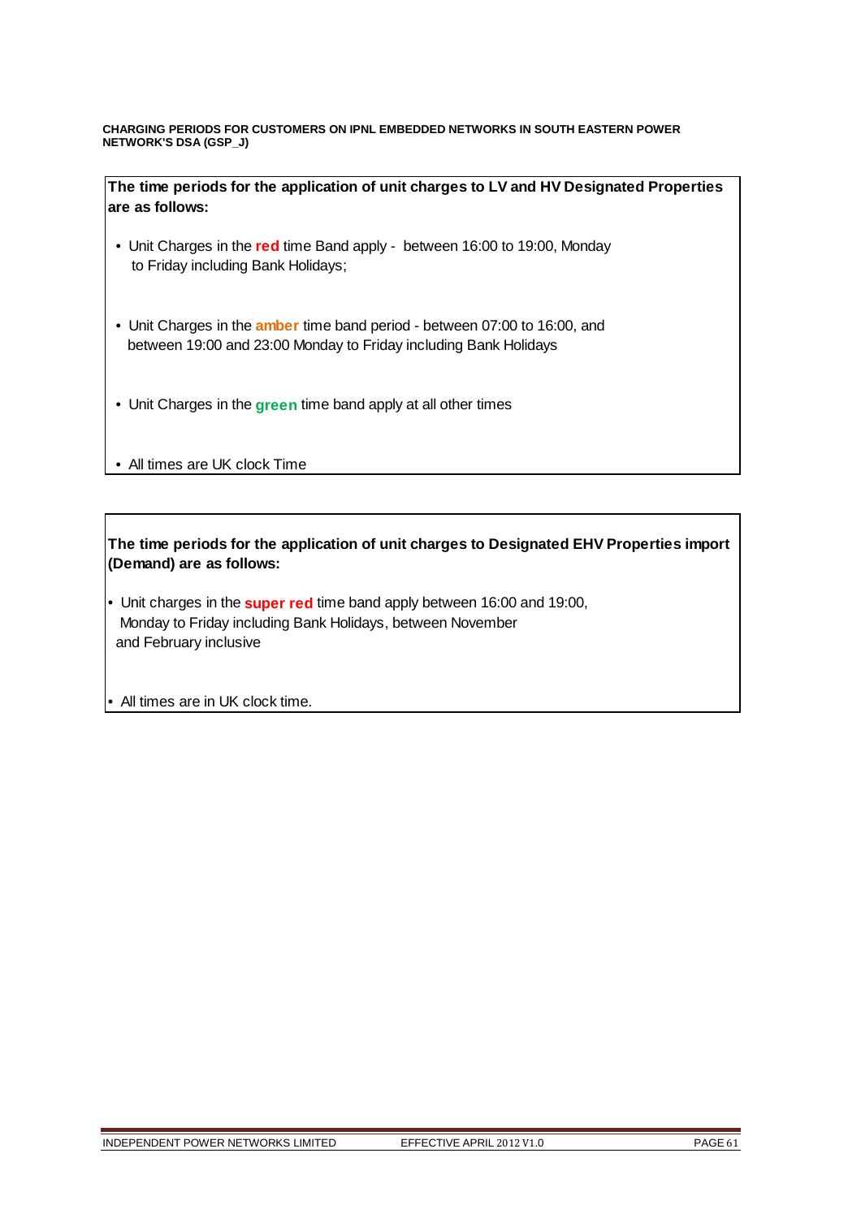**CHARGING PERIODS FOR CUSTOMERS ON IPNL EMBEDDED NETWORKS IN SOUTH EASTERN POWER NETWORK'S DSA (GSP_J)**

**The time periods for the application of unit charges to LV and HV Designated Properties are as follows:**

- Unit Charges in the **red** time Band apply - between 16:00 to 19:00, Monday to Friday including Bank Holidays;
- Unit Charges in the **amber** time band period - between 07:00 to 16:00, and between 19:00 and 23:00 Monday to Friday including Bank Holidays
- Unit Charges in the **green** time band apply at all other times
- All times are UK clock Time

**The time periods for the application of unit charges to Designated EHV Properties import (Demand) are as follows:**

- Unit charges in the **super red** time band apply between 16:00 and 19:00, Monday to Friday including Bank Holidays, between November and February inclusive
- All times are in UK clock time.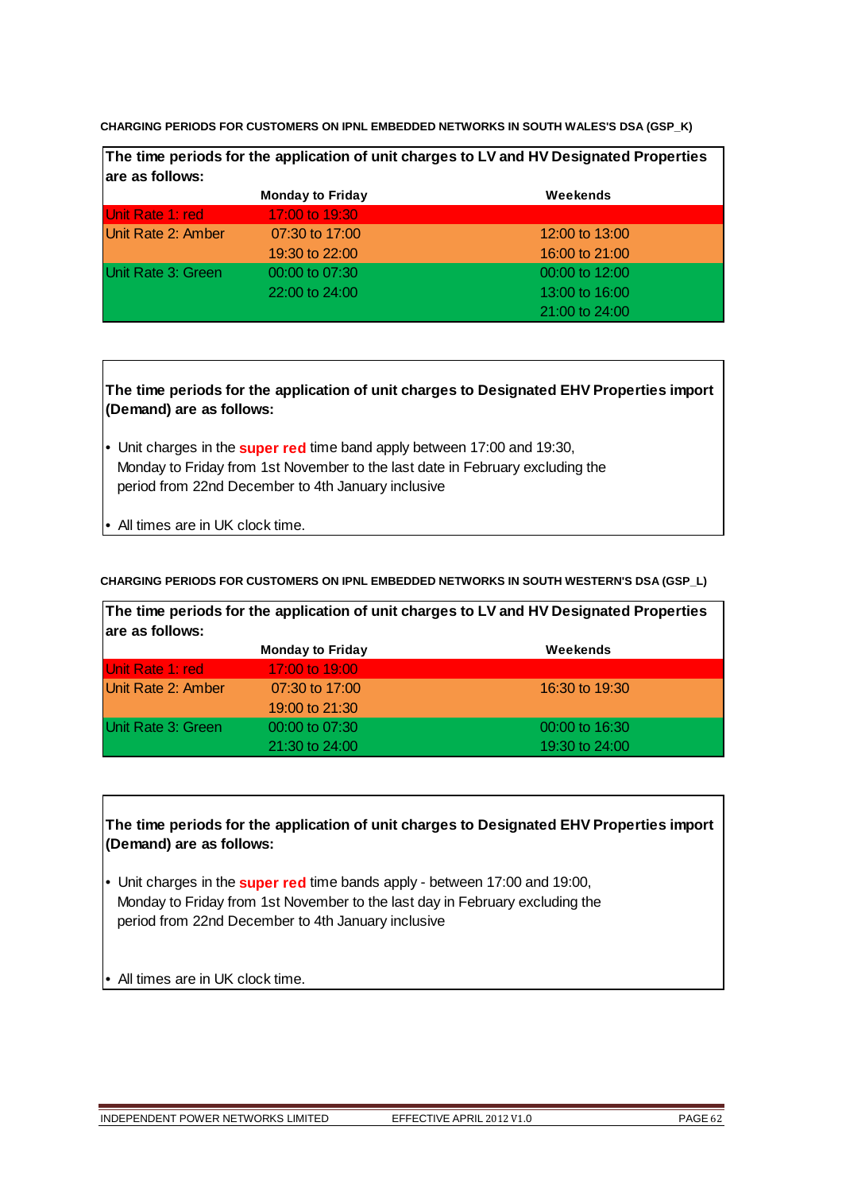**CHARGING PERIODS FOR CUSTOMERS ON IPNL EMBEDDED NETWORKS IN SOUTH WALES'S DSA (GSP_K)**

**The time periods for the application of unit charges to LV and HV Designated Properties are as follows:**

| | Monday to Friday | Weekends |
|---|---|---|
| Unit Rate 1: red | 17:00 to 19:30 | |
| Unit Rate 2: Amber | 07:30 to 17:00 | 12:00 to 13:00 |
| | 19:30 to 22:00 | 16:00 to 21:00 |
| Unit Rate 3: Green | 00:00 to 07:30 | 00:00 to 12:00 |
| | 22:00 to 24:00 | 13:00 to 16:00 |
| | | 21:00 to 24:00 |

**The time periods for the application of unit charges to Designated EHV Properties import (Demand) are as follows:**

- Unit charges in the **super red** time band apply between 17:00 and 19:30, Monday to Friday from 1st November to the last date in February excluding the period from 22nd December to 4th January inclusive
- All times are in UK clock time.

**CHARGING PERIODS FOR CUSTOMERS ON IPNL EMBEDDED NETWORKS IN SOUTH WESTERN'S DSA (GSP_L)**

**The time periods for the application of unit charges to LV and HV Designated Properties are as follows:**

| | Monday to Friday | Weekends |
|---|---|---|
| Unit Rate 1: red | 17:00 to 19:00 | |
| Unit Rate 2: Amber | 07:30 to 17:00 | 16:30 to 19:30 |
| | 19:00 to 21:30 | |
| Unit Rate 3: Green | 00:00 to 07:30 | 00:00 to 16:30 |
| | 21:30 to 24:00 | 19:30 to 24:00 |

**The time periods for the application of unit charges to Designated EHV Properties import (Demand) are as follows:**

- Unit charges in the **super red** time bands apply - between 17:00 and 19:00, Monday to Friday from 1st November to the last day in February excluding the period from 22nd December to 4th January inclusive
- All times are in UK clock time.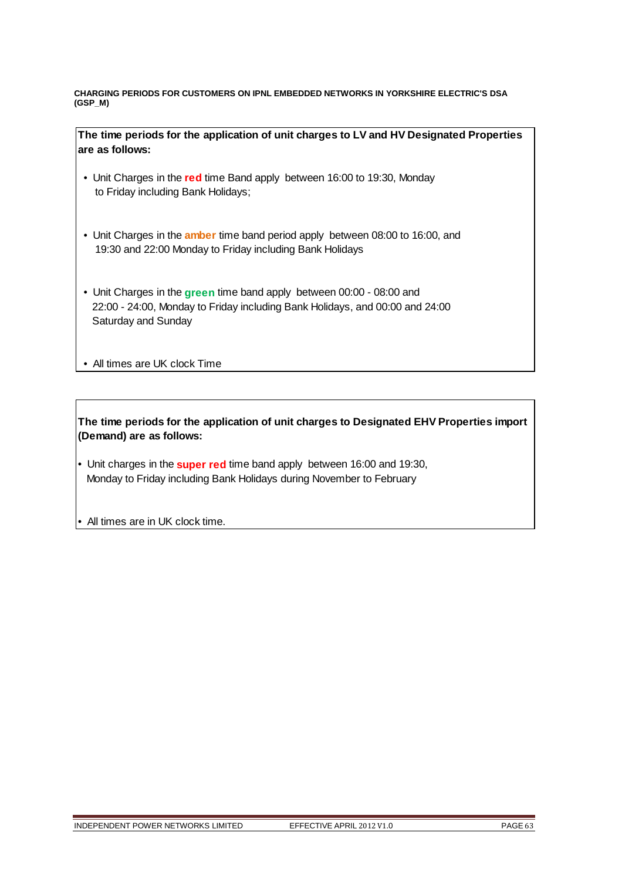**CHARGING PERIODS FOR CUSTOMERS ON IPNL EMBEDDED NETWORKS IN YORKSHIRE ELECTRIC'S DSA (GSP_M)**

**The time periods for the application of unit charges to LV and HV Designated Properties are as follows:**

- Unit Charges in the **red** time Band apply between 16:00 to 19:30, Monday to Friday including Bank Holidays;
- Unit Charges in the **amber** time band period apply between 08:00 to 16:00, and 19:30 and 22:00 Monday to Friday including Bank Holidays
- Unit Charges in the **green** time band apply between 00:00 - 08:00 and 22:00 - 24:00, Monday to Friday including Bank Holidays, and 00:00 and 24:00 Saturday and Sunday
- All times are UK clock Time

**The time periods for the application of unit charges to Designated EHV Properties import (Demand) are as follows:**

- Unit charges in the **super red** time band apply between 16:00 and 19:30, Monday to Friday including Bank Holidays during November to February
- All times are in UK clock time.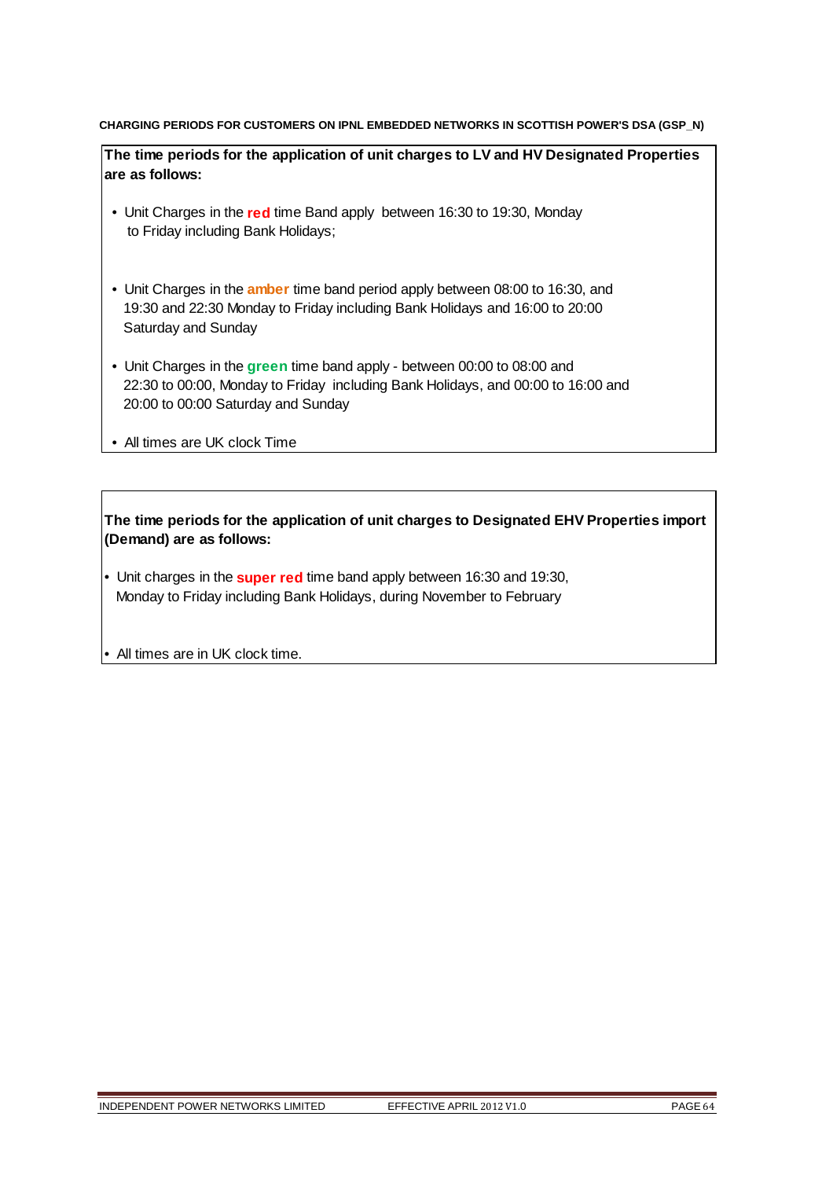**CHARGING PERIODS FOR CUSTOMERS ON IPNL EMBEDDED NETWORKS IN SCOTTISH POWER'S DSA (GSP_N)**

**The time periods for the application of unit charges to LV and HV Designated Properties are as follows:**

- Unit Charges in the **red** time Band apply between 16:30 to 19:30, Monday to Friday including Bank Holidays;
- Unit Charges in the **amber** time band period apply between 08:00 to 16:30, and 19:30 and 22:30 Monday to Friday including Bank Holidays and 16:00 to 20:00 Saturday and Sunday
- Unit Charges in the **green** time band apply - between 00:00 to 08:00 and 22:30 to 00:00, Monday to Friday including Bank Holidays, and 00:00 to 16:00 and 20:00 to 00:00 Saturday and Sunday
- All times are UK clock Time

**The time periods for the application of unit charges to Designated EHV Properties import (Demand) are as follows:**

- Unit charges in the **super red** time band apply between 16:30 and 19:30, Monday to Friday including Bank Holidays, during November to February
- All times are in UK clock time.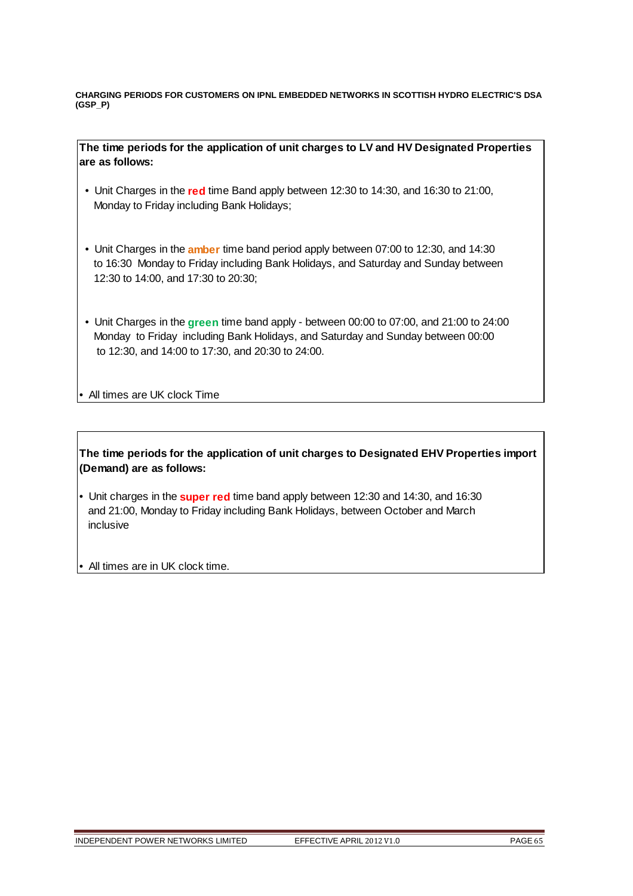**CHARGING PERIODS FOR CUSTOMERS ON IPNL EMBEDDED NETWORKS IN SCOTTISH HYDRO ELECTRIC'S DSA (GSP_P)**

**The time periods for the application of unit charges to LV and HV Designated Properties are as follows:**

- Unit Charges in the **red** time Band apply between 12:30 to 14:30, and 16:30 to 21:00, Monday to Friday including Bank Holidays;
- Unit Charges in the **amber** time band period apply between 07:00 to 12:30, and 14:30 to 16:30 Monday to Friday including Bank Holidays, and Saturday and Sunday between 12:30 to 14:00, and 17:30 to 20:30;
- Unit Charges in the **green** time band apply - between 00:00 to 07:00, and 21:00 to 24:00 Monday to Friday including Bank Holidays, and Saturday and Sunday between 00:00 to 12:30, and 14:00 to 17:30, and 20:30 to 24:00.
- All times are UK clock Time

**The time periods for the application of unit charges to Designated EHV Properties import (Demand) are as follows:**

- Unit charges in the **super red** time band apply between 12:30 and 14:30, and 16:30 and 21:00, Monday to Friday including Bank Holidays, between October and March inclusive
- All times are in UK clock time.